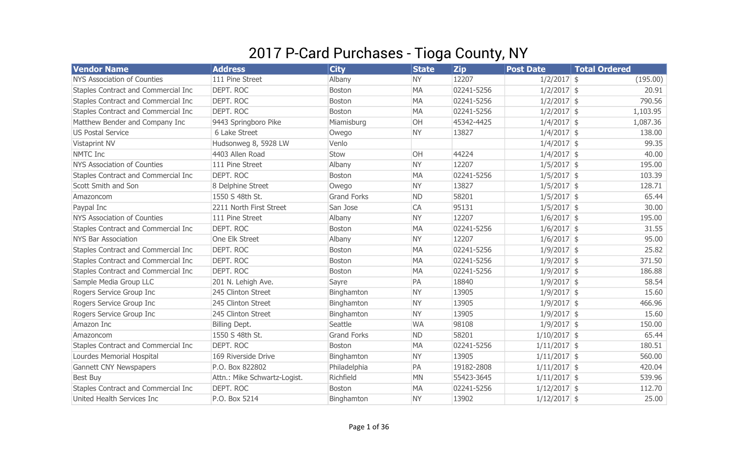# 2017 P-Card Purchases - Tioga County, NY

| Vendor Name | Address | City | State | Zip | Post Date | Total Ordered |
|---|---|---|---|---|---|---|
| NYS Association of Counties | 111 Pine Street | Albany | NY | 12207 | 1/2/2017 | $ (195.00) |
| Staples Contract and Commercial Inc | DEPT. ROC | Boston | MA | 02241-5256 | 1/2/2017 | $ 20.91 |
| Staples Contract and Commercial Inc | DEPT. ROC | Boston | MA | 02241-5256 | 1/2/2017 | $ 790.56 |
| Staples Contract and Commercial Inc | DEPT. ROC | Boston | MA | 02241-5256 | 1/2/2017 | $ 1,103.95 |
| Matthew Bender and Company Inc | 9443 Springboro Pike | Miamisburg | OH | 45342-4425 | 1/4/2017 | $ 1,087.36 |
| US Postal Service | 6 Lake Street | Owego | NY | 13827 | 1/4/2017 | $ 138.00 |
| Vistaprint NV | Hudsonweg 8, 5928 LW | Venlo | | | 1/4/2017 | $ 99.35 |
| NMTC Inc | 4403 Allen Road | Stow | OH | 44224 | 1/4/2017 | $ 40.00 |
| NYS Association of Counties | 111 Pine Street | Albany | NY | 12207 | 1/5/2017 | $ 195.00 |
| Staples Contract and Commercial Inc | DEPT. ROC | Boston | MA | 02241-5256 | 1/5/2017 | $ 103.39 |
| Scott Smith and Son | 8 Delphine Street | Owego | NY | 13827 | 1/5/2017 | $ 128.71 |
| Amazoncom | 1550 S 48th St. | Grand Forks | ND | 58201 | 1/5/2017 | $ 65.44 |
| Paypal Inc | 2211 North First Street | San Jose | CA | 95131 | 1/5/2017 | $ 30.00 |
| NYS Association of Counties | 111 Pine Street | Albany | NY | 12207 | 1/6/2017 | $ 195.00 |
| Staples Contract and Commercial Inc | DEPT. ROC | Boston | MA | 02241-5256 | 1/6/2017 | $ 31.55 |
| NYS Bar Association | One Elk Street | Albany | NY | 12207 | 1/6/2017 | $ 95.00 |
| Staples Contract and Commercial Inc | DEPT. ROC | Boston | MA | 02241-5256 | 1/9/2017 | $ 25.82 |
| Staples Contract and Commercial Inc | DEPT. ROC | Boston | MA | 02241-5256 | 1/9/2017 | $ 371.50 |
| Staples Contract and Commercial Inc | DEPT. ROC | Boston | MA | 02241-5256 | 1/9/2017 | $ 186.88 |
| Sample Media Group LLC | 201 N. Lehigh Ave. | Sayre | PA | 18840 | 1/9/2017 | $ 58.54 |
| Rogers Service Group Inc | 245 Clinton Street | Binghamton | NY | 13905 | 1/9/2017 | $ 15.60 |
| Rogers Service Group Inc | 245 Clinton Street | Binghamton | NY | 13905 | 1/9/2017 | $ 466.96 |
| Rogers Service Group Inc | 245 Clinton Street | Binghamton | NY | 13905 | 1/9/2017 | $ 15.60 |
| Amazon Inc | Billing Dept. | Seattle | WA | 98108 | 1/9/2017 | $ 150.00 |
| Amazoncom | 1550 S 48th St. | Grand Forks | ND | 58201 | 1/10/2017 | $ 65.44 |
| Staples Contract and Commercial Inc | DEPT. ROC | Boston | MA | 02241-5256 | 1/11/2017 | $ 180.51 |
| Lourdes Memorial Hospital | 169 Riverside Drive | Binghamton | NY | 13905 | 1/11/2017 | $ 560.00 |
| Gannett CNY Newspapers | P.O. Box 822802 | Philadelphia | PA | 19182-2808 | 1/11/2017 | $ 420.04 |
| Best Buy | Attn.: Mike Schwartz-Logist. | Richfield | MN | 55423-3645 | 1/11/2017 | $ 539.96 |
| Staples Contract and Commercial Inc | DEPT. ROC | Boston | MA | 02241-5256 | 1/12/2017 | $ 112.70 |
| United Health Services Inc | P.O. Box 5214 | Binghamton | NY | 13902 | 1/12/2017 | $ 25.00 |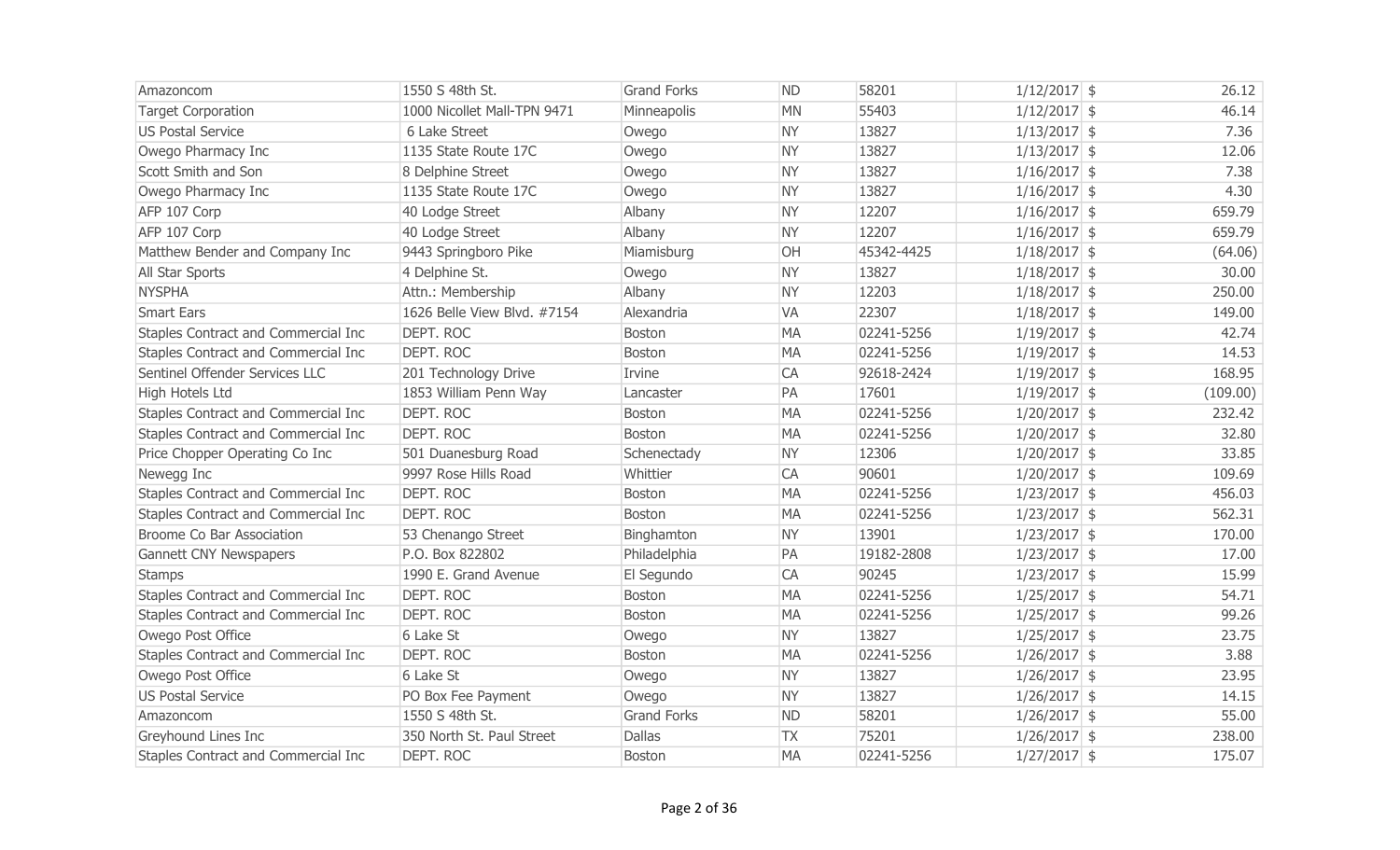| | | | | | | | |
|---|---|---|---|---|---|---|---|
| Amazoncom | 1550 S 48th St. | Grand Forks | ND | 58201 | 1/12/2017 | $ | 26.12 |
| Target Corporation | 1000 Nicollet Mall-TPN 9471 | Minneapolis | MN | 55403 | 1/12/2017 | $ | 46.14 |
| US Postal Service | 6 Lake Street | Owego | NY | 13827 | 1/13/2017 | $ | 7.36 |
| Owego Pharmacy Inc | 1135 State Route 17C | Owego | NY | 13827 | 1/13/2017 | $ | 12.06 |
| Scott Smith and Son | 8 Delphine Street | Owego | NY | 13827 | 1/16/2017 | $ | 7.38 |
| Owego Pharmacy Inc | 1135 State Route 17C | Owego | NY | 13827 | 1/16/2017 | $ | 4.30 |
| AFP 107 Corp | 40 Lodge Street | Albany | NY | 12207 | 1/16/2017 | $ | 659.79 |
| AFP 107 Corp | 40 Lodge Street | Albany | NY | 12207 | 1/16/2017 | $ | 659.79 |
| Matthew Bender and Company Inc | 9443 Springboro Pike | Miamisburg | OH | 45342-4425 | 1/18/2017 | $ | (64.06) |
| All Star Sports | 4 Delphine St. | Owego | NY | 13827 | 1/18/2017 | $ | 30.00 |
| NYSPHA | Attn.: Membership | Albany | NY | 12203 | 1/18/2017 | $ | 250.00 |
| Smart Ears | 1626 Belle View Blvd. #7154 | Alexandria | VA | 22307 | 1/18/2017 | $ | 149.00 |
| Staples Contract and Commercial Inc | DEPT. ROC | Boston | MA | 02241-5256 | 1/19/2017 | $ | 42.74 |
| Staples Contract and Commercial Inc | DEPT. ROC | Boston | MA | 02241-5256 | 1/19/2017 | $ | 14.53 |
| Sentinel Offender Services LLC | 201 Technology Drive | Irvine | CA | 92618-2424 | 1/19/2017 | $ | 168.95 |
| High Hotels Ltd | 1853 William Penn Way | Lancaster | PA | 17601 | 1/19/2017 | $ | (109.00) |
| Staples Contract and Commercial Inc | DEPT. ROC | Boston | MA | 02241-5256 | 1/20/2017 | $ | 232.42 |
| Staples Contract and Commercial Inc | DEPT. ROC | Boston | MA | 02241-5256 | 1/20/2017 | $ | 32.80 |
| Price Chopper Operating Co Inc | 501 Duanesburg Road | Schenectady | NY | 12306 | 1/20/2017 | $ | 33.85 |
| Newegg Inc | 9997 Rose Hills Road | Whittier | CA | 90601 | 1/20/2017 | $ | 109.69 |
| Staples Contract and Commercial Inc | DEPT. ROC | Boston | MA | 02241-5256 | 1/23/2017 | $ | 456.03 |
| Staples Contract and Commercial Inc | DEPT. ROC | Boston | MA | 02241-5256 | 1/23/2017 | $ | 562.31 |
| Broome Co Bar Association | 53 Chenango Street | Binghamton | NY | 13901 | 1/23/2017 | $ | 170.00 |
| Gannett CNY Newspapers | P.O. Box 822802 | Philadelphia | PA | 19182-2808 | 1/23/2017 | $ | 17.00 |
| Stamps | 1990 E. Grand Avenue | El Segundo | CA | 90245 | 1/23/2017 | $ | 15.99 |
| Staples Contract and Commercial Inc | DEPT. ROC | Boston | MA | 02241-5256 | 1/25/2017 | $ | 54.71 |
| Staples Contract and Commercial Inc | DEPT. ROC | Boston | MA | 02241-5256 | 1/25/2017 | $ | 99.26 |
| Owego Post Office | 6 Lake St | Owego | NY | 13827 | 1/25/2017 | $ | 23.75 |
| Staples Contract and Commercial Inc | DEPT. ROC | Boston | MA | 02241-5256 | 1/26/2017 | $ | 3.88 |
| Owego Post Office | 6 Lake St | Owego | NY | 13827 | 1/26/2017 | $ | 23.95 |
| US Postal Service | PO Box Fee Payment | Owego | NY | 13827 | 1/26/2017 | $ | 14.15 |
| Amazoncom | 1550 S 48th St. | Grand Forks | ND | 58201 | 1/26/2017 | $ | 55.00 |
| Greyhound Lines Inc | 350 North St. Paul Street | Dallas | TX | 75201 | 1/26/2017 | $ | 238.00 |
| Staples Contract and Commercial Inc | DEPT. ROC | Boston | MA | 02241-5256 | 1/27/2017 | $ | 175.07 |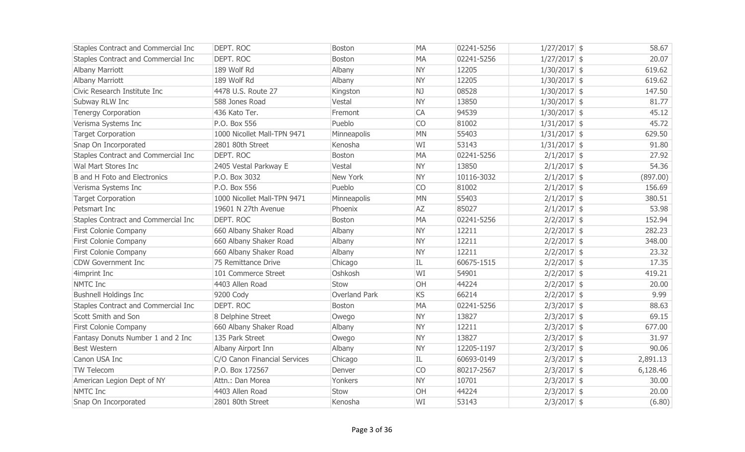| | | | | | | | |
|---|---|---|---|---|---|---|---|
| Staples Contract and Commercial Inc | DEPT. ROC | Boston | MA | 02241-5256 | 1/27/2017 | $ | 58.67 |
| Staples Contract and Commercial Inc | DEPT. ROC | Boston | MA | 02241-5256 | 1/27/2017 | $ | 20.07 |
| Albany Marriott | 189 Wolf Rd | Albany | NY | 12205 | 1/30/2017 | $ | 619.62 |
| Albany Marriott | 189 Wolf Rd | Albany | NY | 12205 | 1/30/2017 | $ | 619.62 |
| Civic Research Institute Inc | 4478 U.S. Route 27 | Kingston | NJ | 08528 | 1/30/2017 | $ | 147.50 |
| Subway RLW Inc | 588 Jones Road | Vestal | NY | 13850 | 1/30/2017 | $ | 81.77 |
| Tenergy Corporation | 436 Kato Ter. | Fremont | CA | 94539 | 1/30/2017 | $ | 45.12 |
| Verisma Systems Inc | P.O. Box 556 | Pueblo | CO | 81002 | 1/31/2017 | $ | 45.72 |
| Target Corporation | 1000 Nicollet Mall-TPN 9471 | Minneapolis | MN | 55403 | 1/31/2017 | $ | 629.50 |
| Snap On Incorporated | 2801 80th Street | Kenosha | WI | 53143 | 1/31/2017 | $ | 91.80 |
| Staples Contract and Commercial Inc | DEPT. ROC | Boston | MA | 02241-5256 | 2/1/2017 | $ | 27.92 |
| Wal Mart Stores Inc | 2405 Vestal Parkway E | Vestal | NY | 13850 | 2/1/2017 | $ | 54.36 |
| B and H Foto and Electronics | P.O. Box 3032 | New York | NY | 10116-3032 | 2/1/2017 | $ | (897.00) |
| Verisma Systems Inc | P.O. Box 556 | Pueblo | CO | 81002 | 2/1/2017 | $ | 156.69 |
| Target Corporation | 1000 Nicollet Mall-TPN 9471 | Minneapolis | MN | 55403 | 2/1/2017 | $ | 380.51 |
| Petsmart Inc | 19601 N 27th Avenue | Phoenix | AZ | 85027 | 2/1/2017 | $ | 53.98 |
| Staples Contract and Commercial Inc | DEPT. ROC | Boston | MA | 02241-5256 | 2/2/2017 | $ | 152.94 |
| First Colonie Company | 660 Albany Shaker Road | Albany | NY | 12211 | 2/2/2017 | $ | 282.23 |
| First Colonie Company | 660 Albany Shaker Road | Albany | NY | 12211 | 2/2/2017 | $ | 348.00 |
| First Colonie Company | 660 Albany Shaker Road | Albany | NY | 12211 | 2/2/2017 | $ | 23.32 |
| CDW Government Inc | 75 Remittance Drive | Chicago | IL | 60675-1515 | 2/2/2017 | $ | 17.35 |
| 4imprint Inc | 101 Commerce Street | Oshkosh | WI | 54901 | 2/2/2017 | $ | 419.21 |
| NMTC Inc | 4403 Allen Road | Stow | OH | 44224 | 2/2/2017 | $ | 20.00 |
| Bushnell Holdings Inc | 9200 Cody | Overland Park | KS | 66214 | 2/2/2017 | $ | 9.99 |
| Staples Contract and Commercial Inc | DEPT. ROC | Boston | MA | 02241-5256 | 2/3/2017 | $ | 88.63 |
| Scott Smith and Son | 8 Delphine Street | Owego | NY | 13827 | 2/3/2017 | $ | 69.15 |
| First Colonie Company | 660 Albany Shaker Road | Albany | NY | 12211 | 2/3/2017 | $ | 677.00 |
| Fantasy Donuts Number 1 and 2 Inc | 135 Park Street | Owego | NY | 13827 | 2/3/2017 | $ | 31.97 |
| Best Western | Albany Airport Inn | Albany | NY | 12205-1197 | 2/3/2017 | $ | 90.06 |
| Canon USA Inc | C/O Canon Financial Services | Chicago | IL | 60693-0149 | 2/3/2017 | $ | 2,891.13 |
| TW Telecom | P.O. Box 172567 | Denver | CO | 80217-2567 | 2/3/2017 | $ | 6,128.46 |
| American Legion Dept of NY | Attn.: Dan Morea | Yonkers | NY | 10701 | 2/3/2017 | $ | 30.00 |
| NMTC Inc | 4403 Allen Road | Stow | OH | 44224 | 2/3/2017 | $ | 20.00 |
| Snap On Incorporated | 2801 80th Street | Kenosha | WI | 53143 | 2/3/2017 | $ | (6.80) |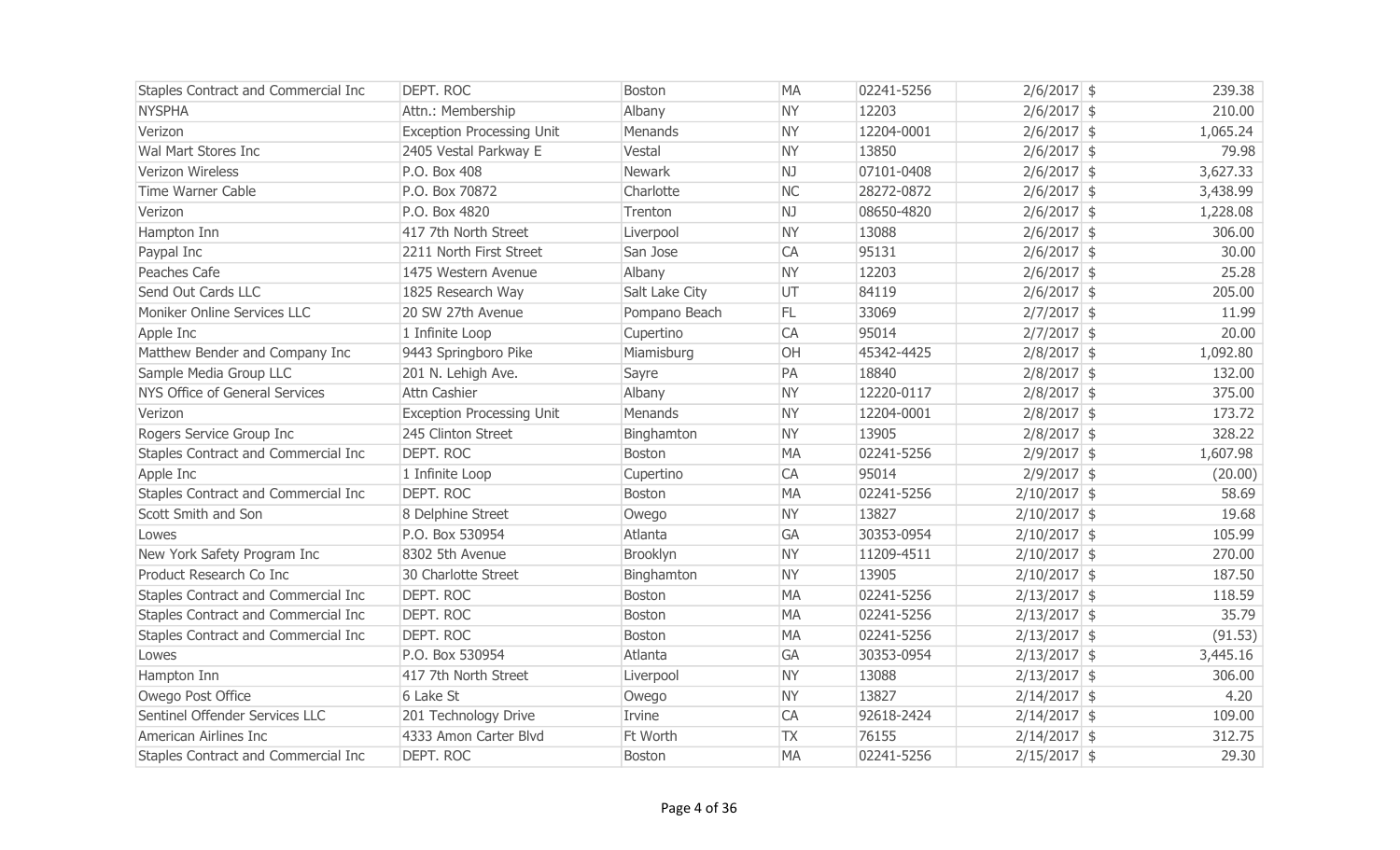| | | | | | | | |
|---|---|---|---|---|---|---|---|
| Staples Contract and Commercial Inc | DEPT. ROC | Boston | MA | 02241-5256 | 2/6/2017 | $ | 239.38 |
| NYSPHA | Attn.: Membership | Albany | NY | 12203 | 2/6/2017 | $ | 210.00 |
| Verizon | Exception Processing Unit | Menands | NY | 12204-0001 | 2/6/2017 | $ | 1,065.24 |
| Wal Mart Stores Inc | 2405 Vestal Parkway E | Vestal | NY | 13850 | 2/6/2017 | $ | 79.98 |
| Verizon Wireless | P.O. Box 408 | Newark | NJ | 07101-0408 | 2/6/2017 | $ | 3,627.33 |
| Time Warner Cable | P.O. Box 70872 | Charlotte | NC | 28272-0872 | 2/6/2017 | $ | 3,438.99 |
| Verizon | P.O. Box 4820 | Trenton | NJ | 08650-4820 | 2/6/2017 | $ | 1,228.08 |
| Hampton Inn | 417 7th North Street | Liverpool | NY | 13088 | 2/6/2017 | $ | 306.00 |
| Paypal Inc | 2211 North First Street | San Jose | CA | 95131 | 2/6/2017 | $ | 30.00 |
| Peaches Cafe | 1475 Western Avenue | Albany | NY | 12203 | 2/6/2017 | $ | 25.28 |
| Send Out Cards LLC | 1825 Research Way | Salt Lake City | UT | 84119 | 2/6/2017 | $ | 205.00 |
| Moniker Online Services LLC | 20 SW 27th Avenue | Pompano Beach | FL | 33069 | 2/7/2017 | $ | 11.99 |
| Apple Inc | 1 Infinite Loop | Cupertino | CA | 95014 | 2/7/2017 | $ | 20.00 |
| Matthew Bender and Company Inc | 9443 Springboro Pike | Miamisburg | OH | 45342-4425 | 2/8/2017 | $ | 1,092.80 |
| Sample Media Group LLC | 201 N. Lehigh Ave. | Sayre | PA | 18840 | 2/8/2017 | $ | 132.00 |
| NYS Office of General Services | Attn Cashier | Albany | NY | 12220-0117 | 2/8/2017 | $ | 375.00 |
| Verizon | Exception Processing Unit | Menands | NY | 12204-0001 | 2/8/2017 | $ | 173.72 |
| Rogers Service Group Inc | 245 Clinton Street | Binghamton | NY | 13905 | 2/8/2017 | $ | 328.22 |
| Staples Contract and Commercial Inc | DEPT. ROC | Boston | MA | 02241-5256 | 2/9/2017 | $ | 1,607.98 |
| Apple Inc | 1 Infinite Loop | Cupertino | CA | 95014 | 2/9/2017 | $ | (20.00) |
| Staples Contract and Commercial Inc | DEPT. ROC | Boston | MA | 02241-5256 | 2/10/2017 | $ | 58.69 |
| Scott Smith and Son | 8 Delphine Street | Owego | NY | 13827 | 2/10/2017 | $ | 19.68 |
| Lowes | P.O. Box 530954 | Atlanta | GA | 30353-0954 | 2/10/2017 | $ | 105.99 |
| New York Safety Program Inc | 8302 5th Avenue | Brooklyn | NY | 11209-4511 | 2/10/2017 | $ | 270.00 |
| Product Research Co Inc | 30 Charlotte Street | Binghamton | NY | 13905 | 2/10/2017 | $ | 187.50 |
| Staples Contract and Commercial Inc | DEPT. ROC | Boston | MA | 02241-5256 | 2/13/2017 | $ | 118.59 |
| Staples Contract and Commercial Inc | DEPT. ROC | Boston | MA | 02241-5256 | 2/13/2017 | $ | 35.79 |
| Staples Contract and Commercial Inc | DEPT. ROC | Boston | MA | 02241-5256 | 2/13/2017 | $ | (91.53) |
| Lowes | P.O. Box 530954 | Atlanta | GA | 30353-0954 | 2/13/2017 | $ | 3,445.16 |
| Hampton Inn | 417 7th North Street | Liverpool | NY | 13088 | 2/13/2017 | $ | 306.00 |
| Owego Post Office | 6 Lake St | Owego | NY | 13827 | 2/14/2017 | $ | 4.20 |
| Sentinel Offender Services LLC | 201 Technology Drive | Irvine | CA | 92618-2424 | 2/14/2017 | $ | 109.00 |
| American Airlines Inc | 4333 Amon Carter Blvd | Ft Worth | TX | 76155 | 2/14/2017 | $ | 312.75 |
| Staples Contract and Commercial Inc | DEPT. ROC | Boston | MA | 02241-5256 | 2/15/2017 | $ | 29.30 |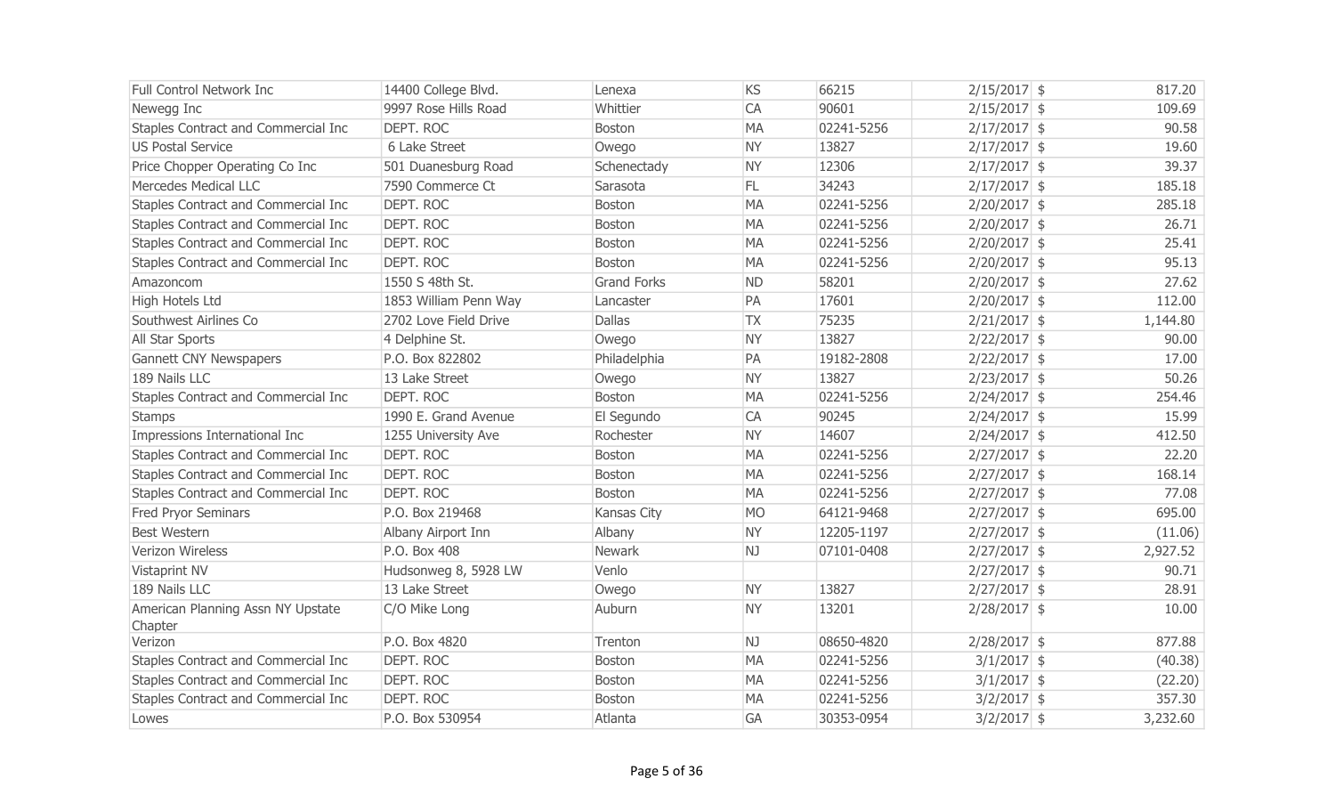| | | | | | | | |
|---|---|---|---|---|---|---|---|
| Full Control Network Inc | 14400 College Blvd. | Lenexa | KS | 66215 | 2/15/2017 | $ | 817.20 |
| Newegg Inc | 9997 Rose Hills Road | Whittier | CA | 90601 | 2/15/2017 | $ | 109.69 |
| Staples Contract and Commercial Inc | DEPT. ROC | Boston | MA | 02241-5256 | 2/17/2017 | $ | 90.58 |
| US Postal Service | 6 Lake Street | Owego | NY | 13827 | 2/17/2017 | $ | 19.60 |
| Price Chopper Operating Co Inc | 501 Duanesburg Road | Schenectady | NY | 12306 | 2/17/2017 | $ | 39.37 |
| Mercedes Medical LLC | 7590 Commerce Ct | Sarasota | FL | 34243 | 2/17/2017 | $ | 185.18 |
| Staples Contract and Commercial Inc | DEPT. ROC | Boston | MA | 02241-5256 | 2/20/2017 | $ | 285.18 |
| Staples Contract and Commercial Inc | DEPT. ROC | Boston | MA | 02241-5256 | 2/20/2017 | $ | 26.71 |
| Staples Contract and Commercial Inc | DEPT. ROC | Boston | MA | 02241-5256 | 2/20/2017 | $ | 25.41 |
| Staples Contract and Commercial Inc | DEPT. ROC | Boston | MA | 02241-5256 | 2/20/2017 | $ | 95.13 |
| Amazoncom | 1550 S 48th St. | Grand Forks | ND | 58201 | 2/20/2017 | $ | 27.62 |
| High Hotels Ltd | 1853 William Penn Way | Lancaster | PA | 17601 | 2/20/2017 | $ | 112.00 |
| Southwest Airlines Co | 2702 Love Field Drive | Dallas | TX | 75235 | 2/21/2017 | $ | 1,144.80 |
| All Star Sports | 4 Delphine St. | Owego | NY | 13827 | 2/22/2017 | $ | 90.00 |
| Gannett CNY Newspapers | P.O. Box 822802 | Philadelphia | PA | 19182-2808 | 2/22/2017 | $ | 17.00 |
| 189 Nails LLC | 13 Lake Street | Owego | NY | 13827 | 2/23/2017 | $ | 50.26 |
| Staples Contract and Commercial Inc | DEPT. ROC | Boston | MA | 02241-5256 | 2/24/2017 | $ | 254.46 |
| Stamps | 1990 E. Grand Avenue | El Segundo | CA | 90245 | 2/24/2017 | $ | 15.99 |
| Impressions International Inc | 1255 University Ave | Rochester | NY | 14607 | 2/24/2017 | $ | 412.50 |
| Staples Contract and Commercial Inc | DEPT. ROC | Boston | MA | 02241-5256 | 2/27/2017 | $ | 22.20 |
| Staples Contract and Commercial Inc | DEPT. ROC | Boston | MA | 02241-5256 | 2/27/2017 | $ | 168.14 |
| Staples Contract and Commercial Inc | DEPT. ROC | Boston | MA | 02241-5256 | 2/27/2017 | $ | 77.08 |
| Fred Pryor Seminars | P.O. Box 219468 | Kansas City | MO | 64121-9468 | 2/27/2017 | $ | 695.00 |
| Best Western | Albany Airport Inn | Albany | NY | 12205-1197 | 2/27/2017 | $ | (11.06) |
| Verizon Wireless | P.O. Box 408 | Newark | NJ | 07101-0408 | 2/27/2017 | $ | 2,927.52 |
| Vistaprint NV | Hudsonweg 8, 5928 LW | Venlo | | | 2/27/2017 | $ | 90.71 |
| 189 Nails LLC | 13 Lake Street | Owego | NY | 13827 | 2/27/2017 | $ | 28.91 |
| American Planning Assn NY Upstate Chapter | C/O Mike Long | Auburn | NY | 13201 | 2/28/2017 | $ | 10.00 |
| Verizon | P.O. Box 4820 | Trenton | NJ | 08650-4820 | 2/28/2017 | $ | 877.88 |
| Staples Contract and Commercial Inc | DEPT. ROC | Boston | MA | 02241-5256 | 3/1/2017 | $ | (40.38) |
| Staples Contract and Commercial Inc | DEPT. ROC | Boston | MA | 02241-5256 | 3/1/2017 | $ | (22.20) |
| Staples Contract and Commercial Inc | DEPT. ROC | Boston | MA | 02241-5256 | 3/2/2017 | $ | 357.30 |
| Lowes | P.O. Box 530954 | Atlanta | GA | 30353-0954 | 3/2/2017 | $ | 3,232.60 |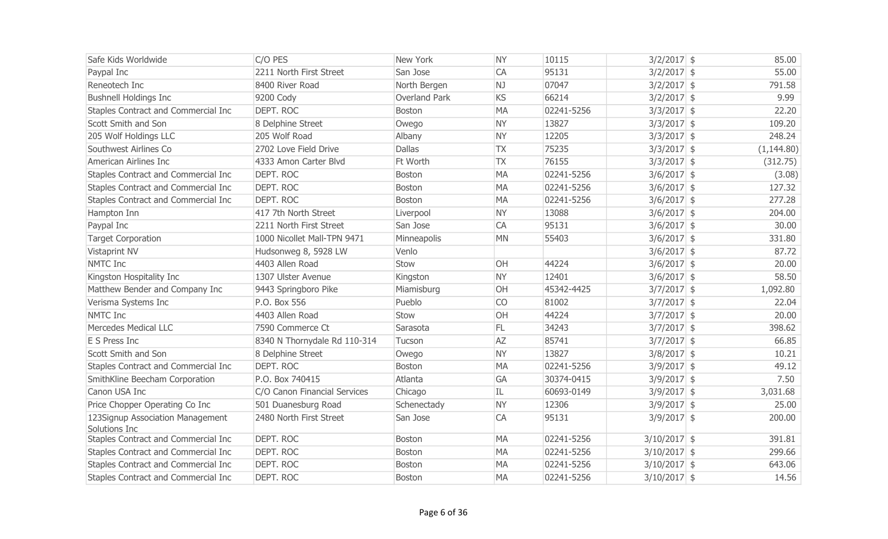| | | | | | | | |
|---|---|---|---|---|---|---|---|
| Safe Kids Worldwide | C/O PES | New York | NY | 10115 | 3/2/2017 | $ | 85.00 |
| Paypal Inc | 2211 North First Street | San Jose | CA | 95131 | 3/2/2017 | $ | 55.00 |
| Reneotech Inc | 8400 River Road | North Bergen | NJ | 07047 | 3/2/2017 | $ | 791.58 |
| Bushnell Holdings Inc | 9200 Cody | Overland Park | KS | 66214 | 3/2/2017 | $ | 9.99 |
| Staples Contract and Commercial Inc | DEPT. ROC | Boston | MA | 02241-5256 | 3/3/2017 | $ | 22.20 |
| Scott Smith and Son | 8 Delphine Street | Owego | NY | 13827 | 3/3/2017 | $ | 109.20 |
| 205 Wolf Holdings LLC | 205 Wolf Road | Albany | NY | 12205 | 3/3/2017 | $ | 248.24 |
| Southwest Airlines Co | 2702 Love Field Drive | Dallas | TX | 75235 | 3/3/2017 | $ | (1,144.80) |
| American Airlines Inc | 4333 Amon Carter Blvd | Ft Worth | TX | 76155 | 3/3/2017 | $ | (312.75) |
| Staples Contract and Commercial Inc | DEPT. ROC | Boston | MA | 02241-5256 | 3/6/2017 | $ | (3.08) |
| Staples Contract and Commercial Inc | DEPT. ROC | Boston | MA | 02241-5256 | 3/6/2017 | $ | 127.32 |
| Staples Contract and Commercial Inc | DEPT. ROC | Boston | MA | 02241-5256 | 3/6/2017 | $ | 277.28 |
| Hampton Inn | 417 7th North Street | Liverpool | NY | 13088 | 3/6/2017 | $ | 204.00 |
| Paypal Inc | 2211 North First Street | San Jose | CA | 95131 | 3/6/2017 | $ | 30.00 |
| Target Corporation | 1000 Nicollet Mall-TPN 9471 | Minneapolis | MN | 55403 | 3/6/2017 | $ | 331.80 |
| Vistaprint NV | Hudsonweg 8, 5928 LW | Venlo | | | 3/6/2017 | $ | 87.72 |
| NMTC Inc | 4403 Allen Road | Stow | OH | 44224 | 3/6/2017 | $ | 20.00 |
| Kingston Hospitality Inc | 1307 Ulster Avenue | Kingston | NY | 12401 | 3/6/2017 | $ | 58.50 |
| Matthew Bender and Company Inc | 9443 Springboro Pike | Miamisburg | OH | 45342-4425 | 3/7/2017 | $ | 1,092.80 |
| Verisma Systems Inc | P.O. Box 556 | Pueblo | CO | 81002 | 3/7/2017 | $ | 22.04 |
| NMTC Inc | 4403 Allen Road | Stow | OH | 44224 | 3/7/2017 | $ | 20.00 |
| Mercedes Medical LLC | 7590 Commerce Ct | Sarasota | FL | 34243 | 3/7/2017 | $ | 398.62 |
| E S Press Inc | 8340 N Thornydale Rd 110-314 | Tucson | AZ | 85741 | 3/7/2017 | $ | 66.85 |
| Scott Smith and Son | 8 Delphine Street | Owego | NY | 13827 | 3/8/2017 | $ | 10.21 |
| Staples Contract and Commercial Inc | DEPT. ROC | Boston | MA | 02241-5256 | 3/9/2017 | $ | 49.12 |
| SmithKline Beecham Corporation | P.O. Box 740415 | Atlanta | GA | 30374-0415 | 3/9/2017 | $ | 7.50 |
| Canon USA Inc | C/O Canon Financial Services | Chicago | IL | 60693-0149 | 3/9/2017 | $ | 3,031.68 |
| Price Chopper Operating Co Inc | 501 Duanesburg Road | Schenectady | NY | 12306 | 3/9/2017 | $ | 25.00 |
| 123Signup Association Management Solutions Inc | 2480 North First Street | San Jose | CA | 95131 | 3/9/2017 | $ | 200.00 |
| Staples Contract and Commercial Inc | DEPT. ROC | Boston | MA | 02241-5256 | 3/10/2017 | $ | 391.81 |
| Staples Contract and Commercial Inc | DEPT. ROC | Boston | MA | 02241-5256 | 3/10/2017 | $ | 299.66 |
| Staples Contract and Commercial Inc | DEPT. ROC | Boston | MA | 02241-5256 | 3/10/2017 | $ | 643.06 |
| Staples Contract and Commercial Inc | DEPT. ROC | Boston | MA | 02241-5256 | 3/10/2017 | $ | 14.56 |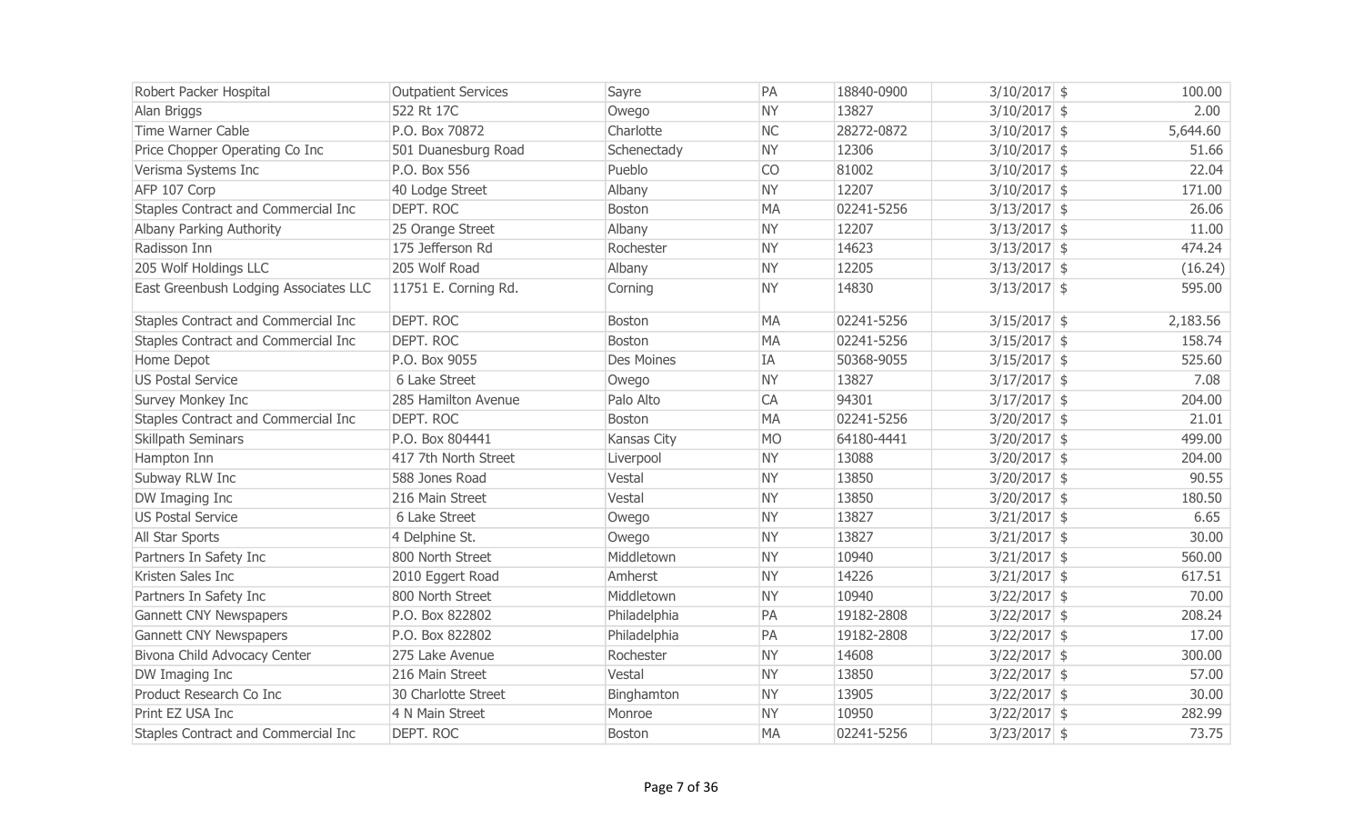| | | | | | | | |
|---|---|---|---|---|---|---|---|
| Robert Packer Hospital | Outpatient Services | Sayre | PA | 18840-0900 | 3/10/2017 | $ | 100.00 |
| Alan Briggs | 522 Rt 17C | Owego | NY | 13827 | 3/10/2017 | $ | 2.00 |
| Time Warner Cable | P.O. Box 70872 | Charlotte | NC | 28272-0872 | 3/10/2017 | $ | 5,644.60 |
| Price Chopper Operating Co Inc | 501 Duanesburg Road | Schenectady | NY | 12306 | 3/10/2017 | $ | 51.66 |
| Verisma Systems Inc | P.O. Box 556 | Pueblo | CO | 81002 | 3/10/2017 | $ | 22.04 |
| AFP 107 Corp | 40 Lodge Street | Albany | NY | 12207 | 3/10/2017 | $ | 171.00 |
| Staples Contract and Commercial Inc | DEPT. ROC | Boston | MA | 02241-5256 | 3/13/2017 | $ | 26.06 |
| Albany Parking Authority | 25 Orange Street | Albany | NY | 12207 | 3/13/2017 | $ | 11.00 |
| Radisson Inn | 175 Jefferson Rd | Rochester | NY | 14623 | 3/13/2017 | $ | 474.24 |
| 205 Wolf Holdings LLC | 205 Wolf Road | Albany | NY | 12205 | 3/13/2017 | $ | (16.24) |
| East Greenbush Lodging Associates LLC | 11751 E. Corning Rd. | Corning | NY | 14830 | 3/13/2017 | $ | 595.00 |
| Staples Contract and Commercial Inc | DEPT. ROC | Boston | MA | 02241-5256 | 3/15/2017 | $ | 2,183.56 |
| Staples Contract and Commercial Inc | DEPT. ROC | Boston | MA | 02241-5256 | 3/15/2017 | $ | 158.74 |
| Home Depot | P.O. Box 9055 | Des Moines | IA | 50368-9055 | 3/15/2017 | $ | 525.60 |
| US Postal Service | 6 Lake Street | Owego | NY | 13827 | 3/17/2017 | $ | 7.08 |
| Survey Monkey Inc | 285 Hamilton Avenue | Palo Alto | CA | 94301 | 3/17/2017 | $ | 204.00 |
| Staples Contract and Commercial Inc | DEPT. ROC | Boston | MA | 02241-5256 | 3/20/2017 | $ | 21.01 |
| Skillpath Seminars | P.O. Box 804441 | Kansas City | MO | 64180-4441 | 3/20/2017 | $ | 499.00 |
| Hampton Inn | 417 7th North Street | Liverpool | NY | 13088 | 3/20/2017 | $ | 204.00 |
| Subway RLW Inc | 588 Jones Road | Vestal | NY | 13850 | 3/20/2017 | $ | 90.55 |
| DW Imaging Inc | 216 Main Street | Vestal | NY | 13850 | 3/20/2017 | $ | 180.50 |
| US Postal Service | 6 Lake Street | Owego | NY | 13827 | 3/21/2017 | $ | 6.65 |
| All Star Sports | 4 Delphine St. | Owego | NY | 13827 | 3/21/2017 | $ | 30.00 |
| Partners In Safety Inc | 800 North Street | Middletown | NY | 10940 | 3/21/2017 | $ | 560.00 |
| Kristen Sales Inc | 2010 Eggert Road | Amherst | NY | 14226 | 3/21/2017 | $ | 617.51 |
| Partners In Safety Inc | 800 North Street | Middletown | NY | 10940 | 3/22/2017 | $ | 70.00 |
| Gannett CNY Newspapers | P.O. Box 822802 | Philadelphia | PA | 19182-2808 | 3/22/2017 | $ | 208.24 |
| Gannett CNY Newspapers | P.O. Box 822802 | Philadelphia | PA | 19182-2808 | 3/22/2017 | $ | 17.00 |
| Bivona Child Advocacy Center | 275 Lake Avenue | Rochester | NY | 14608 | 3/22/2017 | $ | 300.00 |
| DW Imaging Inc | 216 Main Street | Vestal | NY | 13850 | 3/22/2017 | $ | 57.00 |
| Product Research Co Inc | 30 Charlotte Street | Binghamton | NY | 13905 | 3/22/2017 | $ | 30.00 |
| Print EZ USA Inc | 4 N Main Street | Monroe | NY | 10950 | 3/22/2017 | $ | 282.99 |
| Staples Contract and Commercial Inc | DEPT. ROC | Boston | MA | 02241-5256 | 3/23/2017 | $ | 73.75 |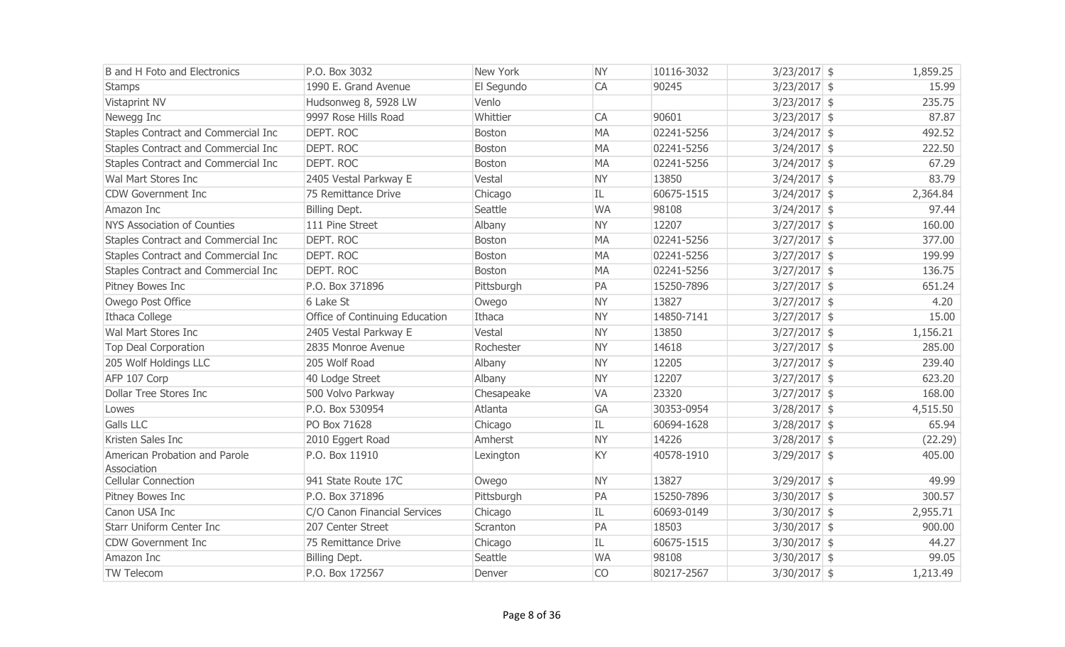| | | | | | | | |
|---|---|---|---|---|---|---|---|
| B and H Foto and Electronics | P.O. Box 3032 | New York | NY | 10116-3032 | 3/23/2017 | $ | 1,859.25 |
| Stamps | 1990 E. Grand Avenue | El Segundo | CA | 90245 | 3/23/2017 | $ | 15.99 |
| Vistaprint NV | Hudsonweg 8, 5928 LW | Venlo | | | 3/23/2017 | $ | 235.75 |
| Newegg Inc | 9997 Rose Hills Road | Whittier | CA | 90601 | 3/23/2017 | $ | 87.87 |
| Staples Contract and Commercial Inc | DEPT. ROC | Boston | MA | 02241-5256 | 3/24/2017 | $ | 492.52 |
| Staples Contract and Commercial Inc | DEPT. ROC | Boston | MA | 02241-5256 | 3/24/2017 | $ | 222.50 |
| Staples Contract and Commercial Inc | DEPT. ROC | Boston | MA | 02241-5256 | 3/24/2017 | $ | 67.29 |
| Wal Mart Stores Inc | 2405 Vestal Parkway E | Vestal | NY | 13850 | 3/24/2017 | $ | 83.79 |
| CDW Government Inc | 75 Remittance Drive | Chicago | IL | 60675-1515 | 3/24/2017 | $ | 2,364.84 |
| Amazon Inc | Billing Dept. | Seattle | WA | 98108 | 3/24/2017 | $ | 97.44 |
| NYS Association of Counties | 111 Pine Street | Albany | NY | 12207 | 3/27/2017 | $ | 160.00 |
| Staples Contract and Commercial Inc | DEPT. ROC | Boston | MA | 02241-5256 | 3/27/2017 | $ | 377.00 |
| Staples Contract and Commercial Inc | DEPT. ROC | Boston | MA | 02241-5256 | 3/27/2017 | $ | 199.99 |
| Staples Contract and Commercial Inc | DEPT. ROC | Boston | MA | 02241-5256 | 3/27/2017 | $ | 136.75 |
| Pitney Bowes Inc | P.O. Box 371896 | Pittsburgh | PA | 15250-7896 | 3/27/2017 | $ | 651.24 |
| Owego Post Office | 6 Lake St | Owego | NY | 13827 | 3/27/2017 | $ | 4.20 |
| Ithaca College | Office of Continuing Education | Ithaca | NY | 14850-7141 | 3/27/2017 | $ | 15.00 |
| Wal Mart Stores Inc | 2405 Vestal Parkway E | Vestal | NY | 13850 | 3/27/2017 | $ | 1,156.21 |
| Top Deal Corporation | 2835 Monroe Avenue | Rochester | NY | 14618 | 3/27/2017 | $ | 285.00 |
| 205 Wolf Holdings LLC | 205 Wolf Road | Albany | NY | 12205 | 3/27/2017 | $ | 239.40 |
| AFP 107 Corp | 40 Lodge Street | Albany | NY | 12207 | 3/27/2017 | $ | 623.20 |
| Dollar Tree Stores Inc | 500 Volvo Parkway | Chesapeake | VA | 23320 | 3/27/2017 | $ | 168.00 |
| Lowes | P.O. Box 530954 | Atlanta | GA | 30353-0954 | 3/28/2017 | $ | 4,515.50 |
| Galls LLC | PO Box 71628 | Chicago | IL | 60694-1628 | 3/28/2017 | $ | 65.94 |
| Kristen Sales Inc | 2010 Eggert Road | Amherst | NY | 14226 | 3/28/2017 | $ | (22.29) |
| American Probation and Parole Association | P.O. Box 11910 | Lexington | KY | 40578-1910 | 3/29/2017 | $ | 405.00 |
| Cellular Connection | 941 State Route 17C | Owego | NY | 13827 | 3/29/2017 | $ | 49.99 |
| Pitney Bowes Inc | P.O. Box 371896 | Pittsburgh | PA | 15250-7896 | 3/30/2017 | $ | 300.57 |
| Canon USA Inc | C/O Canon Financial Services | Chicago | IL | 60693-0149 | 3/30/2017 | $ | 2,955.71 |
| Starr Uniform Center Inc | 207 Center Street | Scranton | PA | 18503 | 3/30/2017 | $ | 900.00 |
| CDW Government Inc | 75 Remittance Drive | Chicago | IL | 60675-1515 | 3/30/2017 | $ | 44.27 |
| Amazon Inc | Billing Dept. | Seattle | WA | 98108 | 3/30/2017 | $ | 99.05 |
| TW Telecom | P.O. Box 172567 | Denver | CO | 80217-2567 | 3/30/2017 | $ | 1,213.49 |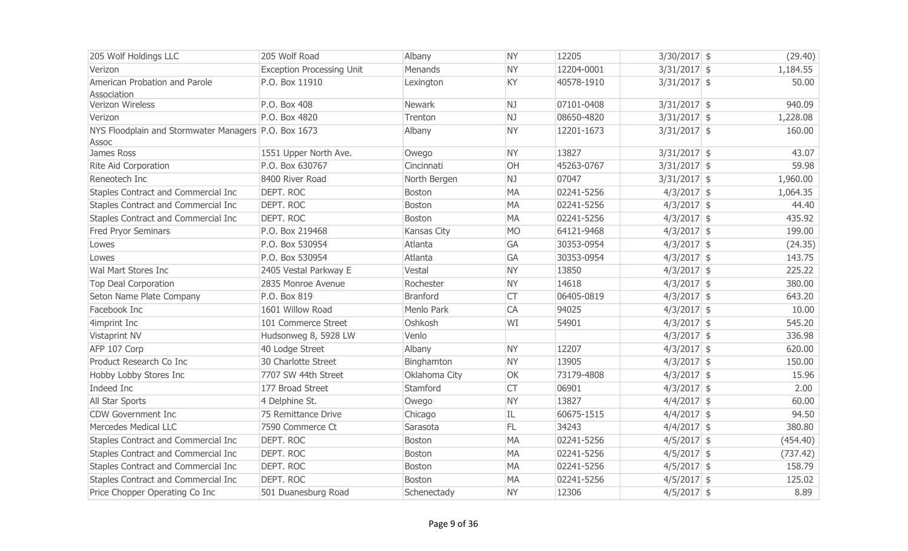| 205 Wolf Holdings LLC | 205 Wolf Road | Albany | NY | 12205 | 3/30/2017 | $ | (29.40) |
|---|---|---|---|---|---|---|---|
| Verizon | Exception Processing Unit | Menands | NY | 12204-0001 | 3/31/2017 | $ | 1,184.55 |
| American Probation and Parole Association | P.O. Box 11910 | Lexington | KY | 40578-1910 | 3/31/2017 | $ | 50.00 |
| Verizon Wireless | P.O. Box 408 | Newark | NJ | 07101-0408 | 3/31/2017 | $ | 940.09 |
| Verizon | P.O. Box 4820 | Trenton | NJ | 08650-4820 | 3/31/2017 | $ | 1,228.08 |
| NYS Floodplain and Stormwater Managers Assoc | P.O. Box 1673 | Albany | NY | 12201-1673 | 3/31/2017 | $ | 160.00 |
| James Ross | 1551 Upper North Ave. | Owego | NY | 13827 | 3/31/2017 | $ | 43.07 |
| Rite Aid Corporation | P.O. Box 630767 | Cincinnati | OH | 45263-0767 | 3/31/2017 | $ | 59.98 |
| Reneotech Inc | 8400 River Road | North Bergen | NJ | 07047 | 3/31/2017 | $ | 1,960.00 |
| Staples Contract and Commercial Inc | DEPT. ROC | Boston | MA | 02241-5256 | 4/3/2017 | $ | 1,064.35 |
| Staples Contract and Commercial Inc | DEPT. ROC | Boston | MA | 02241-5256 | 4/3/2017 | $ | 44.40 |
| Staples Contract and Commercial Inc | DEPT. ROC | Boston | MA | 02241-5256 | 4/3/2017 | $ | 435.92 |
| Fred Pryor Seminars | P.O. Box 219468 | Kansas City | MO | 64121-9468 | 4/3/2017 | $ | 199.00 |
| Lowes | P.O. Box 530954 | Atlanta | GA | 30353-0954 | 4/3/2017 | $ | (24.35) |
| Lowes | P.O. Box 530954 | Atlanta | GA | 30353-0954 | 4/3/2017 | $ | 143.75 |
| Wal Mart Stores Inc | 2405 Vestal Parkway E | Vestal | NY | 13850 | 4/3/2017 | $ | 225.22 |
| Top Deal Corporation | 2835 Monroe Avenue | Rochester | NY | 14618 | 4/3/2017 | $ | 380.00 |
| Seton Name Plate Company | P.O. Box 819 | Branford | CT | 06405-0819 | 4/3/2017 | $ | 643.20 |
| Facebook Inc | 1601 Willow Road | Menlo Park | CA | 94025 | 4/3/2017 | $ | 10.00 |
| 4imprint Inc | 101 Commerce Street | Oshkosh | WI | 54901 | 4/3/2017 | $ | 545.20 |
| Vistaprint NV | Hudsonweg 8, 5928 LW | Venlo | | | 4/3/2017 | $ | 336.98 |
| AFP 107 Corp | 40 Lodge Street | Albany | NY | 12207 | 4/3/2017 | $ | 620.00 |
| Product Research Co Inc | 30 Charlotte Street | Binghamton | NY | 13905 | 4/3/2017 | $ | 150.00 |
| Hobby Lobby Stores Inc | 7707 SW 44th Street | Oklahoma City | OK | 73179-4808 | 4/3/2017 | $ | 15.96 |
| Indeed Inc | 177 Broad Street | Stamford | CT | 06901 | 4/3/2017 | $ | 2.00 |
| All Star Sports | 4 Delphine St. | Owego | NY | 13827 | 4/4/2017 | $ | 60.00 |
| CDW Government Inc | 75 Remittance Drive | Chicago | IL | 60675-1515 | 4/4/2017 | $ | 94.50 |
| Mercedes Medical LLC | 7590 Commerce Ct | Sarasota | FL | 34243 | 4/4/2017 | $ | 380.80 |
| Staples Contract and Commercial Inc | DEPT. ROC | Boston | MA | 02241-5256 | 4/5/2017 | $ | (454.40) |
| Staples Contract and Commercial Inc | DEPT. ROC | Boston | MA | 02241-5256 | 4/5/2017 | $ | (737.42) |
| Staples Contract and Commercial Inc | DEPT. ROC | Boston | MA | 02241-5256 | 4/5/2017 | $ | 158.79 |
| Staples Contract and Commercial Inc | DEPT. ROC | Boston | MA | 02241-5256 | 4/5/2017 | $ | 125.02 |
| Price Chopper Operating Co Inc | 501 Duanesburg Road | Schenectady | NY | 12306 | 4/5/2017 | $ | 8.89 |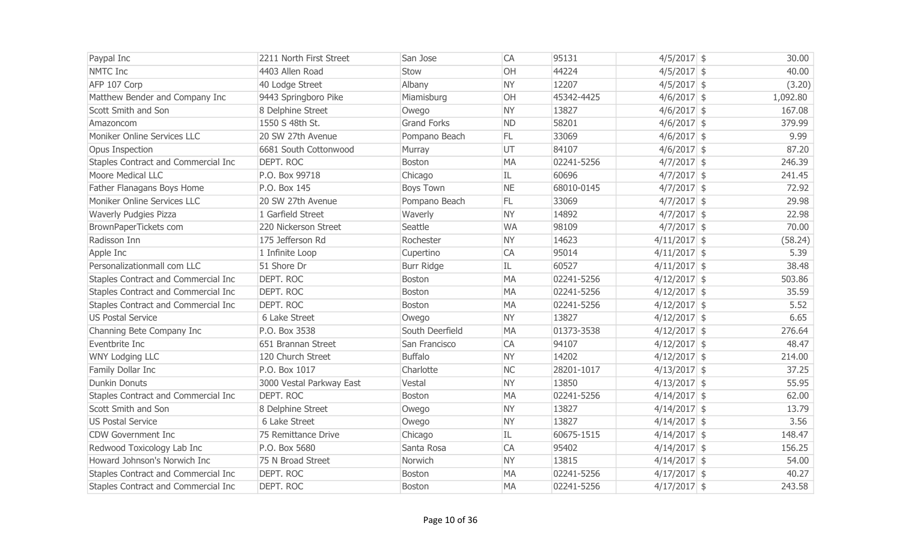| Paypal Inc | 2211 North First Street | San Jose | CA | 95131 | 4/5/2017 | $ | 30.00 |
|---|---|---|---|---|---|---|---|
| NMTC Inc | 4403 Allen Road | Stow | OH | 44224 | 4/5/2017 | $ | 40.00 |
| AFP 107 Corp | 40 Lodge Street | Albany | NY | 12207 | 4/5/2017 | $ | (3.20) |
| Matthew Bender and Company Inc | 9443 Springboro Pike | Miamisburg | OH | 45342-4425 | 4/6/2017 | $ | 1,092.80 |
| Scott Smith and Son | 8 Delphine Street | Owego | NY | 13827 | 4/6/2017 | $ | 167.08 |
| Amazoncom | 1550 S 48th St. | Grand Forks | ND | 58201 | 4/6/2017 | $ | 379.99 |
| Moniker Online Services LLC | 20 SW 27th Avenue | Pompano Beach | FL | 33069 | 4/6/2017 | $ | 9.99 |
| Opus Inspection | 6681 South Cottonwood | Murray | UT | 84107 | 4/6/2017 | $ | 87.20 |
| Staples Contract and Commercial Inc | DEPT. ROC | Boston | MA | 02241-5256 | 4/7/2017 | $ | 246.39 |
| Moore Medical LLC | P.O. Box 99718 | Chicago | IL | 60696 | 4/7/2017 | $ | 241.45 |
| Father Flanagans Boys Home | P.O. Box 145 | Boys Town | NE | 68010-0145 | 4/7/2017 | $ | 72.92 |
| Moniker Online Services LLC | 20 SW 27th Avenue | Pompano Beach | FL | 33069 | 4/7/2017 | $ | 29.98 |
| Waverly Pudgies Pizza | 1 Garfield Street | Waverly | NY | 14892 | 4/7/2017 | $ | 22.98 |
| BrownPaperTickets com | 220 Nickerson Street | Seattle | WA | 98109 | 4/7/2017 | $ | 70.00 |
| Radisson Inn | 175 Jefferson Rd | Rochester | NY | 14623 | 4/11/2017 | $ | (58.24) |
| Apple Inc | 1 Infinite Loop | Cupertino | CA | 95014 | 4/11/2017 | $ | 5.39 |
| Personalizationmall com LLC | 51 Shore Dr | Burr Ridge | IL | 60527 | 4/11/2017 | $ | 38.48 |
| Staples Contract and Commercial Inc | DEPT. ROC | Boston | MA | 02241-5256 | 4/12/2017 | $ | 503.86 |
| Staples Contract and Commercial Inc | DEPT. ROC | Boston | MA | 02241-5256 | 4/12/2017 | $ | 35.59 |
| Staples Contract and Commercial Inc | DEPT. ROC | Boston | MA | 02241-5256 | 4/12/2017 | $ | 5.52 |
| US Postal Service | 6 Lake Street | Owego | NY | 13827 | 4/12/2017 | $ | 6.65 |
| Channing Bete Company Inc | P.O. Box 3538 | South Deerfield | MA | 01373-3538 | 4/12/2017 | $ | 276.64 |
| Eventbrite Inc | 651 Brannan Street | San Francisco | CA | 94107 | 4/12/2017 | $ | 48.47 |
| WNY Lodging LLC | 120 Church Street | Buffalo | NY | 14202 | 4/12/2017 | $ | 214.00 |
| Family Dollar Inc | P.O. Box 1017 | Charlotte | NC | 28201-1017 | 4/13/2017 | $ | 37.25 |
| Dunkin Donuts | 3000 Vestal Parkway East | Vestal | NY | 13850 | 4/13/2017 | $ | 55.95 |
| Staples Contract and Commercial Inc | DEPT. ROC | Boston | MA | 02241-5256 | 4/14/2017 | $ | 62.00 |
| Scott Smith and Son | 8 Delphine Street | Owego | NY | 13827 | 4/14/2017 | $ | 13.79 |
| US Postal Service | 6 Lake Street | Owego | NY | 13827 | 4/14/2017 | $ | 3.56 |
| CDW Government Inc | 75 Remittance Drive | Chicago | IL | 60675-1515 | 4/14/2017 | $ | 148.47 |
| Redwood Toxicology Lab Inc | P.O. Box 5680 | Santa Rosa | CA | 95402 | 4/14/2017 | $ | 156.25 |
| Howard Johnson's Norwich Inc | 75 N Broad Street | Norwich | NY | 13815 | 4/14/2017 | $ | 54.00 |
| Staples Contract and Commercial Inc | DEPT. ROC | Boston | MA | 02241-5256 | 4/17/2017 | $ | 40.27 |
| Staples Contract and Commercial Inc | DEPT. ROC | Boston | MA | 02241-5256 | 4/17/2017 | $ | 243.58 |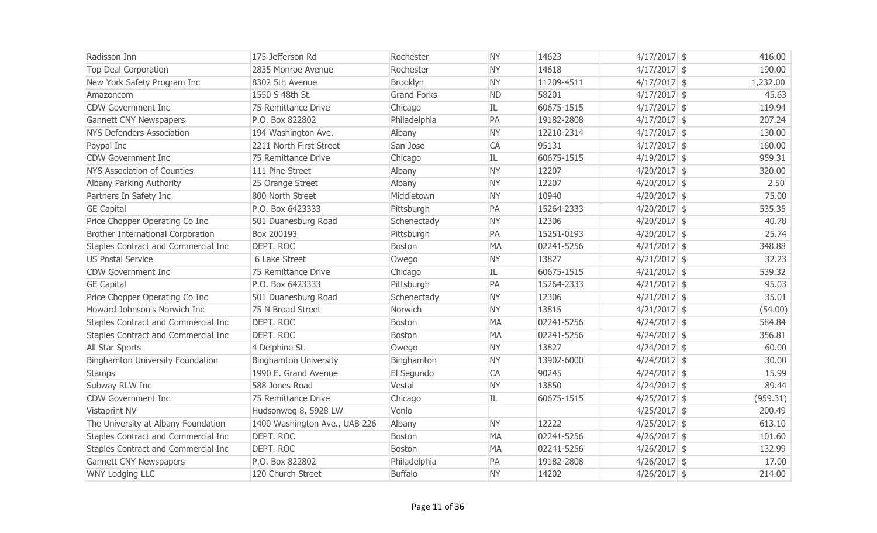| | | | | | | | |
|---|---|---|---|---|---|---|---|
| Radisson Inn | 175 Jefferson Rd | Rochester | NY | 14623 | 4/17/2017 | $ | 416.00 |
| Top Deal Corporation | 2835 Monroe Avenue | Rochester | NY | 14618 | 4/17/2017 | $ | 190.00 |
| New York Safety Program Inc | 8302 5th Avenue | Brooklyn | NY | 11209-4511 | 4/17/2017 | $ | 1,232.00 |
| Amazoncom | 1550 S 48th St. | Grand Forks | ND | 58201 | 4/17/2017 | $ | 45.63 |
| CDW Government Inc | 75 Remittance Drive | Chicago | IL | 60675-1515 | 4/17/2017 | $ | 119.94 |
| Gannett CNY Newspapers | P.O. Box 822802 | Philadelphia | PA | 19182-2808 | 4/17/2017 | $ | 207.24 |
| NYS Defenders Association | 194 Washington Ave. | Albany | NY | 12210-2314 | 4/17/2017 | $ | 130.00 |
| Paypal Inc | 2211 North First Street | San Jose | CA | 95131 | 4/17/2017 | $ | 160.00 |
| CDW Government Inc | 75 Remittance Drive | Chicago | IL | 60675-1515 | 4/19/2017 | $ | 959.31 |
| NYS Association of Counties | 111 Pine Street | Albany | NY | 12207 | 4/20/2017 | $ | 320.00 |
| Albany Parking Authority | 25 Orange Street | Albany | NY | 12207 | 4/20/2017 | $ | 2.50 |
| Partners In Safety Inc | 800 North Street | Middletown | NY | 10940 | 4/20/2017 | $ | 75.00 |
| GE Capital | P.O. Box 6423333 | Pittsburgh | PA | 15264-2333 | 4/20/2017 | $ | 535.35 |
| Price Chopper Operating Co Inc | 501 Duanesburg Road | Schenectady | NY | 12306 | 4/20/2017 | $ | 40.78 |
| Brother International Corporation | Box 200193 | Pittsburgh | PA | 15251-0193 | 4/20/2017 | $ | 25.74 |
| Staples Contract and Commercial Inc | DEPT. ROC | Boston | MA | 02241-5256 | 4/21/2017 | $ | 348.88 |
| US Postal Service | 6 Lake Street | Owego | NY | 13827 | 4/21/2017 | $ | 32.23 |
| CDW Government Inc | 75 Remittance Drive | Chicago | IL | 60675-1515 | 4/21/2017 | $ | 539.32 |
| GE Capital | P.O. Box 6423333 | Pittsburgh | PA | 15264-2333 | 4/21/2017 | $ | 95.03 |
| Price Chopper Operating Co Inc | 501 Duanesburg Road | Schenectady | NY | 12306 | 4/21/2017 | $ | 35.01 |
| Howard Johnson's Norwich Inc | 75 N Broad Street | Norwich | NY | 13815 | 4/21/2017 | $ | (54.00) |
| Staples Contract and Commercial Inc | DEPT. ROC | Boston | MA | 02241-5256 | 4/24/2017 | $ | 584.84 |
| Staples Contract and Commercial Inc | DEPT. ROC | Boston | MA | 02241-5256 | 4/24/2017 | $ | 356.81 |
| All Star Sports | 4 Delphine St. | Owego | NY | 13827 | 4/24/2017 | $ | 60.00 |
| Binghamton University Foundation | Binghamton University | Binghamton | NY | 13902-6000 | 4/24/2017 | $ | 30.00 |
| Stamps | 1990 E. Grand Avenue | El Segundo | CA | 90245 | 4/24/2017 | $ | 15.99 |
| Subway RLW Inc | 588 Jones Road | Vestal | NY | 13850 | 4/24/2017 | $ | 89.44 |
| CDW Government Inc | 75 Remittance Drive | Chicago | IL | 60675-1515 | 4/25/2017 | $ | (959.31) |
| Vistaprint NV | Hudsonweg 8, 5928 LW | Venlo | | | 4/25/2017 | $ | 200.49 |
| The University at Albany Foundation | 1400 Washington Ave., UAB 226 | Albany | NY | 12222 | 4/25/2017 | $ | 613.10 |
| Staples Contract and Commercial Inc | DEPT. ROC | Boston | MA | 02241-5256 | 4/26/2017 | $ | 101.60 |
| Staples Contract and Commercial Inc | DEPT. ROC | Boston | MA | 02241-5256 | 4/26/2017 | $ | 132.99 |
| Gannett CNY Newspapers | P.O. Box 822802 | Philadelphia | PA | 19182-2808 | 4/26/2017 | $ | 17.00 |
| WNY Lodging LLC | 120 Church Street | Buffalo | NY | 14202 | 4/26/2017 | $ | 214.00 |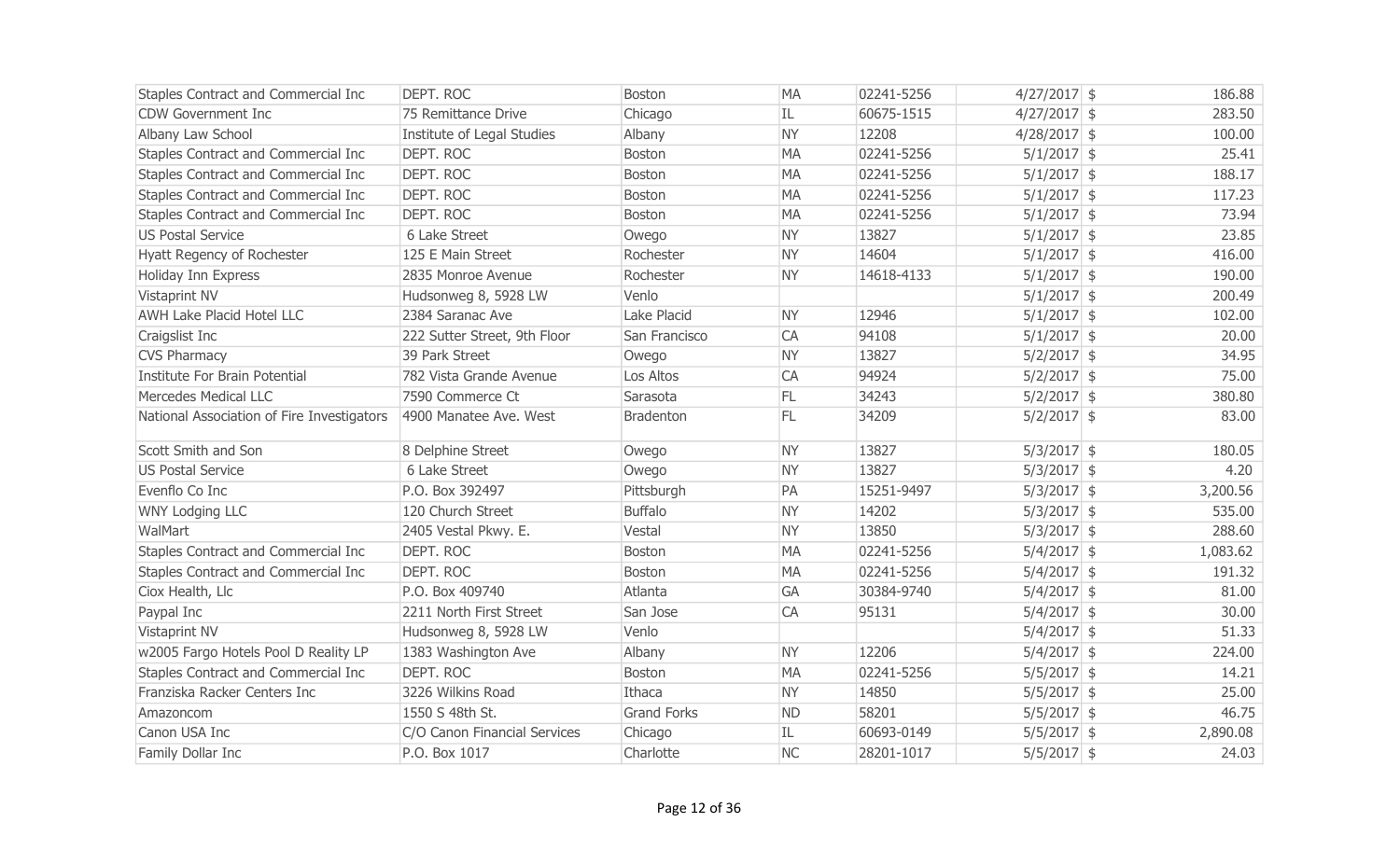| | | | | | | | |
|---|---|---|---|---|---|---|---|
| Staples Contract and Commercial Inc | DEPT. ROC | Boston | MA | 02241-5256 | 4/27/2017 | $ | 186.88 |
| CDW Government Inc | 75 Remittance Drive | Chicago | IL | 60675-1515 | 4/27/2017 | $ | 283.50 |
| Albany Law School | Institute of Legal Studies | Albany | NY | 12208 | 4/28/2017 | $ | 100.00 |
| Staples Contract and Commercial Inc | DEPT. ROC | Boston | MA | 02241-5256 | 5/1/2017 | $ | 25.41 |
| Staples Contract and Commercial Inc | DEPT. ROC | Boston | MA | 02241-5256 | 5/1/2017 | $ | 188.17 |
| Staples Contract and Commercial Inc | DEPT. ROC | Boston | MA | 02241-5256 | 5/1/2017 | $ | 117.23 |
| Staples Contract and Commercial Inc | DEPT. ROC | Boston | MA | 02241-5256 | 5/1/2017 | $ | 73.94 |
| US Postal Service | 6 Lake Street | Owego | NY | 13827 | 5/1/2017 | $ | 23.85 |
| Hyatt Regency of Rochester | 125 E Main Street | Rochester | NY | 14604 | 5/1/2017 | $ | 416.00 |
| Holiday Inn Express | 2835 Monroe Avenue | Rochester | NY | 14618-4133 | 5/1/2017 | $ | 190.00 |
| Vistaprint NV | Hudsonweg 8, 5928 LW | Venlo | | | 5/1/2017 | $ | 200.49 |
| AWH Lake Placid Hotel LLC | 2384 Saranac Ave | Lake Placid | NY | 12946 | 5/1/2017 | $ | 102.00 |
| Craigslist Inc | 222 Sutter Street, 9th Floor | San Francisco | CA | 94108 | 5/1/2017 | $ | 20.00 |
| CVS Pharmacy | 39 Park Street | Owego | NY | 13827 | 5/2/2017 | $ | 34.95 |
| Institute For Brain Potential | 782 Vista Grande Avenue | Los Altos | CA | 94924 | 5/2/2017 | $ | 75.00 |
| Mercedes Medical LLC | 7590 Commerce Ct | Sarasota | FL | 34243 | 5/2/2017 | $ | 380.80 |
| National Association of Fire Investigators | 4900 Manatee Ave. West | Bradenton | FL | 34209 | 5/2/2017 | $ | 83.00 |
| Scott Smith and Son | 8 Delphine Street | Owego | NY | 13827 | 5/3/2017 | $ | 180.05 |
| US Postal Service | 6 Lake Street | Owego | NY | 13827 | 5/3/2017 | $ | 4.20 |
| Evenflo Co Inc | P.O. Box 392497 | Pittsburgh | PA | 15251-9497 | 5/3/2017 | $ | 3,200.56 |
| WNY Lodging LLC | 120 Church Street | Buffalo | NY | 14202 | 5/3/2017 | $ | 535.00 |
| WalMart | 2405 Vestal Pkwy. E. | Vestal | NY | 13850 | 5/3/2017 | $ | 288.60 |
| Staples Contract and Commercial Inc | DEPT. ROC | Boston | MA | 02241-5256 | 5/4/2017 | $ | 1,083.62 |
| Staples Contract and Commercial Inc | DEPT. ROC | Boston | MA | 02241-5256 | 5/4/2017 | $ | 191.32 |
| Ciox Health, Llc | P.O. Box 409740 | Atlanta | GA | 30384-9740 | 5/4/2017 | $ | 81.00 |
| Paypal Inc | 2211 North First Street | San Jose | CA | 95131 | 5/4/2017 | $ | 30.00 |
| Vistaprint NV | Hudsonweg 8, 5928 LW | Venlo | | | 5/4/2017 | $ | 51.33 |
| w2005 Fargo Hotels Pool D Reality LP | 1383 Washington Ave | Albany | NY | 12206 | 5/4/2017 | $ | 224.00 |
| Staples Contract and Commercial Inc | DEPT. ROC | Boston | MA | 02241-5256 | 5/5/2017 | $ | 14.21 |
| Franziska Racker Centers Inc | 3226 Wilkins Road | Ithaca | NY | 14850 | 5/5/2017 | $ | 25.00 |
| Amazoncom | 1550 S 48th St. | Grand Forks | ND | 58201 | 5/5/2017 | $ | 46.75 |
| Canon USA Inc | C/O Canon Financial Services | Chicago | IL | 60693-0149 | 5/5/2017 | $ | 2,890.08 |
| Family Dollar Inc | P.O. Box 1017 | Charlotte | NC | 28201-1017 | 5/5/2017 | $ | 24.03 |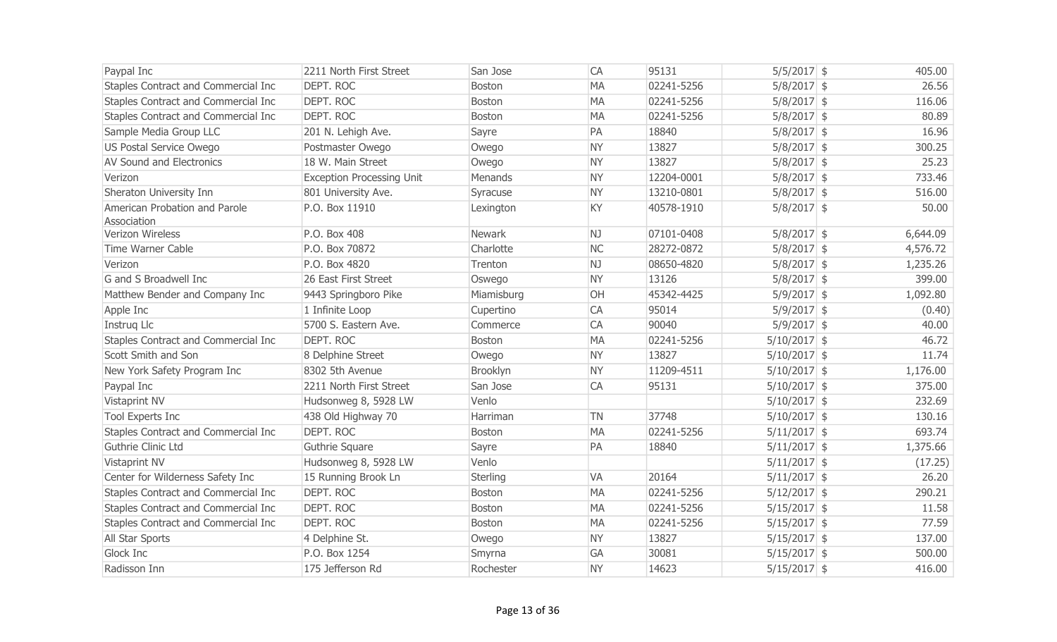| | | | | | | |
|---|---|---|---|---|---|---|
| Paypal Inc | 2211 North First Street | San Jose | CA | 95131 | 5/5/2017 | $ 405.00 |
| Staples Contract and Commercial Inc | DEPT. ROC | Boston | MA | 02241-5256 | 5/8/2017 | $ 26.56 |
| Staples Contract and Commercial Inc | DEPT. ROC | Boston | MA | 02241-5256 | 5/8/2017 | $ 116.06 |
| Staples Contract and Commercial Inc | DEPT. ROC | Boston | MA | 02241-5256 | 5/8/2017 | $ 80.89 |
| Sample Media Group LLC | 201 N. Lehigh Ave. | Sayre | PA | 18840 | 5/8/2017 | $ 16.96 |
| US Postal Service Owego | Postmaster Owego | Owego | NY | 13827 | 5/8/2017 | $ 300.25 |
| AV Sound and Electronics | 18 W. Main Street | Owego | NY | 13827 | 5/8/2017 | $ 25.23 |
| Verizon | Exception Processing Unit | Menands | NY | 12204-0001 | 5/8/2017 | $ 733.46 |
| Sheraton University Inn | 801 University Ave. | Syracuse | NY | 13210-0801 | 5/8/2017 | $ 516.00 |
| American Probation and Parole Association | P.O. Box 11910 | Lexington | KY | 40578-1910 | 5/8/2017 | $ 50.00 |
| Verizon Wireless | P.O. Box 408 | Newark | NJ | 07101-0408 | 5/8/2017 | $ 6,644.09 |
| Time Warner Cable | P.O. Box 70872 | Charlotte | NC | 28272-0872 | 5/8/2017 | $ 4,576.72 |
| Verizon | P.O. Box 4820 | Trenton | NJ | 08650-4820 | 5/8/2017 | $ 1,235.26 |
| G and S Broadwell Inc | 26 East First Street | Oswego | NY | 13126 | 5/8/2017 | $ 399.00 |
| Matthew Bender and Company Inc | 9443 Springboro Pike | Miamisburg | OH | 45342-4425 | 5/9/2017 | $ 1,092.80 |
| Apple Inc | 1 Infinite Loop | Cupertino | CA | 95014 | 5/9/2017 | $ (0.40) |
| Instruq Llc | 5700 S. Eastern Ave. | Commerce | CA | 90040 | 5/9/2017 | $ 40.00 |
| Staples Contract and Commercial Inc | DEPT. ROC | Boston | MA | 02241-5256 | 5/10/2017 | $ 46.72 |
| Scott Smith and Son | 8 Delphine Street | Owego | NY | 13827 | 5/10/2017 | $ 11.74 |
| New York Safety Program Inc | 8302 5th Avenue | Brooklyn | NY | 11209-4511 | 5/10/2017 | $ 1,176.00 |
| Paypal Inc | 2211 North First Street | San Jose | CA | 95131 | 5/10/2017 | $ 375.00 |
| Vistaprint NV | Hudsonweg 8, 5928 LW | Venlo | | | 5/10/2017 | $ 232.69 |
| Tool Experts Inc | 438 Old Highway 70 | Harriman | TN | 37748 | 5/10/2017 | $ 130.16 |
| Staples Contract and Commercial Inc | DEPT. ROC | Boston | MA | 02241-5256 | 5/11/2017 | $ 693.74 |
| Guthrie Clinic Ltd | Guthrie Square | Sayre | PA | 18840 | 5/11/2017 | $ 1,375.66 |
| Vistaprint NV | Hudsonweg 8, 5928 LW | Venlo | | | 5/11/2017 | $ (17.25) |
| Center for Wilderness Safety Inc | 15 Running Brook Ln | Sterling | VA | 20164 | 5/11/2017 | $ 26.20 |
| Staples Contract and Commercial Inc | DEPT. ROC | Boston | MA | 02241-5256 | 5/12/2017 | $ 290.21 |
| Staples Contract and Commercial Inc | DEPT. ROC | Boston | MA | 02241-5256 | 5/15/2017 | $ 11.58 |
| Staples Contract and Commercial Inc | DEPT. ROC | Boston | MA | 02241-5256 | 5/15/2017 | $ 77.59 |
| All Star Sports | 4 Delphine St. | Owego | NY | 13827 | 5/15/2017 | $ 137.00 |
| Glock Inc | P.O. Box 1254 | Smyrna | GA | 30081 | 5/15/2017 | $ 500.00 |
| Radisson Inn | 175 Jefferson Rd | Rochester | NY | 14623 | 5/15/2017 | $ 416.00 |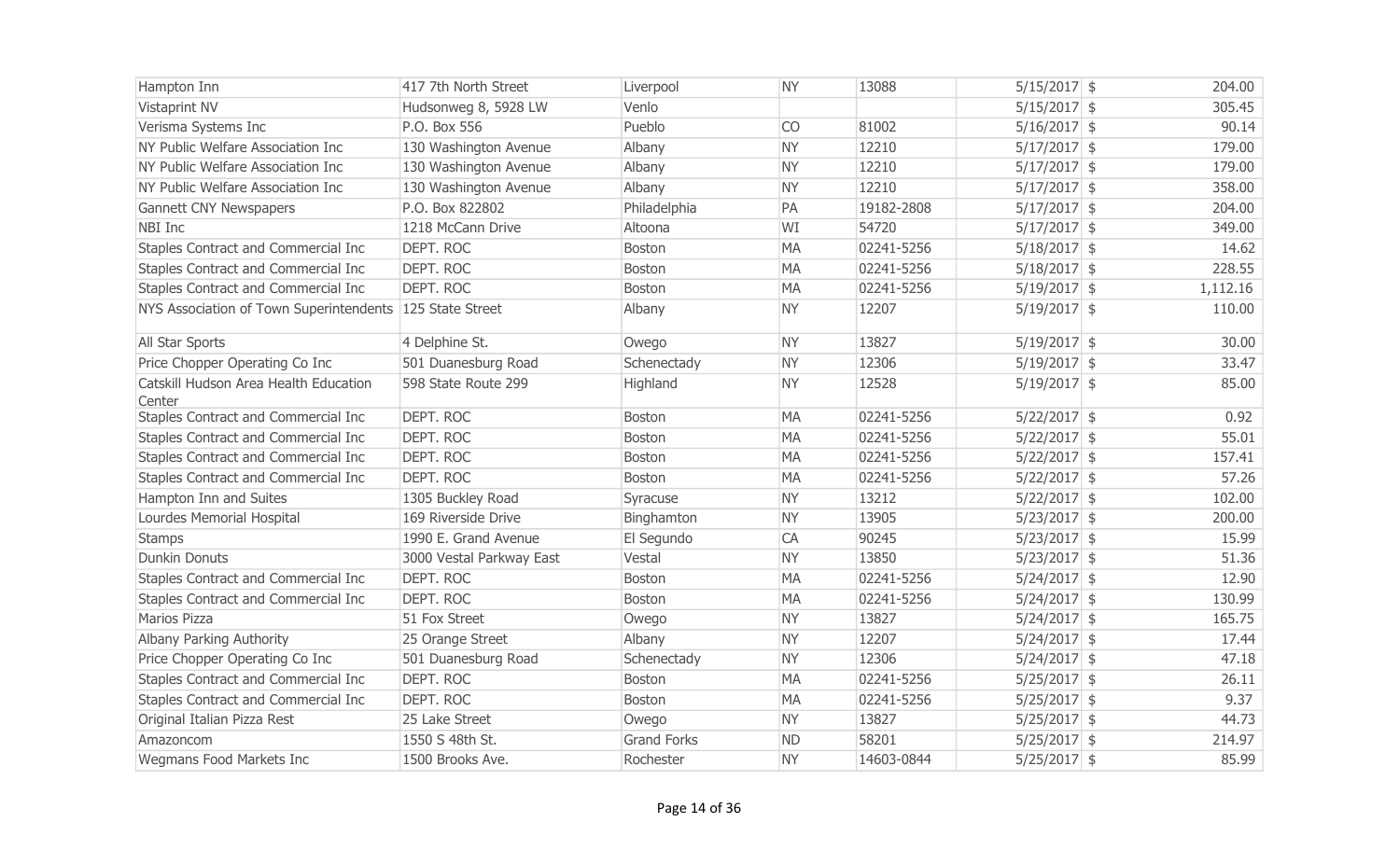| | | | | | | | |
|---|---|---|---|---|---|---|---|
| Hampton Inn | 417 7th North Street | Liverpool | NY | 13088 | 5/15/2017 | $ | 204.00 |
| Vistaprint NV | Hudsonweg 8, 5928 LW | Venlo | | | 5/15/2017 | $ | 305.45 |
| Verisma Systems Inc | P.O. Box 556 | Pueblo | CO | 81002 | 5/16/2017 | $ | 90.14 |
| NY Public Welfare Association Inc | 130 Washington Avenue | Albany | NY | 12210 | 5/17/2017 | $ | 179.00 |
| NY Public Welfare Association Inc | 130 Washington Avenue | Albany | NY | 12210 | 5/17/2017 | $ | 179.00 |
| NY Public Welfare Association Inc | 130 Washington Avenue | Albany | NY | 12210 | 5/17/2017 | $ | 358.00 |
| Gannett CNY Newspapers | P.O. Box 822802 | Philadelphia | PA | 19182-2808 | 5/17/2017 | $ | 204.00 |
| NBI Inc | 1218 McCann Drive | Altoona | WI | 54720 | 5/17/2017 | $ | 349.00 |
| Staples Contract and Commercial Inc | DEPT. ROC | Boston | MA | 02241-5256 | 5/18/2017 | $ | 14.62 |
| Staples Contract and Commercial Inc | DEPT. ROC | Boston | MA | 02241-5256 | 5/18/2017 | $ | 228.55 |
| Staples Contract and Commercial Inc | DEPT. ROC | Boston | MA | 02241-5256 | 5/19/2017 | $ | 1,112.16 |
| NYS Association of Town Superintendents | 125 State Street | Albany | NY | 12207 | 5/19/2017 | $ | 110.00 |
| All Star Sports | 4 Delphine St. | Owego | NY | 13827 | 5/19/2017 | $ | 30.00 |
| Price Chopper Operating Co Inc | 501 Duanesburg Road | Schenectady | NY | 12306 | 5/19/2017 | $ | 33.47 |
| Catskill Hudson Area Health Education Center | 598 State Route 299 | Highland | NY | 12528 | 5/19/2017 | $ | 85.00 |
| Staples Contract and Commercial Inc | DEPT. ROC | Boston | MA | 02241-5256 | 5/22/2017 | $ | 0.92 |
| Staples Contract and Commercial Inc | DEPT. ROC | Boston | MA | 02241-5256 | 5/22/2017 | $ | 55.01 |
| Staples Contract and Commercial Inc | DEPT. ROC | Boston | MA | 02241-5256 | 5/22/2017 | $ | 157.41 |
| Staples Contract and Commercial Inc | DEPT. ROC | Boston | MA | 02241-5256 | 5/22/2017 | $ | 57.26 |
| Hampton Inn and Suites | 1305 Buckley Road | Syracuse | NY | 13212 | 5/22/2017 | $ | 102.00 |
| Lourdes Memorial Hospital | 169 Riverside Drive | Binghamton | NY | 13905 | 5/23/2017 | $ | 200.00 |
| Stamps | 1990 E. Grand Avenue | El Segundo | CA | 90245 | 5/23/2017 | $ | 15.99 |
| Dunkin Donuts | 3000 Vestal Parkway East | Vestal | NY | 13850 | 5/23/2017 | $ | 51.36 |
| Staples Contract and Commercial Inc | DEPT. ROC | Boston | MA | 02241-5256 | 5/24/2017 | $ | 12.90 |
| Staples Contract and Commercial Inc | DEPT. ROC | Boston | MA | 02241-5256 | 5/24/2017 | $ | 130.99 |
| Marios Pizza | 51 Fox Street | Owego | NY | 13827 | 5/24/2017 | $ | 165.75 |
| Albany Parking Authority | 25 Orange Street | Albany | NY | 12207 | 5/24/2017 | $ | 17.44 |
| Price Chopper Operating Co Inc | 501 Duanesburg Road | Schenectady | NY | 12306 | 5/24/2017 | $ | 47.18 |
| Staples Contract and Commercial Inc | DEPT. ROC | Boston | MA | 02241-5256 | 5/25/2017 | $ | 26.11 |
| Staples Contract and Commercial Inc | DEPT. ROC | Boston | MA | 02241-5256 | 5/25/2017 | $ | 9.37 |
| Original Italian Pizza Rest | 25 Lake Street | Owego | NY | 13827 | 5/25/2017 | $ | 44.73 |
| Amazoncom | 1550 S 48th St. | Grand Forks | ND | 58201 | 5/25/2017 | $ | 214.97 |
| Wegmans Food Markets Inc | 1500 Brooks Ave. | Rochester | NY | 14603-0844 | 5/25/2017 | $ | 85.99 |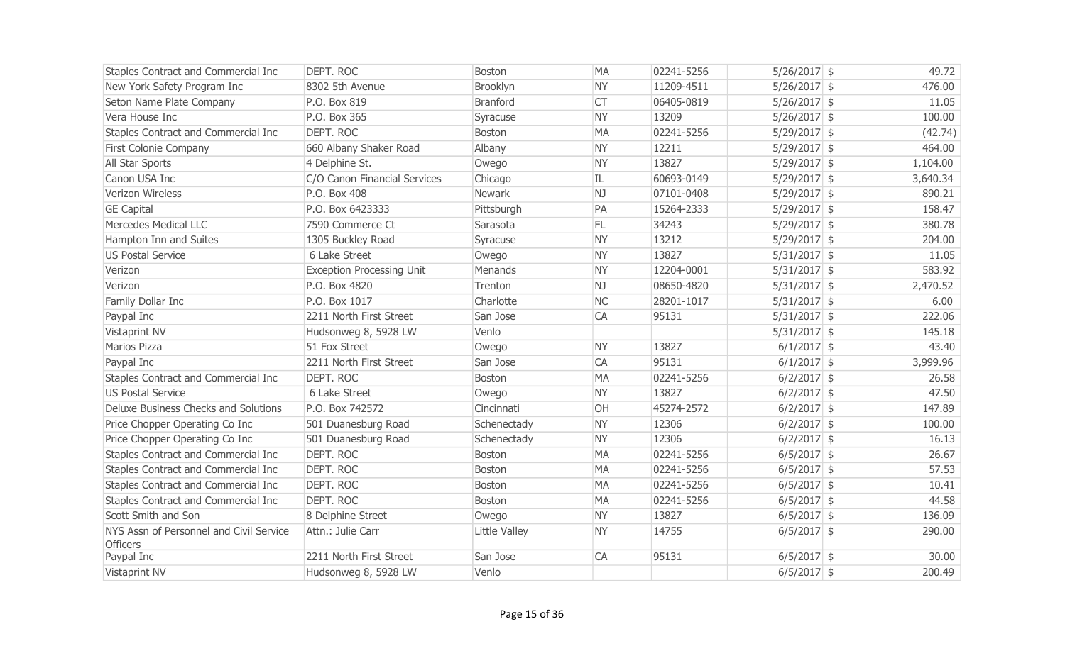| | | | | | | | |
|---|---|---|---|---|---|---|---|
| Staples Contract and Commercial Inc | DEPT. ROC | Boston | MA | 02241-5256 | 5/26/2017 | $ | 49.72 |
| New York Safety Program Inc | 8302 5th Avenue | Brooklyn | NY | 11209-4511 | 5/26/2017 | $ | 476.00 |
| Seton Name Plate Company | P.O. Box 819 | Branford | CT | 06405-0819 | 5/26/2017 | $ | 11.05 |
| Vera House Inc | P.O. Box 365 | Syracuse | NY | 13209 | 5/26/2017 | $ | 100.00 |
| Staples Contract and Commercial Inc | DEPT. ROC | Boston | MA | 02241-5256 | 5/29/2017 | $ | (42.74) |
| First Colonie Company | 660 Albany Shaker Road | Albany | NY | 12211 | 5/29/2017 | $ | 464.00 |
| All Star Sports | 4 Delphine St. | Owego | NY | 13827 | 5/29/2017 | $ | 1,104.00 |
| Canon USA Inc | C/O Canon Financial Services | Chicago | IL | 60693-0149 | 5/29/2017 | $ | 3,640.34 |
| Verizon Wireless | P.O. Box 408 | Newark | NJ | 07101-0408 | 5/29/2017 | $ | 890.21 |
| GE Capital | P.O. Box 6423333 | Pittsburgh | PA | 15264-2333 | 5/29/2017 | $ | 158.47 |
| Mercedes Medical LLC | 7590 Commerce Ct | Sarasota | FL | 34243 | 5/29/2017 | $ | 380.78 |
| Hampton Inn and Suites | 1305 Buckley Road | Syracuse | NY | 13212 | 5/29/2017 | $ | 204.00 |
| US Postal Service | 6 Lake Street | Owego | NY | 13827 | 5/31/2017 | $ | 11.05 |
| Verizon | Exception Processing Unit | Menands | NY | 12204-0001 | 5/31/2017 | $ | 583.92 |
| Verizon | P.O. Box 4820 | Trenton | NJ | 08650-4820 | 5/31/2017 | $ | 2,470.52 |
| Family Dollar Inc | P.O. Box 1017 | Charlotte | NC | 28201-1017 | 5/31/2017 | $ | 6.00 |
| Paypal Inc | 2211 North First Street | San Jose | CA | 95131 | 5/31/2017 | $ | 222.06 |
| Vistaprint NV | Hudsonweg 8, 5928 LW | Venlo | | | 5/31/2017 | $ | 145.18 |
| Marios Pizza | 51 Fox Street | Owego | NY | 13827 | 6/1/2017 | $ | 43.40 |
| Paypal Inc | 2211 North First Street | San Jose | CA | 95131 | 6/1/2017 | $ | 3,999.96 |
| Staples Contract and Commercial Inc | DEPT. ROC | Boston | MA | 02241-5256 | 6/2/2017 | $ | 26.58 |
| US Postal Service | 6 Lake Street | Owego | NY | 13827 | 6/2/2017 | $ | 47.50 |
| Deluxe Business Checks and Solutions | P.O. Box 742572 | Cincinnati | OH | 45274-2572 | 6/2/2017 | $ | 147.89 |
| Price Chopper Operating Co Inc | 501 Duanesburg Road | Schenectady | NY | 12306 | 6/2/2017 | $ | 100.00 |
| Price Chopper Operating Co Inc | 501 Duanesburg Road | Schenectady | NY | 12306 | 6/2/2017 | $ | 16.13 |
| Staples Contract and Commercial Inc | DEPT. ROC | Boston | MA | 02241-5256 | 6/5/2017 | $ | 26.67 |
| Staples Contract and Commercial Inc | DEPT. ROC | Boston | MA | 02241-5256 | 6/5/2017 | $ | 57.53 |
| Staples Contract and Commercial Inc | DEPT. ROC | Boston | MA | 02241-5256 | 6/5/2017 | $ | 10.41 |
| Staples Contract and Commercial Inc | DEPT. ROC | Boston | MA | 02241-5256 | 6/5/2017 | $ | 44.58 |
| Scott Smith and Son | 8 Delphine Street | Owego | NY | 13827 | 6/5/2017 | $ | 136.09 |
| NYS Assn of Personnel and Civil Service Officers | Attn.: Julie Carr | Little Valley | NY | 14755 | 6/5/2017 | $ | 290.00 |
| Paypal Inc | 2211 North First Street | San Jose | CA | 95131 | 6/5/2017 | $ | 30.00 |
| Vistaprint NV | Hudsonweg 8, 5928 LW | Venlo | | | 6/5/2017 | $ | 200.49 |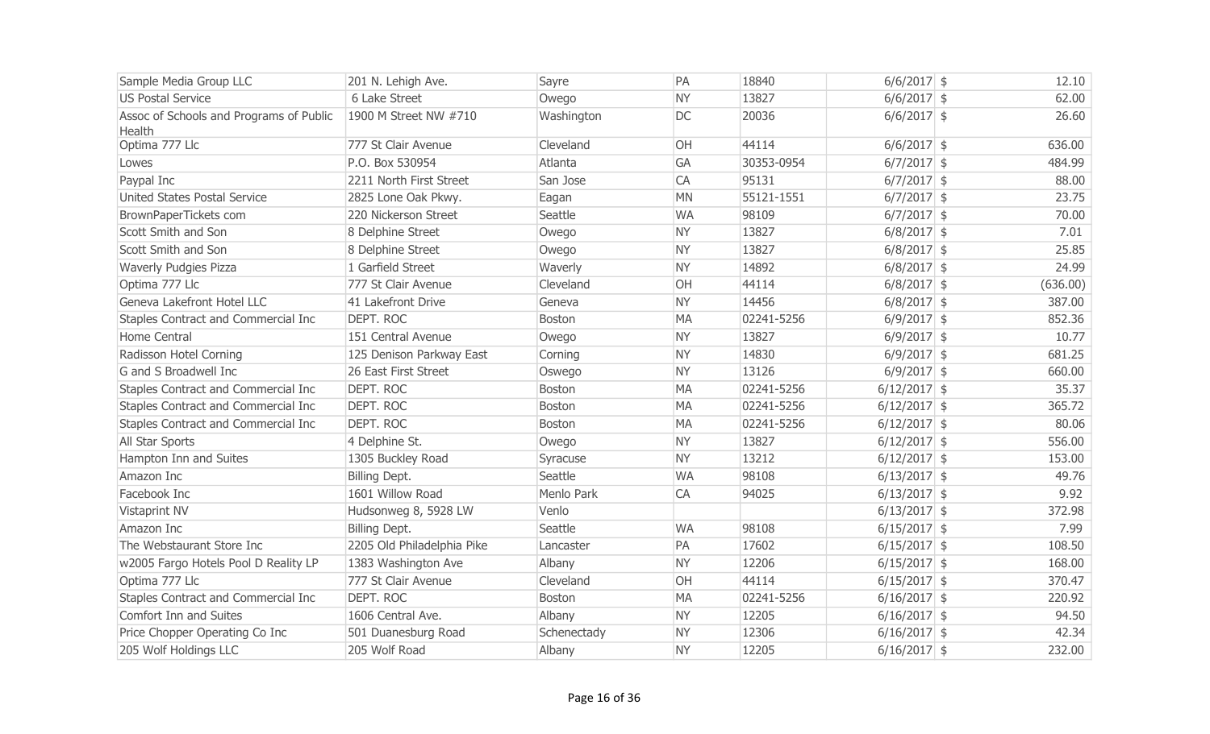| | | | | | | |
|---|---|---|---|---|---|---|
| Sample Media Group LLC | 201 N. Lehigh Ave. | Sayre | PA | 18840 | 6/6/2017 | $ 12.10 |
| US Postal Service | 6 Lake Street | Owego | NY | 13827 | 6/6/2017 | $ 62.00 |
| Assoc of Schools and Programs of Public Health | 1900 M Street NW #710 | Washington | DC | 20036 | 6/6/2017 | $ 26.60 |
| Optima 777 Llc | 777 St Clair Avenue | Cleveland | OH | 44114 | 6/6/2017 | $ 636.00 |
| Lowes | P.O. Box 530954 | Atlanta | GA | 30353-0954 | 6/7/2017 | $ 484.99 |
| Paypal Inc | 2211 North First Street | San Jose | CA | 95131 | 6/7/2017 | $ 88.00 |
| United States Postal Service | 2825 Lone Oak Pkwy. | Eagan | MN | 55121-1551 | 6/7/2017 | $ 23.75 |
| BrownPaperTickets com | 220 Nickerson Street | Seattle | WA | 98109 | 6/7/2017 | $ 70.00 |
| Scott Smith and Son | 8 Delphine Street | Owego | NY | 13827 | 6/8/2017 | $ 7.01 |
| Scott Smith and Son | 8 Delphine Street | Owego | NY | 13827 | 6/8/2017 | $ 25.85 |
| Waverly Pudgies Pizza | 1 Garfield Street | Waverly | NY | 14892 | 6/8/2017 | $ 24.99 |
| Optima 777 Llc | 777 St Clair Avenue | Cleveland | OH | 44114 | 6/8/2017 | $ (636.00) |
| Geneva Lakefront Hotel LLC | 41 Lakefront Drive | Geneva | NY | 14456 | 6/8/2017 | $ 387.00 |
| Staples Contract and Commercial Inc | DEPT. ROC | Boston | MA | 02241-5256 | 6/9/2017 | $ 852.36 |
| Home Central | 151 Central Avenue | Owego | NY | 13827 | 6/9/2017 | $ 10.77 |
| Radisson Hotel Corning | 125 Denison Parkway East | Corning | NY | 14830 | 6/9/2017 | $ 681.25 |
| G and S Broadwell Inc | 26 East First Street | Oswego | NY | 13126 | 6/9/2017 | $ 660.00 |
| Staples Contract and Commercial Inc | DEPT. ROC | Boston | MA | 02241-5256 | 6/12/2017 | $ 35.37 |
| Staples Contract and Commercial Inc | DEPT. ROC | Boston | MA | 02241-5256 | 6/12/2017 | $ 365.72 |
| Staples Contract and Commercial Inc | DEPT. ROC | Boston | MA | 02241-5256 | 6/12/2017 | $ 80.06 |
| All Star Sports | 4 Delphine St. | Owego | NY | 13827 | 6/12/2017 | $ 556.00 |
| Hampton Inn and Suites | 1305 Buckley Road | Syracuse | NY | 13212 | 6/12/2017 | $ 153.00 |
| Amazon Inc | Billing Dept. | Seattle | WA | 98108 | 6/13/2017 | $ 49.76 |
| Facebook Inc | 1601 Willow Road | Menlo Park | CA | 94025 | 6/13/2017 | $ 9.92 |
| Vistaprint NV | Hudsonweg 8, 5928 LW | Venlo | | | 6/13/2017 | $ 372.98 |
| Amazon Inc | Billing Dept. | Seattle | WA | 98108 | 6/15/2017 | $ 7.99 |
| The Webstaurant Store Inc | 2205 Old Philadelphia Pike | Lancaster | PA | 17602 | 6/15/2017 | $ 108.50 |
| w2005 Fargo Hotels Pool D Reality LP | 1383 Washington Ave | Albany | NY | 12206 | 6/15/2017 | $ 168.00 |
| Optima 777 Llc | 777 St Clair Avenue | Cleveland | OH | 44114 | 6/15/2017 | $ 370.47 |
| Staples Contract and Commercial Inc | DEPT. ROC | Boston | MA | 02241-5256 | 6/16/2017 | $ 220.92 |
| Comfort Inn and Suites | 1606 Central Ave. | Albany | NY | 12205 | 6/16/2017 | $ 94.50 |
| Price Chopper Operating Co Inc | 501 Duanesburg Road | Schenectady | NY | 12306 | 6/16/2017 | $ 42.34 |
| 205 Wolf Holdings LLC | 205 Wolf Road | Albany | NY | 12205 | 6/16/2017 | $ 232.00 |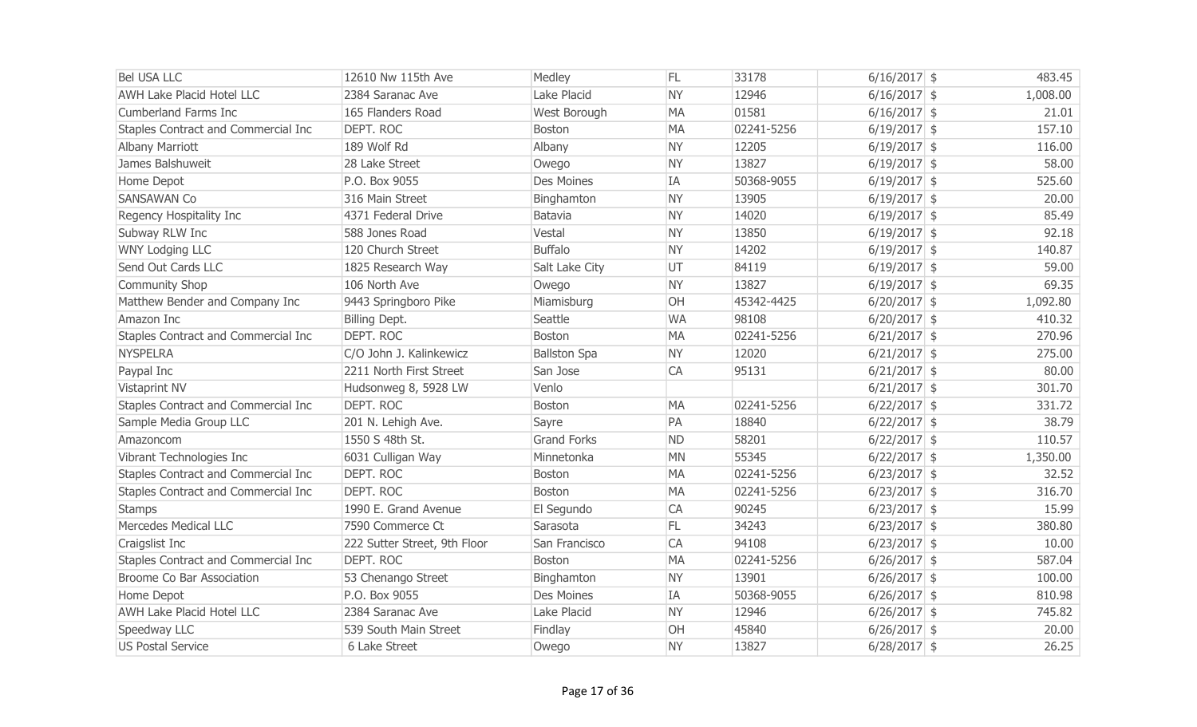| | | | | | | | |
|---|---|---|---|---|---|---|---|
| Bel USA LLC | 12610 Nw 115th Ave | Medley | FL | 33178 | 6/16/2017 | $ | 483.45 |
| AWH Lake Placid Hotel LLC | 2384 Saranac Ave | Lake Placid | NY | 12946 | 6/16/2017 | $ | 1,008.00 |
| Cumberland Farms Inc | 165 Flanders Road | West Borough | MA | 01581 | 6/16/2017 | $ | 21.01 |
| Staples Contract and Commercial Inc | DEPT. ROC | Boston | MA | 02241-5256 | 6/19/2017 | $ | 157.10 |
| Albany Marriott | 189 Wolf Rd | Albany | NY | 12205 | 6/19/2017 | $ | 116.00 |
| James Balshuweit | 28 Lake Street | Owego | NY | 13827 | 6/19/2017 | $ | 58.00 |
| Home Depot | P.O. Box 9055 | Des Moines | IA | 50368-9055 | 6/19/2017 | $ | 525.60 |
| SANSAWAN Co | 316 Main Street | Binghamton | NY | 13905 | 6/19/2017 | $ | 20.00 |
| Regency Hospitality Inc | 4371 Federal Drive | Batavia | NY | 14020 | 6/19/2017 | $ | 85.49 |
| Subway RLW Inc | 588 Jones Road | Vestal | NY | 13850 | 6/19/2017 | $ | 92.18 |
| WNY Lodging LLC | 120 Church Street | Buffalo | NY | 14202 | 6/19/2017 | $ | 140.87 |
| Send Out Cards LLC | 1825 Research Way | Salt Lake City | UT | 84119 | 6/19/2017 | $ | 59.00 |
| Community Shop | 106 North Ave | Owego | NY | 13827 | 6/19/2017 | $ | 69.35 |
| Matthew Bender and Company Inc | 9443 Springboro Pike | Miamisburg | OH | 45342-4425 | 6/20/2017 | $ | 1,092.80 |
| Amazon Inc | Billing Dept. | Seattle | WA | 98108 | 6/20/2017 | $ | 410.32 |
| Staples Contract and Commercial Inc | DEPT. ROC | Boston | MA | 02241-5256 | 6/21/2017 | $ | 270.96 |
| NYSPELRA | C/O John J. Kalinkewicz | Ballston Spa | NY | 12020 | 6/21/2017 | $ | 275.00 |
| Paypal Inc | 2211 North First Street | San Jose | CA | 95131 | 6/21/2017 | $ | 80.00 |
| Vistaprint NV | Hudsonweg 8, 5928 LW | Venlo | | | 6/21/2017 | $ | 301.70 |
| Staples Contract and Commercial Inc | DEPT. ROC | Boston | MA | 02241-5256 | 6/22/2017 | $ | 331.72 |
| Sample Media Group LLC | 201 N. Lehigh Ave. | Sayre | PA | 18840 | 6/22/2017 | $ | 38.79 |
| Amazoncom | 1550 S 48th St. | Grand Forks | ND | 58201 | 6/22/2017 | $ | 110.57 |
| Vibrant Technologies Inc | 6031 Culligan Way | Minnetonka | MN | 55345 | 6/22/2017 | $ | 1,350.00 |
| Staples Contract and Commercial Inc | DEPT. ROC | Boston | MA | 02241-5256 | 6/23/2017 | $ | 32.52 |
| Staples Contract and Commercial Inc | DEPT. ROC | Boston | MA | 02241-5256 | 6/23/2017 | $ | 316.70 |
| Stamps | 1990 E. Grand Avenue | El Segundo | CA | 90245 | 6/23/2017 | $ | 15.99 |
| Mercedes Medical LLC | 7590 Commerce Ct | Sarasota | FL | 34243 | 6/23/2017 | $ | 380.80 |
| Craigslist Inc | 222 Sutter Street, 9th Floor | San Francisco | CA | 94108 | 6/23/2017 | $ | 10.00 |
| Staples Contract and Commercial Inc | DEPT. ROC | Boston | MA | 02241-5256 | 6/26/2017 | $ | 587.04 |
| Broome Co Bar Association | 53 Chenango Street | Binghamton | NY | 13901 | 6/26/2017 | $ | 100.00 |
| Home Depot | P.O. Box 9055 | Des Moines | IA | 50368-9055 | 6/26/2017 | $ | 810.98 |
| AWH Lake Placid Hotel LLC | 2384 Saranac Ave | Lake Placid | NY | 12946 | 6/26/2017 | $ | 745.82 |
| Speedway LLC | 539 South Main Street | Findlay | OH | 45840 | 6/26/2017 | $ | 20.00 |
| US Postal Service | 6 Lake Street | Owego | NY | 13827 | 6/28/2017 | $ | 26.25 |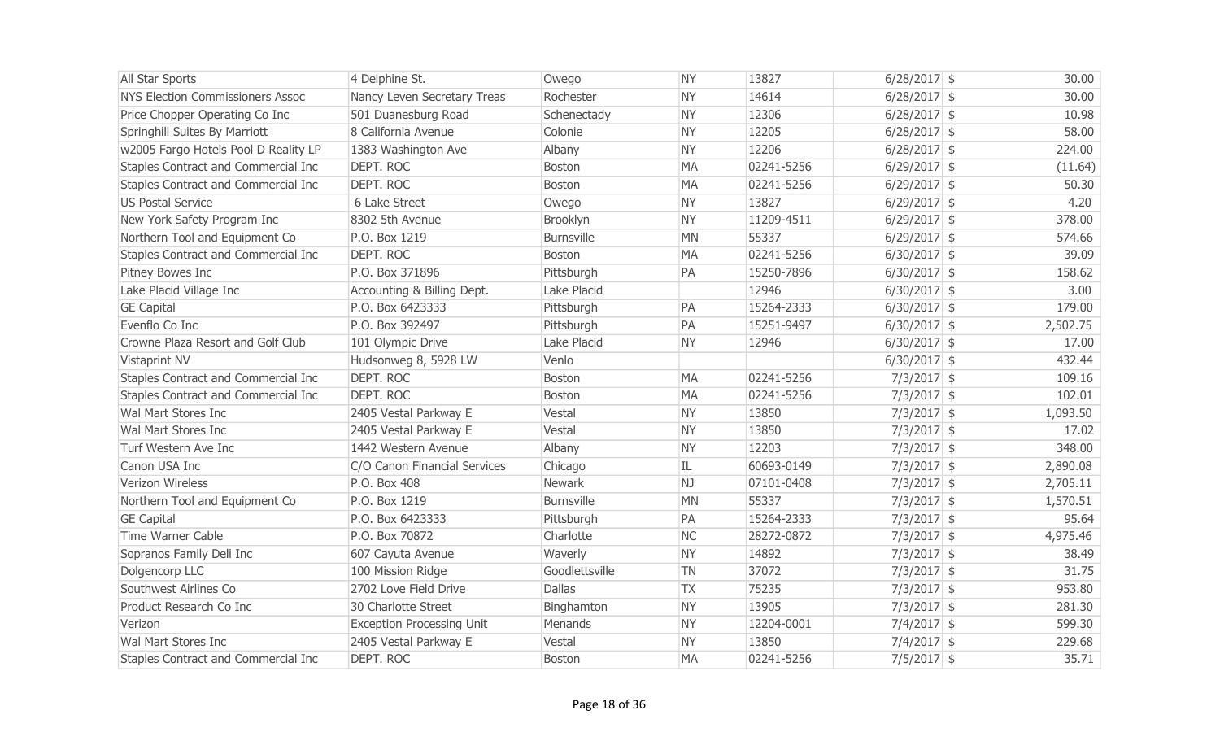| | | | | | | |
|---|---|---|---|---|---|---|
| All Star Sports | 4 Delphine St. | Owego | NY | 13827 | 6/28/2017 | $ 30.00 |
| NYS Election Commissioners Assoc | Nancy Leven Secretary Treas | Rochester | NY | 14614 | 6/28/2017 | $ 30.00 |
| Price Chopper Operating Co Inc | 501 Duanesburg Road | Schenectady | NY | 12306 | 6/28/2017 | $ 10.98 |
| Springhill Suites By Marriott | 8 California Avenue | Colonie | NY | 12205 | 6/28/2017 | $ 58.00 |
| w2005 Fargo Hotels Pool D Reality LP | 1383 Washington Ave | Albany | NY | 12206 | 6/28/2017 | $ 224.00 |
| Staples Contract and Commercial Inc | DEPT. ROC | Boston | MA | 02241-5256 | 6/29/2017 | $ (11.64) |
| Staples Contract and Commercial Inc | DEPT. ROC | Boston | MA | 02241-5256 | 6/29/2017 | $ 50.30 |
| US Postal Service | 6 Lake Street | Owego | NY | 13827 | 6/29/2017 | $ 4.20 |
| New York Safety Program Inc | 8302 5th Avenue | Brooklyn | NY | 11209-4511 | 6/29/2017 | $ 378.00 |
| Northern Tool and Equipment Co | P.O. Box 1219 | Burnsville | MN | 55337 | 6/29/2017 | $ 574.66 |
| Staples Contract and Commercial Inc | DEPT. ROC | Boston | MA | 02241-5256 | 6/30/2017 | $ 39.09 |
| Pitney Bowes Inc | P.O. Box 371896 | Pittsburgh | PA | 15250-7896 | 6/30/2017 | $ 158.62 |
| Lake Placid Village Inc | Accounting & Billing Dept. | Lake Placid | | 12946 | 6/30/2017 | $ 3.00 |
| GE Capital | P.O. Box 6423333 | Pittsburgh | PA | 15264-2333 | 6/30/2017 | $ 179.00 |
| Evenflo Co Inc | P.O. Box 392497 | Pittsburgh | PA | 15251-9497 | 6/30/2017 | $ 2,502.75 |
| Crowne Plaza Resort and Golf Club | 101 Olympic Drive | Lake Placid | NY | 12946 | 6/30/2017 | $ 17.00 |
| Vistaprint NV | Hudsonweg 8, 5928 LW | Venlo | | | 6/30/2017 | $ 432.44 |
| Staples Contract and Commercial Inc | DEPT. ROC | Boston | MA | 02241-5256 | 7/3/2017 | $ 109.16 |
| Staples Contract and Commercial Inc | DEPT. ROC | Boston | MA | 02241-5256 | 7/3/2017 | $ 102.01 |
| Wal Mart Stores Inc | 2405 Vestal Parkway E | Vestal | NY | 13850 | 7/3/2017 | $ 1,093.50 |
| Wal Mart Stores Inc | 2405 Vestal Parkway E | Vestal | NY | 13850 | 7/3/2017 | $ 17.02 |
| Turf Western Ave Inc | 1442 Western Avenue | Albany | NY | 12203 | 7/3/2017 | $ 348.00 |
| Canon USA Inc | C/O Canon Financial Services | Chicago | IL | 60693-0149 | 7/3/2017 | $ 2,890.08 |
| Verizon Wireless | P.O. Box 408 | Newark | NJ | 07101-0408 | 7/3/2017 | $ 2,705.11 |
| Northern Tool and Equipment Co | P.O. Box 1219 | Burnsville | MN | 55337 | 7/3/2017 | $ 1,570.51 |
| GE Capital | P.O. Box 6423333 | Pittsburgh | PA | 15264-2333 | 7/3/2017 | $ 95.64 |
| Time Warner Cable | P.O. Box 70872 | Charlotte | NC | 28272-0872 | 7/3/2017 | $ 4,975.46 |
| Sopranos Family Deli Inc | 607 Cayuta Avenue | Waverly | NY | 14892 | 7/3/2017 | $ 38.49 |
| Dolgencorp LLC | 100 Mission Ridge | Goodlettsville | TN | 37072 | 7/3/2017 | $ 31.75 |
| Southwest Airlines Co | 2702 Love Field Drive | Dallas | TX | 75235 | 7/3/2017 | $ 953.80 |
| Product Research Co Inc | 30 Charlotte Street | Binghamton | NY | 13905 | 7/3/2017 | $ 281.30 |
| Verizon | Exception Processing Unit | Menands | NY | 12204-0001 | 7/4/2017 | $ 599.30 |
| Wal Mart Stores Inc | 2405 Vestal Parkway E | Vestal | NY | 13850 | 7/4/2017 | $ 229.68 |
| Staples Contract and Commercial Inc | DEPT. ROC | Boston | MA | 02241-5256 | 7/5/2017 | $ 35.71 |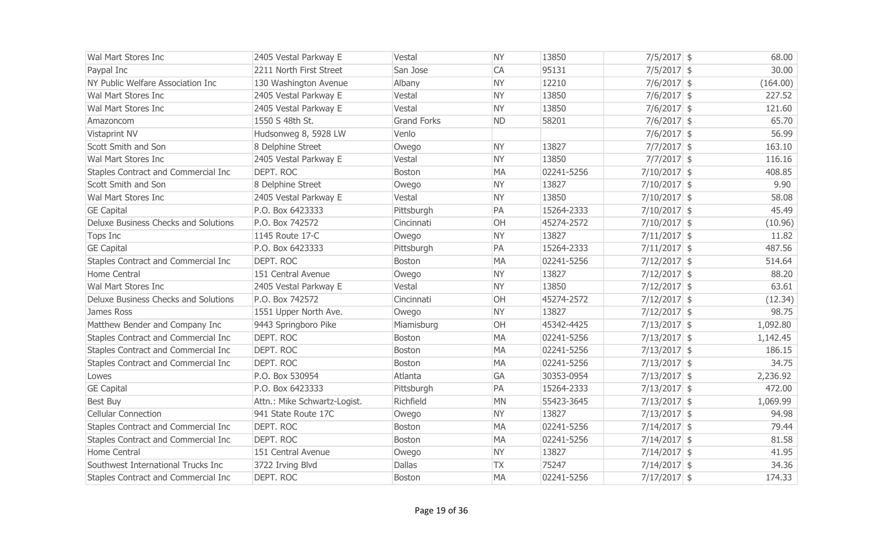| | | | | | | | |
|---|---|---|---|---|---|---|---|
| Wal Mart Stores Inc | 2405 Vestal Parkway E | Vestal | NY | 13850 | 7/5/2017 | $ | 68.00 |
| Paypal Inc | 2211 North First Street | San Jose | CA | 95131 | 7/5/2017 | $ | 30.00 |
| NY Public Welfare Association Inc | 130 Washington Avenue | Albany | NY | 12210 | 7/6/2017 | $ | (164.00) |
| Wal Mart Stores Inc | 2405 Vestal Parkway E | Vestal | NY | 13850 | 7/6/2017 | $ | 227.52 |
| Wal Mart Stores Inc | 2405 Vestal Parkway E | Vestal | NY | 13850 | 7/6/2017 | $ | 121.60 |
| Amazoncom | 1550 S 48th St. | Grand Forks | ND | 58201 | 7/6/2017 | $ | 65.70 |
| Vistaprint NV | Hudsonweg 8, 5928 LW | Venlo | | | 7/6/2017 | $ | 56.99 |
| Scott Smith and Son | 8 Delphine Street | Owego | NY | 13827 | 7/7/2017 | $ | 163.10 |
| Wal Mart Stores Inc | 2405 Vestal Parkway E | Vestal | NY | 13850 | 7/7/2017 | $ | 116.16 |
| Staples Contract and Commercial Inc | DEPT. ROC | Boston | MA | 02241-5256 | 7/10/2017 | $ | 408.85 |
| Scott Smith and Son | 8 Delphine Street | Owego | NY | 13827 | 7/10/2017 | $ | 9.90 |
| Wal Mart Stores Inc | 2405 Vestal Parkway E | Vestal | NY | 13850 | 7/10/2017 | $ | 58.08 |
| GE Capital | P.O. Box 6423333 | Pittsburgh | PA | 15264-2333 | 7/10/2017 | $ | 45.49 |
| Deluxe Business Checks and Solutions | P.O. Box 742572 | Cincinnati | OH | 45274-2572 | 7/10/2017 | $ | (10.96) |
| Tops Inc | 1145 Route 17-C | Owego | NY | 13827 | 7/11/2017 | $ | 11.82 |
| GE Capital | P.O. Box 6423333 | Pittsburgh | PA | 15264-2333 | 7/11/2017 | $ | 487.56 |
| Staples Contract and Commercial Inc | DEPT. ROC | Boston | MA | 02241-5256 | 7/12/2017 | $ | 514.64 |
| Home Central | 151 Central Avenue | Owego | NY | 13827 | 7/12/2017 | $ | 88.20 |
| Wal Mart Stores Inc | 2405 Vestal Parkway E | Vestal | NY | 13850 | 7/12/2017 | $ | 63.61 |
| Deluxe Business Checks and Solutions | P.O. Box 742572 | Cincinnati | OH | 45274-2572 | 7/12/2017 | $ | (12.34) |
| James Ross | 1551 Upper North Ave. | Owego | NY | 13827 | 7/12/2017 | $ | 98.75 |
| Matthew Bender and Company Inc | 9443 Springboro Pike | Miamisburg | OH | 45342-4425 | 7/13/2017 | $ | 1,092.80 |
| Staples Contract and Commercial Inc | DEPT. ROC | Boston | MA | 02241-5256 | 7/13/2017 | $ | 1,142.45 |
| Staples Contract and Commercial Inc | DEPT. ROC | Boston | MA | 02241-5256 | 7/13/2017 | $ | 186.15 |
| Staples Contract and Commercial Inc | DEPT. ROC | Boston | MA | 02241-5256 | 7/13/2017 | $ | 34.75 |
| Lowes | P.O. Box 530954 | Atlanta | GA | 30353-0954 | 7/13/2017 | $ | 2,236.92 |
| GE Capital | P.O. Box 6423333 | Pittsburgh | PA | 15264-2333 | 7/13/2017 | $ | 472.00 |
| Best Buy | Attn.: Mike Schwartz-Logist. | Richfield | MN | 55423-3645 | 7/13/2017 | $ | 1,069.99 |
| Cellular Connection | 941 State Route 17C | Owego | NY | 13827 | 7/13/2017 | $ | 94.98 |
| Staples Contract and Commercial Inc | DEPT. ROC | Boston | MA | 02241-5256 | 7/14/2017 | $ | 79.44 |
| Staples Contract and Commercial Inc | DEPT. ROC | Boston | MA | 02241-5256 | 7/14/2017 | $ | 81.58 |
| Home Central | 151 Central Avenue | Owego | NY | 13827 | 7/14/2017 | $ | 41.95 |
| Southwest International Trucks Inc | 3722 Irving Blvd | Dallas | TX | 75247 | 7/14/2017 | $ | 34.36 |
| Staples Contract and Commercial Inc | DEPT. ROC | Boston | MA | 02241-5256 | 7/17/2017 | $ | 174.33 |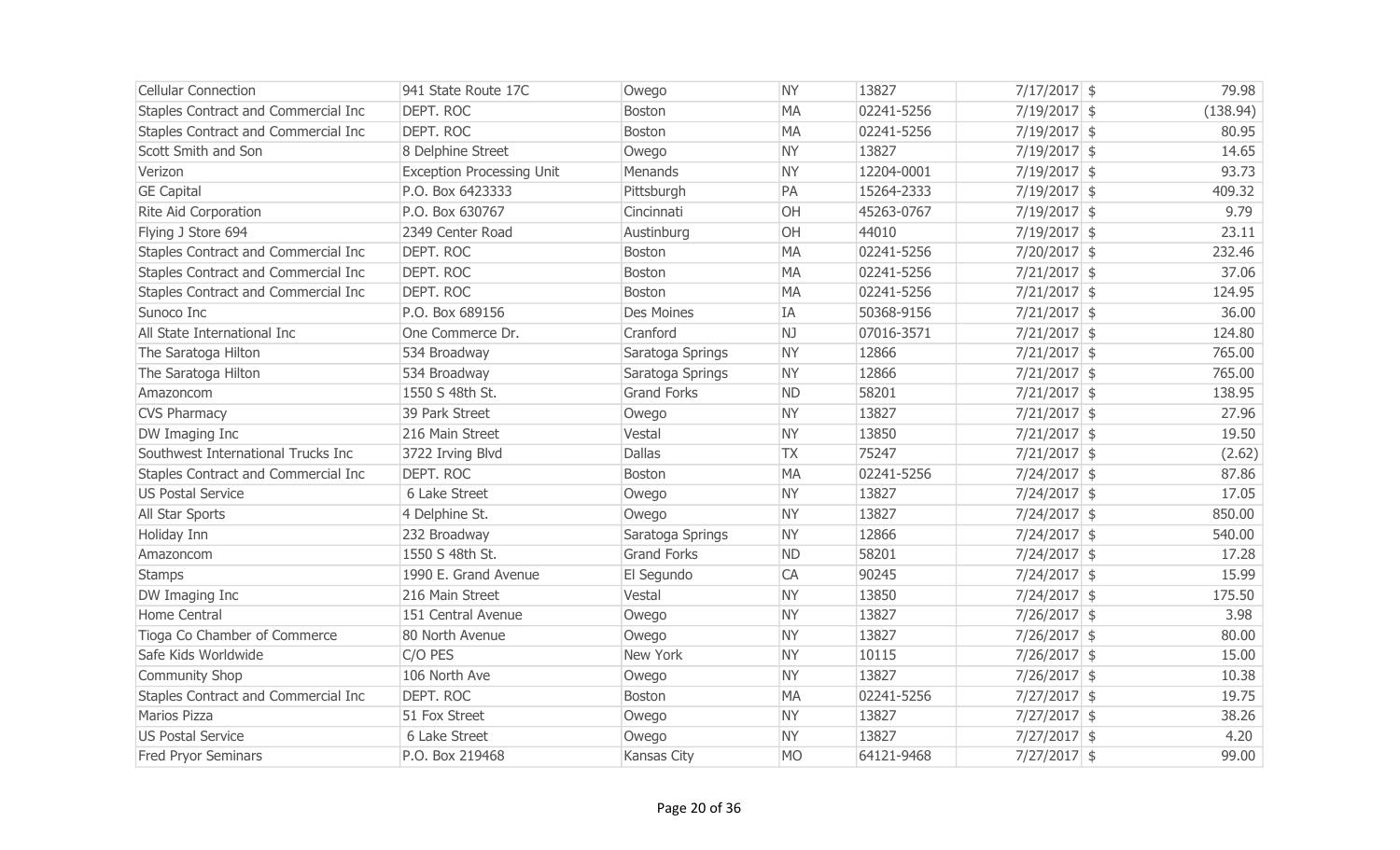| | | | | | | | |
|---|---|---|---|---|---|---|---|
| Cellular Connection | 941 State Route 17C | Owego | NY | 13827 | 7/17/2017 | $ | 79.98 |
| Staples Contract and Commercial Inc | DEPT. ROC | Boston | MA | 02241-5256 | 7/19/2017 | $ | (138.94) |
| Staples Contract and Commercial Inc | DEPT. ROC | Boston | MA | 02241-5256 | 7/19/2017 | $ | 80.95 |
| Scott Smith and Son | 8 Delphine Street | Owego | NY | 13827 | 7/19/2017 | $ | 14.65 |
| Verizon | Exception Processing Unit | Menands | NY | 12204-0001 | 7/19/2017 | $ | 93.73 |
| GE Capital | P.O. Box 6423333 | Pittsburgh | PA | 15264-2333 | 7/19/2017 | $ | 409.32 |
| Rite Aid Corporation | P.O. Box 630767 | Cincinnati | OH | 45263-0767 | 7/19/2017 | $ | 9.79 |
| Flying J Store 694 | 2349 Center Road | Austinburg | OH | 44010 | 7/19/2017 | $ | 23.11 |
| Staples Contract and Commercial Inc | DEPT. ROC | Boston | MA | 02241-5256 | 7/20/2017 | $ | 232.46 |
| Staples Contract and Commercial Inc | DEPT. ROC | Boston | MA | 02241-5256 | 7/21/2017 | $ | 37.06 |
| Staples Contract and Commercial Inc | DEPT. ROC | Boston | MA | 02241-5256 | 7/21/2017 | $ | 124.95 |
| Sunoco Inc | P.O. Box 689156 | Des Moines | IA | 50368-9156 | 7/21/2017 | $ | 36.00 |
| All State International Inc | One Commerce Dr. | Cranford | NJ | 07016-3571 | 7/21/2017 | $ | 124.80 |
| The Saratoga Hilton | 534 Broadway | Saratoga Springs | NY | 12866 | 7/21/2017 | $ | 765.00 |
| The Saratoga Hilton | 534 Broadway | Saratoga Springs | NY | 12866 | 7/21/2017 | $ | 765.00 |
| Amazoncom | 1550 S 48th St. | Grand Forks | ND | 58201 | 7/21/2017 | $ | 138.95 |
| CVS Pharmacy | 39 Park Street | Owego | NY | 13827 | 7/21/2017 | $ | 27.96 |
| DW Imaging Inc | 216 Main Street | Vestal | NY | 13850 | 7/21/2017 | $ | 19.50 |
| Southwest International Trucks Inc | 3722 Irving Blvd | Dallas | TX | 75247 | 7/21/2017 | $ | (2.62) |
| Staples Contract and Commercial Inc | DEPT. ROC | Boston | MA | 02241-5256 | 7/24/2017 | $ | 87.86 |
| US Postal Service | 6 Lake Street | Owego | NY | 13827 | 7/24/2017 | $ | 17.05 |
| All Star Sports | 4 Delphine St. | Owego | NY | 13827 | 7/24/2017 | $ | 850.00 |
| Holiday Inn | 232 Broadway | Saratoga Springs | NY | 12866 | 7/24/2017 | $ | 540.00 |
| Amazoncom | 1550 S 48th St. | Grand Forks | ND | 58201 | 7/24/2017 | $ | 17.28 |
| Stamps | 1990 E. Grand Avenue | El Segundo | CA | 90245 | 7/24/2017 | $ | 15.99 |
| DW Imaging Inc | 216 Main Street | Vestal | NY | 13850 | 7/24/2017 | $ | 175.50 |
| Home Central | 151 Central Avenue | Owego | NY | 13827 | 7/26/2017 | $ | 3.98 |
| Tioga Co Chamber of Commerce | 80 North Avenue | Owego | NY | 13827 | 7/26/2017 | $ | 80.00 |
| Safe Kids Worldwide | C/O PES | New York | NY | 10115 | 7/26/2017 | $ | 15.00 |
| Community Shop | 106 North Ave | Owego | NY | 13827 | 7/26/2017 | $ | 10.38 |
| Staples Contract and Commercial Inc | DEPT. ROC | Boston | MA | 02241-5256 | 7/27/2017 | $ | 19.75 |
| Marios Pizza | 51 Fox Street | Owego | NY | 13827 | 7/27/2017 | $ | 38.26 |
| US Postal Service | 6 Lake Street | Owego | NY | 13827 | 7/27/2017 | $ | 4.20 |
| Fred Pryor Seminars | P.O. Box 219468 | Kansas City | MO | 64121-9468 | 7/27/2017 | $ | 99.00 |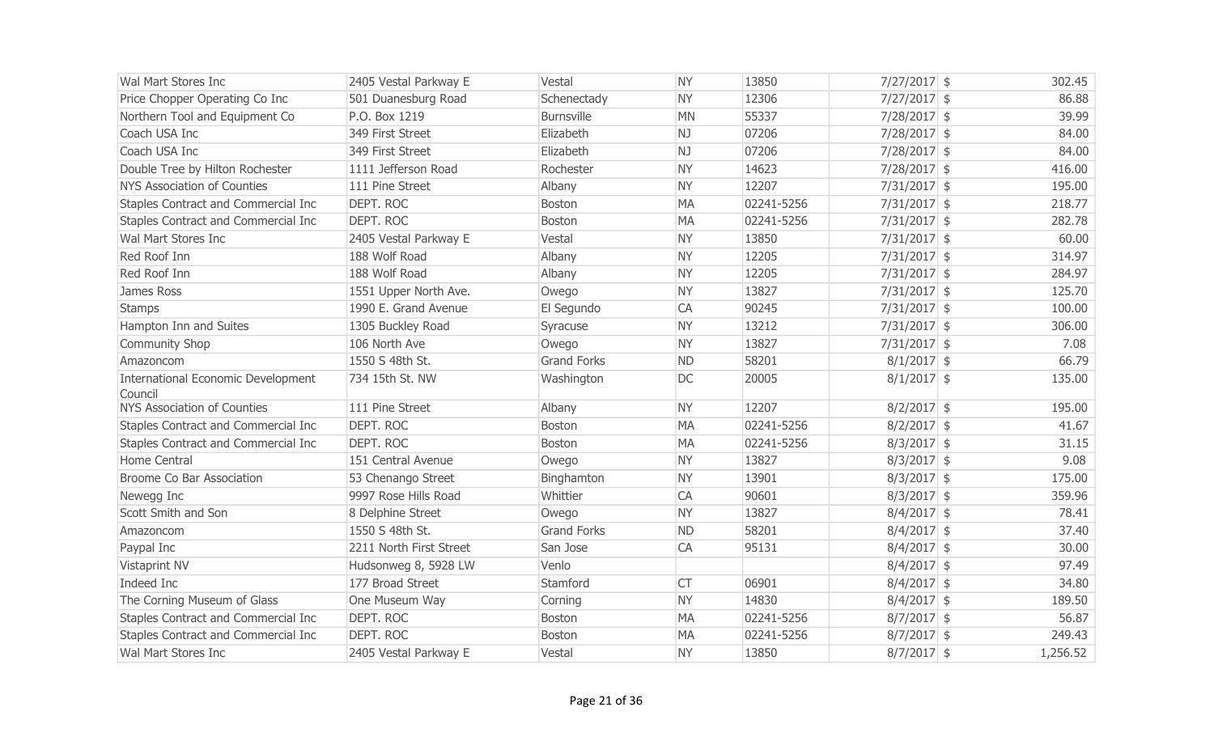| | | | | | | | |
|---|---|---|---|---|---|---|---|
| Wal Mart Stores Inc | 2405 Vestal Parkway E | Vestal | NY | 13850 | 7/27/2017 | $ | 302.45 |
| Price Chopper Operating Co Inc | 501 Duanesburg Road | Schenectady | NY | 12306 | 7/27/2017 | $ | 86.88 |
| Northern Tool and Equipment Co | P.O. Box 1219 | Burnsville | MN | 55337 | 7/28/2017 | $ | 39.99 |
| Coach USA Inc | 349 First Street | Elizabeth | NJ | 07206 | 7/28/2017 | $ | 84.00 |
| Coach USA Inc | 349 First Street | Elizabeth | NJ | 07206 | 7/28/2017 | $ | 84.00 |
| Double Tree by Hilton Rochester | 1111 Jefferson Road | Rochester | NY | 14623 | 7/28/2017 | $ | 416.00 |
| NYS Association of Counties | 111 Pine Street | Albany | NY | 12207 | 7/31/2017 | $ | 195.00 |
| Staples Contract and Commercial Inc | DEPT. ROC | Boston | MA | 02241-5256 | 7/31/2017 | $ | 218.77 |
| Staples Contract and Commercial Inc | DEPT. ROC | Boston | MA | 02241-5256 | 7/31/2017 | $ | 282.78 |
| Wal Mart Stores Inc | 2405 Vestal Parkway E | Vestal | NY | 13850 | 7/31/2017 | $ | 60.00 |
| Red Roof Inn | 188 Wolf Road | Albany | NY | 12205 | 7/31/2017 | $ | 314.97 |
| Red Roof Inn | 188 Wolf Road | Albany | NY | 12205 | 7/31/2017 | $ | 284.97 |
| James Ross | 1551 Upper North Ave. | Owego | NY | 13827 | 7/31/2017 | $ | 125.70 |
| Stamps | 1990 E. Grand Avenue | El Segundo | CA | 90245 | 7/31/2017 | $ | 100.00 |
| Hampton Inn and Suites | 1305 Buckley Road | Syracuse | NY | 13212 | 7/31/2017 | $ | 306.00 |
| Community Shop | 106 North Ave | Owego | NY | 13827 | 7/31/2017 | $ | 7.08 |
| Amazoncom | 1550 S 48th St. | Grand Forks | ND | 58201 | 8/1/2017 | $ | 66.79 |
| International Economic Development Council | 734 15th St. NW | Washington | DC | 20005 | 8/1/2017 | $ | 135.00 |
| NYS Association of Counties | 111 Pine Street | Albany | NY | 12207 | 8/2/2017 | $ | 195.00 |
| Staples Contract and Commercial Inc | DEPT. ROC | Boston | MA | 02241-5256 | 8/2/2017 | $ | 41.67 |
| Staples Contract and Commercial Inc | DEPT. ROC | Boston | MA | 02241-5256 | 8/3/2017 | $ | 31.15 |
| Home Central | 151 Central Avenue | Owego | NY | 13827 | 8/3/2017 | $ | 9.08 |
| Broome Co Bar Association | 53 Chenango Street | Binghamton | NY | 13901 | 8/3/2017 | $ | 175.00 |
| Newegg Inc | 9997 Rose Hills Road | Whittier | CA | 90601 | 8/3/2017 | $ | 359.96 |
| Scott Smith and Son | 8 Delphine Street | Owego | NY | 13827 | 8/4/2017 | $ | 78.41 |
| Amazoncom | 1550 S 48th St. | Grand Forks | ND | 58201 | 8/4/2017 | $ | 37.40 |
| Paypal Inc | 2211 North First Street | San Jose | CA | 95131 | 8/4/2017 | $ | 30.00 |
| Vistaprint NV | Hudsonweg 8, 5928 LW | Venlo | | | 8/4/2017 | $ | 97.49 |
| Indeed Inc | 177 Broad Street | Stamford | CT | 06901 | 8/4/2017 | $ | 34.80 |
| The Corning Museum of Glass | One Museum Way | Corning | NY | 14830 | 8/4/2017 | $ | 189.50 |
| Staples Contract and Commercial Inc | DEPT. ROC | Boston | MA | 02241-5256 | 8/7/2017 | $ | 56.87 |
| Staples Contract and Commercial Inc | DEPT. ROC | Boston | MA | 02241-5256 | 8/7/2017 | $ | 249.43 |
| Wal Mart Stores Inc | 2405 Vestal Parkway E | Vestal | NY | 13850 | 8/7/2017 | $ | 1,256.52 |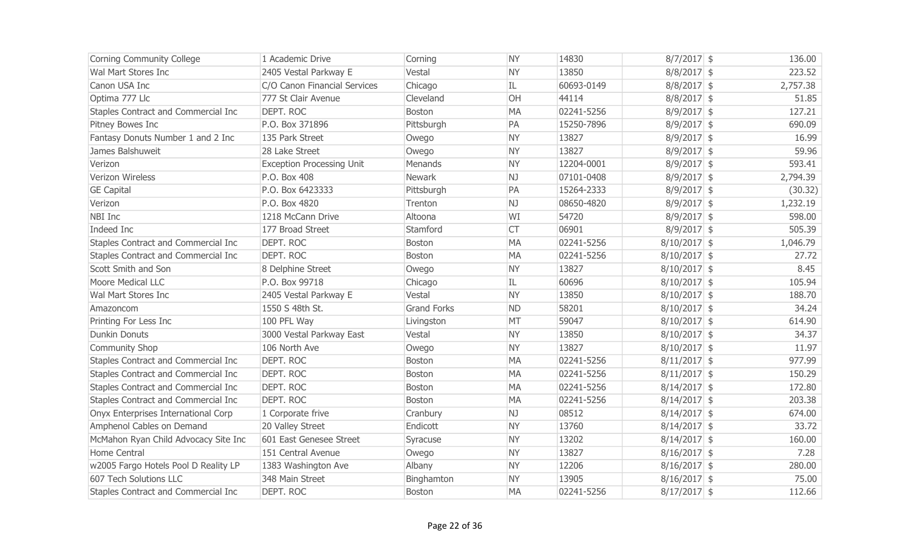| | | | | | | | |
|---|---|---|---|---|---|---|---|
| Corning Community College | 1 Academic Drive | Corning | NY | 14830 | 8/7/2017 | $ | 136.00 |
| Wal Mart Stores Inc | 2405 Vestal Parkway E | Vestal | NY | 13850 | 8/8/2017 | $ | 223.52 |
| Canon USA Inc | C/O Canon Financial Services | Chicago | IL | 60693-0149 | 8/8/2017 | $ | 2,757.38 |
| Optima 777 Llc | 777 St Clair Avenue | Cleveland | OH | 44114 | 8/8/2017 | $ | 51.85 |
| Staples Contract and Commercial Inc | DEPT. ROC | Boston | MA | 02241-5256 | 8/9/2017 | $ | 127.21 |
| Pitney Bowes Inc | P.O. Box 371896 | Pittsburgh | PA | 15250-7896 | 8/9/2017 | $ | 690.09 |
| Fantasy Donuts Number 1 and 2 Inc | 135 Park Street | Owego | NY | 13827 | 8/9/2017 | $ | 16.99 |
| James Balshuweit | 28 Lake Street | Owego | NY | 13827 | 8/9/2017 | $ | 59.96 |
| Verizon | Exception Processing Unit | Menands | NY | 12204-0001 | 8/9/2017 | $ | 593.41 |
| Verizon Wireless | P.O. Box 408 | Newark | NJ | 07101-0408 | 8/9/2017 | $ | 2,794.39 |
| GE Capital | P.O. Box 6423333 | Pittsburgh | PA | 15264-2333 | 8/9/2017 | $ | (30.32) |
| Verizon | P.O. Box 4820 | Trenton | NJ | 08650-4820 | 8/9/2017 | $ | 1,232.19 |
| NBI Inc | 1218 McCann Drive | Altoona | WI | 54720 | 8/9/2017 | $ | 598.00 |
| Indeed Inc | 177 Broad Street | Stamford | CT | 06901 | 8/9/2017 | $ | 505.39 |
| Staples Contract and Commercial Inc | DEPT. ROC | Boston | MA | 02241-5256 | 8/10/2017 | $ | 1,046.79 |
| Staples Contract and Commercial Inc | DEPT. ROC | Boston | MA | 02241-5256 | 8/10/2017 | $ | 27.72 |
| Scott Smith and Son | 8 Delphine Street | Owego | NY | 13827 | 8/10/2017 | $ | 8.45 |
| Moore Medical LLC | P.O. Box 99718 | Chicago | IL | 60696 | 8/10/2017 | $ | 105.94 |
| Wal Mart Stores Inc | 2405 Vestal Parkway E | Vestal | NY | 13850 | 8/10/2017 | $ | 188.70 |
| Amazoncom | 1550 S 48th St. | Grand Forks | ND | 58201 | 8/10/2017 | $ | 34.24 |
| Printing For Less Inc | 100 PFL Way | Livingston | MT | 59047 | 8/10/2017 | $ | 614.90 |
| Dunkin Donuts | 3000 Vestal Parkway East | Vestal | NY | 13850 | 8/10/2017 | $ | 34.37 |
| Community Shop | 106 North Ave | Owego | NY | 13827 | 8/10/2017 | $ | 11.97 |
| Staples Contract and Commercial Inc | DEPT. ROC | Boston | MA | 02241-5256 | 8/11/2017 | $ | 977.99 |
| Staples Contract and Commercial Inc | DEPT. ROC | Boston | MA | 02241-5256 | 8/11/2017 | $ | 150.29 |
| Staples Contract and Commercial Inc | DEPT. ROC | Boston | MA | 02241-5256 | 8/14/2017 | $ | 172.80 |
| Staples Contract and Commercial Inc | DEPT. ROC | Boston | MA | 02241-5256 | 8/14/2017 | $ | 203.38 |
| Onyx Enterprises International Corp | 1 Corporate frive | Cranbury | NJ | 08512 | 8/14/2017 | $ | 674.00 |
| Amphenol Cables on Demand | 20 Valley Street | Endicott | NY | 13760 | 8/14/2017 | $ | 33.72 |
| McMahon Ryan Child Advocacy Site Inc | 601 East Genesee Street | Syracuse | NY | 13202 | 8/14/2017 | $ | 160.00 |
| Home Central | 151 Central Avenue | Owego | NY | 13827 | 8/16/2017 | $ | 7.28 |
| w2005 Fargo Hotels Pool D Reality LP | 1383 Washington Ave | Albany | NY | 12206 | 8/16/2017 | $ | 280.00 |
| 607 Tech Solutions LLC | 348 Main Street | Binghamton | NY | 13905 | 8/16/2017 | $ | 75.00 |
| Staples Contract and Commercial Inc | DEPT. ROC | Boston | MA | 02241-5256 | 8/17/2017 | $ | 112.66 |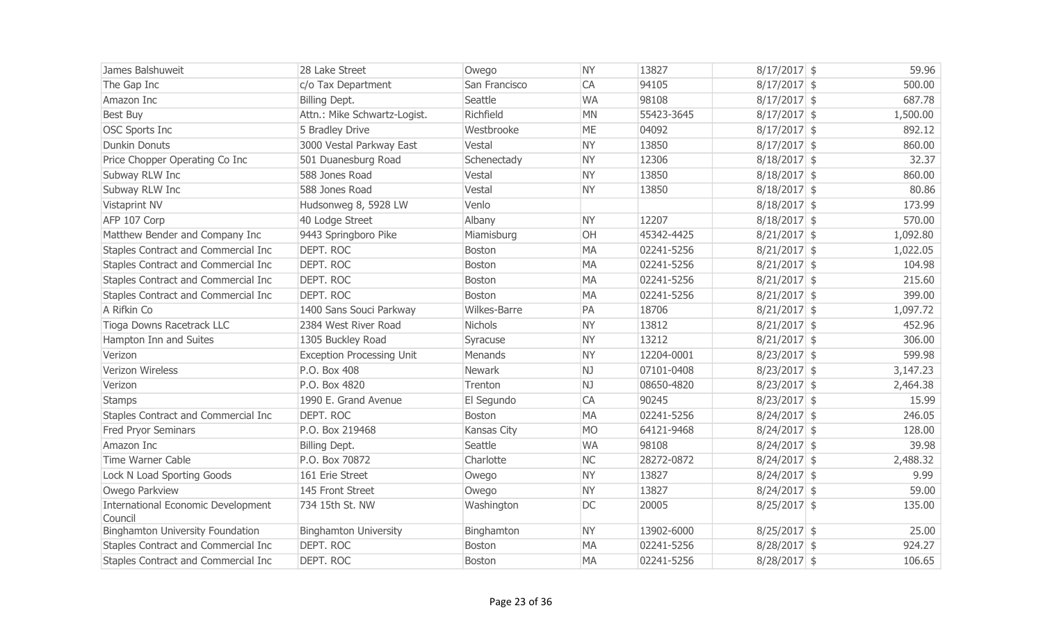| | | | | | | | |
|---|---|---|---|---|---|---|---|
| James Balshuweit | 28 Lake Street | Owego | NY | 13827 | 8/17/2017 | $ | 59.96 |
| The Gap Inc | c/o Tax Department | San Francisco | CA | 94105 | 8/17/2017 | $ | 500.00 |
| Amazon Inc | Billing Dept. | Seattle | WA | 98108 | 8/17/2017 | $ | 687.78 |
| Best Buy | Attn.: Mike Schwartz-Logist. | Richfield | MN | 55423-3645 | 8/17/2017 | $ | 1,500.00 |
| OSC Sports Inc | 5 Bradley Drive | Westbrooke | ME | 04092 | 8/17/2017 | $ | 892.12 |
| Dunkin Donuts | 3000 Vestal Parkway East | Vestal | NY | 13850 | 8/17/2017 | $ | 860.00 |
| Price Chopper Operating Co Inc | 501 Duanesburg Road | Schenectady | NY | 12306 | 8/18/2017 | $ | 32.37 |
| Subway RLW Inc | 588 Jones Road | Vestal | NY | 13850 | 8/18/2017 | $ | 860.00 |
| Subway RLW Inc | 588 Jones Road | Vestal | NY | 13850 | 8/18/2017 | $ | 80.86 |
| Vistaprint NV | Hudsonweg 8, 5928 LW | Venlo | | | 8/18/2017 | $ | 173.99 |
| AFP 107 Corp | 40 Lodge Street | Albany | NY | 12207 | 8/18/2017 | $ | 570.00 |
| Matthew Bender and Company Inc | 9443 Springboro Pike | Miamisburg | OH | 45342-4425 | 8/21/2017 | $ | 1,092.80 |
| Staples Contract and Commercial Inc | DEPT. ROC | Boston | MA | 02241-5256 | 8/21/2017 | $ | 1,022.05 |
| Staples Contract and Commercial Inc | DEPT. ROC | Boston | MA | 02241-5256 | 8/21/2017 | $ | 104.98 |
| Staples Contract and Commercial Inc | DEPT. ROC | Boston | MA | 02241-5256 | 8/21/2017 | $ | 215.60 |
| Staples Contract and Commercial Inc | DEPT. ROC | Boston | MA | 02241-5256 | 8/21/2017 | $ | 399.00 |
| A Rifkin Co | 1400 Sans Souci Parkway | Wilkes-Barre | PA | 18706 | 8/21/2017 | $ | 1,097.72 |
| Tioga Downs Racetrack LLC | 2384 West River Road | Nichols | NY | 13812 | 8/21/2017 | $ | 452.96 |
| Hampton Inn and Suites | 1305 Buckley Road | Syracuse | NY | 13212 | 8/21/2017 | $ | 306.00 |
| Verizon | Exception Processing Unit | Menands | NY | 12204-0001 | 8/23/2017 | $ | 599.98 |
| Verizon Wireless | P.O. Box 408 | Newark | NJ | 07101-0408 | 8/23/2017 | $ | 3,147.23 |
| Verizon | P.O. Box 4820 | Trenton | NJ | 08650-4820 | 8/23/2017 | $ | 2,464.38 |
| Stamps | 1990 E. Grand Avenue | El Segundo | CA | 90245 | 8/23/2017 | $ | 15.99 |
| Staples Contract and Commercial Inc | DEPT. ROC | Boston | MA | 02241-5256 | 8/24/2017 | $ | 246.05 |
| Fred Pryor Seminars | P.O. Box 219468 | Kansas City | MO | 64121-9468 | 8/24/2017 | $ | 128.00 |
| Amazon Inc | Billing Dept. | Seattle | WA | 98108 | 8/24/2017 | $ | 39.98 |
| Time Warner Cable | P.O. Box 70872 | Charlotte | NC | 28272-0872 | 8/24/2017 | $ | 2,488.32 |
| Lock N Load Sporting Goods | 161 Erie Street | Owego | NY | 13827 | 8/24/2017 | $ | 9.99 |
| Owego Parkview | 145 Front Street | Owego | NY | 13827 | 8/24/2017 | $ | 59.00 |
| International Economic Development Council | 734 15th St. NW | Washington | DC | 20005 | 8/25/2017 | $ | 135.00 |
| Binghamton University Foundation | Binghamton University | Binghamton | NY | 13902-6000 | 8/25/2017 | $ | 25.00 |
| Staples Contract and Commercial Inc | DEPT. ROC | Boston | MA | 02241-5256 | 8/28/2017 | $ | 924.27 |
| Staples Contract and Commercial Inc | DEPT. ROC | Boston | MA | 02241-5256 | 8/28/2017 | $ | 106.65 |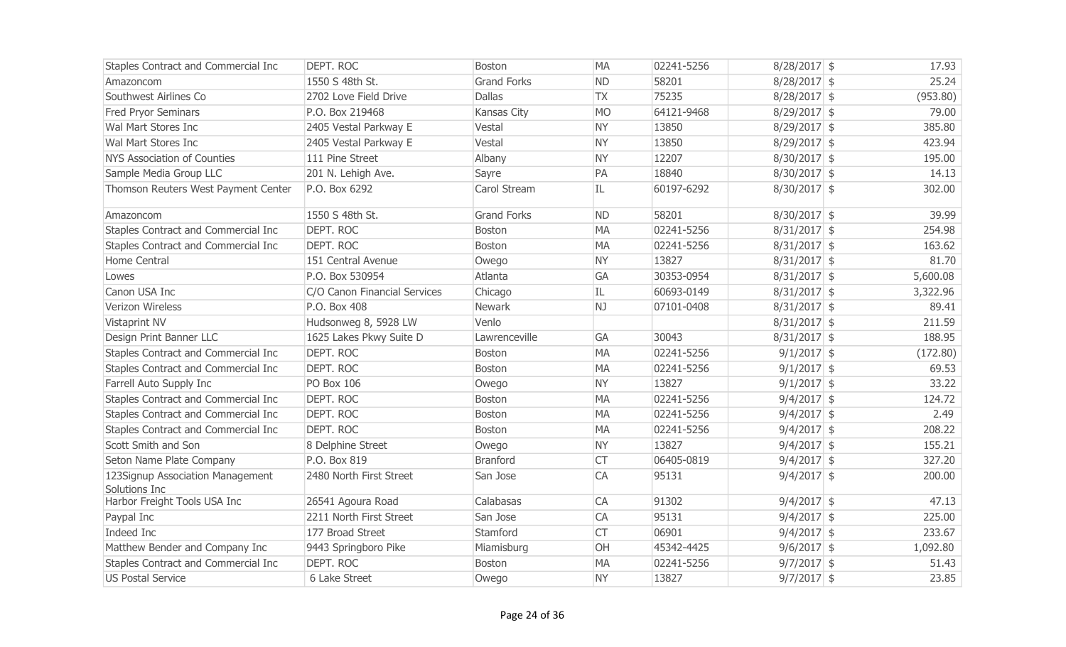| Staples Contract and Commercial Inc | DEPT. ROC | Boston | MA | 02241-5256 | 8/28/2017 | $ | 17.93 |
|---|---|---|---|---|---|---|---|
| Amazoncom | 1550 S 48th St. | Grand Forks | ND | 58201 | 8/28/2017 | $ | 25.24 |
| Southwest Airlines Co | 2702 Love Field Drive | Dallas | TX | 75235 | 8/28/2017 | $ | (953.80) |
| Fred Pryor Seminars | P.O. Box 219468 | Kansas City | MO | 64121-9468 | 8/29/2017 | $ | 79.00 |
| Wal Mart Stores Inc | 2405 Vestal Parkway E | Vestal | NY | 13850 | 8/29/2017 | $ | 385.80 |
| Wal Mart Stores Inc | 2405 Vestal Parkway E | Vestal | NY | 13850 | 8/29/2017 | $ | 423.94 |
| NYS Association of Counties | 111 Pine Street | Albany | NY | 12207 | 8/30/2017 | $ | 195.00 |
| Sample Media Group LLC | 201 N. Lehigh Ave. | Sayre | PA | 18840 | 8/30/2017 | $ | 14.13 |
| Thomson Reuters West Payment Center | P.O. Box 6292 | Carol Stream | IL | 60197-6292 | 8/30/2017 | $ | 302.00 |
| Amazoncom | 1550 S 48th St. | Grand Forks | ND | 58201 | 8/30/2017 | $ | 39.99 |
| Staples Contract and Commercial Inc | DEPT. ROC | Boston | MA | 02241-5256 | 8/31/2017 | $ | 254.98 |
| Staples Contract and Commercial Inc | DEPT. ROC | Boston | MA | 02241-5256 | 8/31/2017 | $ | 163.62 |
| Home Central | 151 Central Avenue | Owego | NY | 13827 | 8/31/2017 | $ | 81.70 |
| Lowes | P.O. Box 530954 | Atlanta | GA | 30353-0954 | 8/31/2017 | $ | 5,600.08 |
| Canon USA Inc | C/O Canon Financial Services | Chicago | IL | 60693-0149 | 8/31/2017 | $ | 3,322.96 |
| Verizon Wireless | P.O. Box 408 | Newark | NJ | 07101-0408 | 8/31/2017 | $ | 89.41 |
| Vistaprint NV | Hudsonweg 8, 5928 LW | Venlo | | | 8/31/2017 | $ | 211.59 |
| Design Print Banner LLC | 1625 Lakes Pkwy Suite D | Lawrenceville | GA | 30043 | 8/31/2017 | $ | 188.95 |
| Staples Contract and Commercial Inc | DEPT. ROC | Boston | MA | 02241-5256 | 9/1/2017 | $ | (172.80) |
| Staples Contract and Commercial Inc | DEPT. ROC | Boston | MA | 02241-5256 | 9/1/2017 | $ | 69.53 |
| Farrell Auto Supply Inc | PO Box 106 | Owego | NY | 13827 | 9/1/2017 | $ | 33.22 |
| Staples Contract and Commercial Inc | DEPT. ROC | Boston | MA | 02241-5256 | 9/4/2017 | $ | 124.72 |
| Staples Contract and Commercial Inc | DEPT. ROC | Boston | MA | 02241-5256 | 9/4/2017 | $ | 2.49 |
| Staples Contract and Commercial Inc | DEPT. ROC | Boston | MA | 02241-5256 | 9/4/2017 | $ | 208.22 |
| Scott Smith and Son | 8 Delphine Street | Owego | NY | 13827 | 9/4/2017 | $ | 155.21 |
| Seton Name Plate Company | P.O. Box 819 | Branford | CT | 06405-0819 | 9/4/2017 | $ | 327.20 |
| 123Signup Association Management Solutions Inc | 2480 North First Street | San Jose | CA | 95131 | 9/4/2017 | $ | 200.00 |
| Harbor Freight Tools USA Inc | 26541 Agoura Road | Calabasas | CA | 91302 | 9/4/2017 | $ | 47.13 |
| Paypal Inc | 2211 North First Street | San Jose | CA | 95131 | 9/4/2017 | $ | 225.00 |
| Indeed Inc | 177 Broad Street | Stamford | CT | 06901 | 9/4/2017 | $ | 233.67 |
| Matthew Bender and Company Inc | 9443 Springboro Pike | Miamisburg | OH | 45342-4425 | 9/6/2017 | $ | 1,092.80 |
| Staples Contract and Commercial Inc | DEPT. ROC | Boston | MA | 02241-5256 | 9/7/2017 | $ | 51.43 |
| US Postal Service | 6 Lake Street | Owego | NY | 13827 | 9/7/2017 | $ | 23.85 |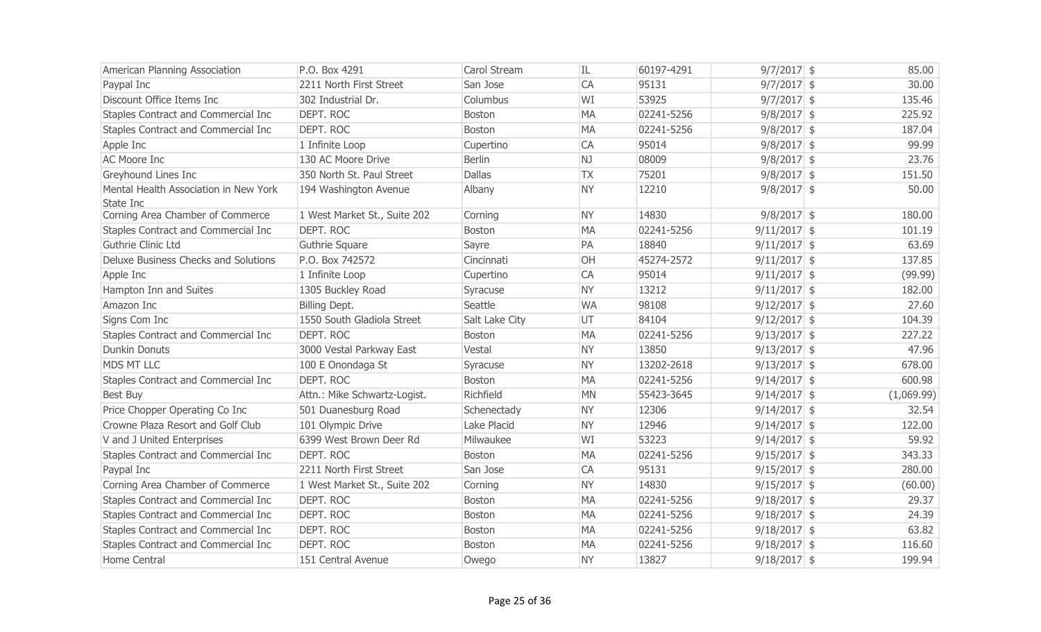| American Planning Association | P.O. Box 4291 | Carol Stream | IL | 60197-4291 | 9/7/2017 | $ | 85.00 |
|---|---|---|---|---|---|---|---|
| Paypal Inc | 2211 North First Street | San Jose | CA | 95131 | 9/7/2017 | $ | 30.00 |
| Discount Office Items Inc | 302 Industrial Dr. | Columbus | WI | 53925 | 9/7/2017 | $ | 135.46 |
| Staples Contract and Commercial Inc | DEPT. ROC | Boston | MA | 02241-5256 | 9/8/2017 | $ | 225.92 |
| Staples Contract and Commercial Inc | DEPT. ROC | Boston | MA | 02241-5256 | 9/8/2017 | $ | 187.04 |
| Apple Inc | 1 Infinite Loop | Cupertino | CA | 95014 | 9/8/2017 | $ | 99.99 |
| AC Moore Inc | 130 AC Moore Drive | Berlin | NJ | 08009 | 9/8/2017 | $ | 23.76 |
| Greyhound Lines Inc | 350 North St. Paul Street | Dallas | TX | 75201 | 9/8/2017 | $ | 151.50 |
| Mental Health Association in New York State Inc | 194 Washington Avenue | Albany | NY | 12210 | 9/8/2017 | $ | 50.00 |
| Corning Area Chamber of Commerce | 1 West Market St., Suite 202 | Corning | NY | 14830 | 9/8/2017 | $ | 180.00 |
| Staples Contract and Commercial Inc | DEPT. ROC | Boston | MA | 02241-5256 | 9/11/2017 | $ | 101.19 |
| Guthrie Clinic Ltd | Guthrie Square | Sayre | PA | 18840 | 9/11/2017 | $ | 63.69 |
| Deluxe Business Checks and Solutions | P.O. Box 742572 | Cincinnati | OH | 45274-2572 | 9/11/2017 | $ | 137.85 |
| Apple Inc | 1 Infinite Loop | Cupertino | CA | 95014 | 9/11/2017 | $ | (99.99) |
| Hampton Inn and Suites | 1305 Buckley Road | Syracuse | NY | 13212 | 9/11/2017 | $ | 182.00 |
| Amazon Inc | Billing Dept. | Seattle | WA | 98108 | 9/12/2017 | $ | 27.60 |
| Signs Com Inc | 1550 South Gladiola Street | Salt Lake City | UT | 84104 | 9/12/2017 | $ | 104.39 |
| Staples Contract and Commercial Inc | DEPT. ROC | Boston | MA | 02241-5256 | 9/13/2017 | $ | 227.22 |
| Dunkin Donuts | 3000 Vestal Parkway East | Vestal | NY | 13850 | 9/13/2017 | $ | 47.96 |
| MDS MT LLC | 100 E Onondaga St | Syracuse | NY | 13202-2618 | 9/13/2017 | $ | 678.00 |
| Staples Contract and Commercial Inc | DEPT. ROC | Boston | MA | 02241-5256 | 9/14/2017 | $ | 600.98 |
| Best Buy | Attn.: Mike Schwartz-Logist. | Richfield | MN | 55423-3645 | 9/14/2017 | $ | (1,069.99) |
| Price Chopper Operating Co Inc | 501 Duanesburg Road | Schenectady | NY | 12306 | 9/14/2017 | $ | 32.54 |
| Crowne Plaza Resort and Golf Club | 101 Olympic Drive | Lake Placid | NY | 12946 | 9/14/2017 | $ | 122.00 |
| V and J United Enterprises | 6399 West Brown Deer Rd | Milwaukee | WI | 53223 | 9/14/2017 | $ | 59.92 |
| Staples Contract and Commercial Inc | DEPT. ROC | Boston | MA | 02241-5256 | 9/15/2017 | $ | 343.33 |
| Paypal Inc | 2211 North First Street | San Jose | CA | 95131 | 9/15/2017 | $ | 280.00 |
| Corning Area Chamber of Commerce | 1 West Market St., Suite 202 | Corning | NY | 14830 | 9/15/2017 | $ | (60.00) |
| Staples Contract and Commercial Inc | DEPT. ROC | Boston | MA | 02241-5256 | 9/18/2017 | $ | 29.37 |
| Staples Contract and Commercial Inc | DEPT. ROC | Boston | MA | 02241-5256 | 9/18/2017 | $ | 24.39 |
| Staples Contract and Commercial Inc | DEPT. ROC | Boston | MA | 02241-5256 | 9/18/2017 | $ | 63.82 |
| Staples Contract and Commercial Inc | DEPT. ROC | Boston | MA | 02241-5256 | 9/18/2017 | $ | 116.60 |
| Home Central | 151 Central Avenue | Owego | NY | 13827 | 9/18/2017 | $ | 199.94 |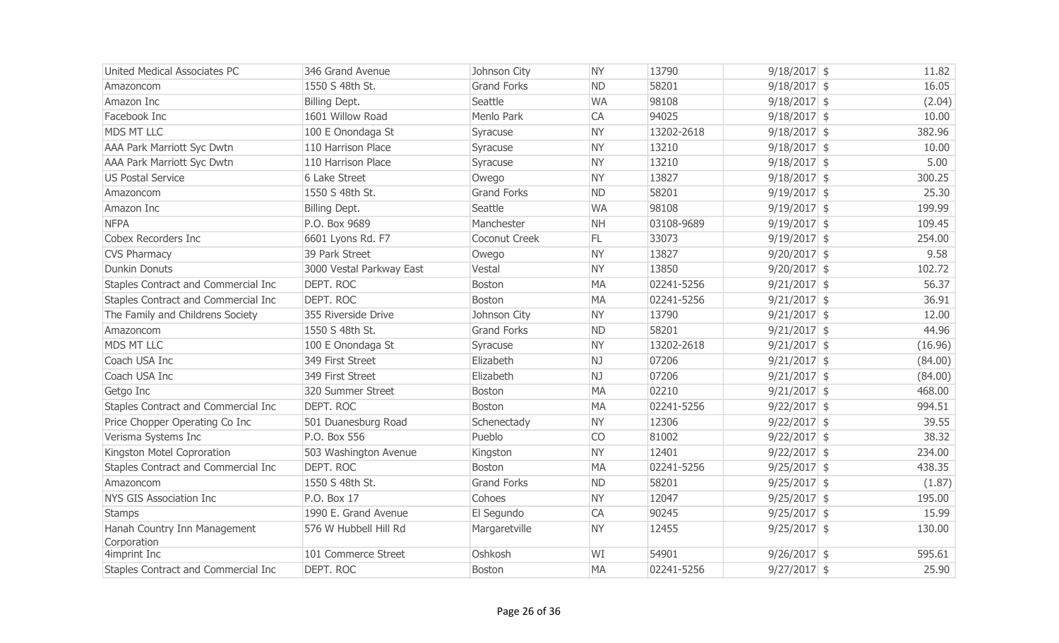| | | | | | | | |
|---|---|---|---|---|---|---|---|
| United Medical Associates PC | 346 Grand Avenue | Johnson City | NY | 13790 | 9/18/2017 | $ | 11.82 |
| Amazoncom | 1550 S 48th St. | Grand Forks | ND | 58201 | 9/18/2017 | $ | 16.05 |
| Amazon Inc | Billing Dept. | Seattle | WA | 98108 | 9/18/2017 | $ | (2.04) |
| Facebook Inc | 1601 Willow Road | Menlo Park | CA | 94025 | 9/18/2017 | $ | 10.00 |
| MDS MT LLC | 100 E Onondaga St | Syracuse | NY | 13202-2618 | 9/18/2017 | $ | 382.96 |
| AAA Park Marriott Syc Dwtn | 110 Harrison Place | Syracuse | NY | 13210 | 9/18/2017 | $ | 10.00 |
| AAA Park Marriott Syc Dwtn | 110 Harrison Place | Syracuse | NY | 13210 | 9/18/2017 | $ | 5.00 |
| US Postal Service | 6 Lake Street | Owego | NY | 13827 | 9/18/2017 | $ | 300.25 |
| Amazoncom | 1550 S 48th St. | Grand Forks | ND | 58201 | 9/19/2017 | $ | 25.30 |
| Amazon Inc | Billing Dept. | Seattle | WA | 98108 | 9/19/2017 | $ | 199.99 |
| NFPA | P.O. Box 9689 | Manchester | NH | 03108-9689 | 9/19/2017 | $ | 109.45 |
| Cobex Recorders Inc | 6601 Lyons Rd. F7 | Coconut Creek | FL | 33073 | 9/19/2017 | $ | 254.00 |
| CVS Pharmacy | 39 Park Street | Owego | NY | 13827 | 9/20/2017 | $ | 9.58 |
| Dunkin Donuts | 3000 Vestal Parkway East | Vestal | NY | 13850 | 9/20/2017 | $ | 102.72 |
| Staples Contract and Commercial Inc | DEPT. ROC | Boston | MA | 02241-5256 | 9/21/2017 | $ | 56.37 |
| Staples Contract and Commercial Inc | DEPT. ROC | Boston | MA | 02241-5256 | 9/21/2017 | $ | 36.91 |
| The Family and Childrens Society | 355 Riverside Drive | Johnson City | NY | 13790 | 9/21/2017 | $ | 12.00 |
| Amazoncom | 1550 S 48th St. | Grand Forks | ND | 58201 | 9/21/2017 | $ | 44.96 |
| MDS MT LLC | 100 E Onondaga St | Syracuse | NY | 13202-2618 | 9/21/2017 | $ | (16.96) |
| Coach USA Inc | 349 First Street | Elizabeth | NJ | 07206 | 9/21/2017 | $ | (84.00) |
| Coach USA Inc | 349 First Street | Elizabeth | NJ | 07206 | 9/21/2017 | $ | (84.00) |
| Getgo Inc | 320 Summer Street | Boston | MA | 02210 | 9/21/2017 | $ | 468.00 |
| Staples Contract and Commercial Inc | DEPT. ROC | Boston | MA | 02241-5256 | 9/22/2017 | $ | 994.51 |
| Price Chopper Operating Co Inc | 501 Duanesburg Road | Schenectady | NY | 12306 | 9/22/2017 | $ | 39.55 |
| Verisma Systems Inc | P.O. Box 556 | Pueblo | CO | 81002 | 9/22/2017 | $ | 38.32 |
| Kingston Motel Coproration | 503 Washington Avenue | Kingston | NY | 12401 | 9/22/2017 | $ | 234.00 |
| Staples Contract and Commercial Inc | DEPT. ROC | Boston | MA | 02241-5256 | 9/25/2017 | $ | 438.35 |
| Amazoncom | 1550 S 48th St. | Grand Forks | ND | 58201 | 9/25/2017 | $ | (1.87) |
| NYS GIS Association Inc | P.O. Box 17 | Cohoes | NY | 12047 | 9/25/2017 | $ | 195.00 |
| Stamps | 1990 E. Grand Avenue | El Segundo | CA | 90245 | 9/25/2017 | $ | 15.99 |
| Hanah Country Inn Management Corporation | 576 W Hubbell Hill Rd | Margaretville | NY | 12455 | 9/25/2017 | $ | 130.00 |
| 4imprint Inc | 101 Commerce Street | Oshkosh | WI | 54901 | 9/26/2017 | $ | 595.61 |
| Staples Contract and Commercial Inc | DEPT. ROC | Boston | MA | 02241-5256 | 9/27/2017 | $ | 25.90 |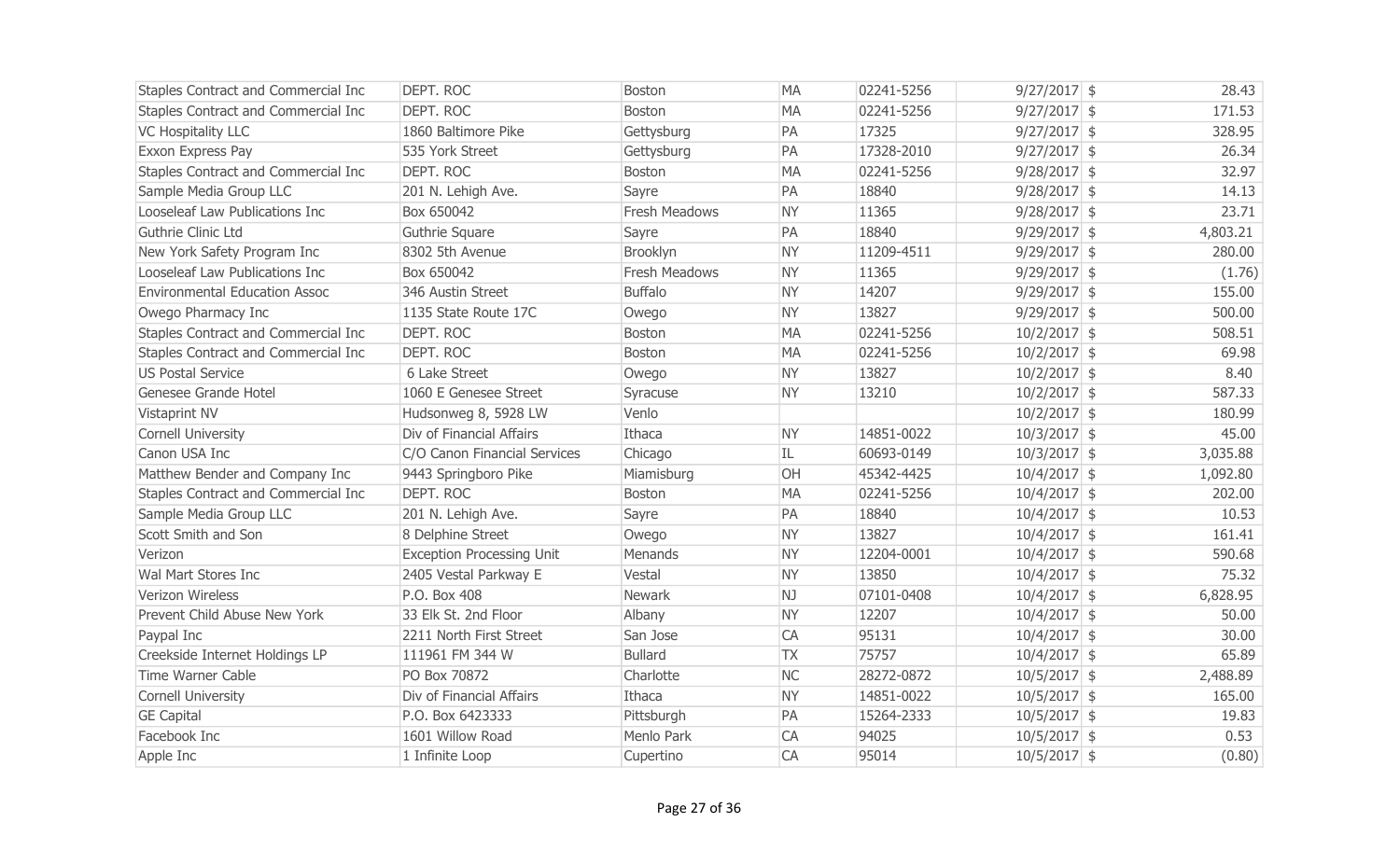| | | | | | | | |
|---|---|---|---|---|---|---|---|
| Staples Contract and Commercial Inc | DEPT. ROC | Boston | MA | 02241-5256 | 9/27/2017 | $ | 28.43 |
| Staples Contract and Commercial Inc | DEPT. ROC | Boston | MA | 02241-5256 | 9/27/2017 | $ | 171.53 |
| VC Hospitality LLC | 1860 Baltimore Pike | Gettysburg | PA | 17325 | 9/27/2017 | $ | 328.95 |
| Exxon Express Pay | 535 York Street | Gettysburg | PA | 17328-2010 | 9/27/2017 | $ | 26.34 |
| Staples Contract and Commercial Inc | DEPT. ROC | Boston | MA | 02241-5256 | 9/28/2017 | $ | 32.97 |
| Sample Media Group LLC | 201 N. Lehigh Ave. | Sayre | PA | 18840 | 9/28/2017 | $ | 14.13 |
| Looseleaf Law Publications Inc | Box 650042 | Fresh Meadows | NY | 11365 | 9/28/2017 | $ | 23.71 |
| Guthrie Clinic Ltd | Guthrie Square | Sayre | PA | 18840 | 9/29/2017 | $ | 4,803.21 |
| New York Safety Program Inc | 8302 5th Avenue | Brooklyn | NY | 11209-4511 | 9/29/2017 | $ | 280.00 |
| Looseleaf Law Publications Inc | Box 650042 | Fresh Meadows | NY | 11365 | 9/29/2017 | $ | (1.76) |
| Environmental Education Assoc | 346 Austin Street | Buffalo | NY | 14207 | 9/29/2017 | $ | 155.00 |
| Owego Pharmacy Inc | 1135 State Route 17C | Owego | NY | 13827 | 9/29/2017 | $ | 500.00 |
| Staples Contract and Commercial Inc | DEPT. ROC | Boston | MA | 02241-5256 | 10/2/2017 | $ | 508.51 |
| Staples Contract and Commercial Inc | DEPT. ROC | Boston | MA | 02241-5256 | 10/2/2017 | $ | 69.98 |
| US Postal Service | 6 Lake Street | Owego | NY | 13827 | 10/2/2017 | $ | 8.40 |
| Genesee Grande Hotel | 1060 E Genesee Street | Syracuse | NY | 13210 | 10/2/2017 | $ | 587.33 |
| Vistaprint NV | Hudsonweg 8, 5928 LW | Venlo | | | 10/2/2017 | $ | 180.99 |
| Cornell University | Div of Financial Affairs | Ithaca | NY | 14851-0022 | 10/3/2017 | $ | 45.00 |
| Canon USA Inc | C/O Canon Financial Services | Chicago | IL | 60693-0149 | 10/3/2017 | $ | 3,035.88 |
| Matthew Bender and Company Inc | 9443 Springboro Pike | Miamisburg | OH | 45342-4425 | 10/4/2017 | $ | 1,092.80 |
| Staples Contract and Commercial Inc | DEPT. ROC | Boston | MA | 02241-5256 | 10/4/2017 | $ | 202.00 |
| Sample Media Group LLC | 201 N. Lehigh Ave. | Sayre | PA | 18840 | 10/4/2017 | $ | 10.53 |
| Scott Smith and Son | 8 Delphine Street | Owego | NY | 13827 | 10/4/2017 | $ | 161.41 |
| Verizon | Exception Processing Unit | Menands | NY | 12204-0001 | 10/4/2017 | $ | 590.68 |
| Wal Mart Stores Inc | 2405 Vestal Parkway E | Vestal | NY | 13850 | 10/4/2017 | $ | 75.32 |
| Verizon Wireless | P.O. Box 408 | Newark | NJ | 07101-0408 | 10/4/2017 | $ | 6,828.95 |
| Prevent Child Abuse New York | 33 Elk St. 2nd Floor | Albany | NY | 12207 | 10/4/2017 | $ | 50.00 |
| Paypal Inc | 2211 North First Street | San Jose | CA | 95131 | 10/4/2017 | $ | 30.00 |
| Creekside Internet Holdings LP | 111961 FM 344 W | Bullard | TX | 75757 | 10/4/2017 | $ | 65.89 |
| Time Warner Cable | PO Box 70872 | Charlotte | NC | 28272-0872 | 10/5/2017 | $ | 2,488.89 |
| Cornell University | Div of Financial Affairs | Ithaca | NY | 14851-0022 | 10/5/2017 | $ | 165.00 |
| GE Capital | P.O. Box 6423333 | Pittsburgh | PA | 15264-2333 | 10/5/2017 | $ | 19.83 |
| Facebook Inc | 1601 Willow Road | Menlo Park | CA | 94025 | 10/5/2017 | $ | 0.53 |
| Apple Inc | 1 Infinite Loop | Cupertino | CA | 95014 | 10/5/2017 | $ | (0.80) |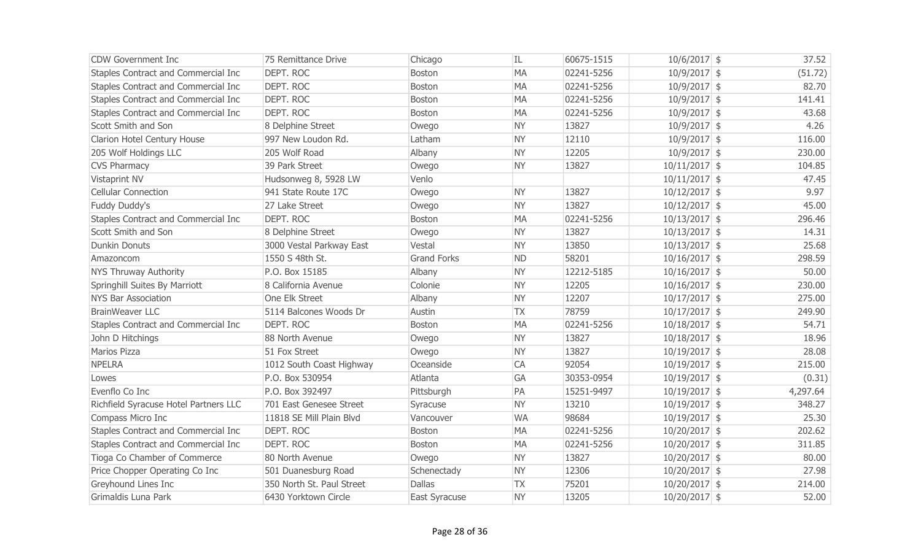| | | | | | | | |
|---|---|---|---|---|---|---|---|
| CDW Government Inc | 75 Remittance Drive | Chicago | IL | 60675-1515 | 10/6/2017 | $ | 37.52 |
| Staples Contract and Commercial Inc | DEPT. ROC | Boston | MA | 02241-5256 | 10/9/2017 | $ | (51.72) |
| Staples Contract and Commercial Inc | DEPT. ROC | Boston | MA | 02241-5256 | 10/9/2017 | $ | 82.70 |
| Staples Contract and Commercial Inc | DEPT. ROC | Boston | MA | 02241-5256 | 10/9/2017 | $ | 141.41 |
| Staples Contract and Commercial Inc | DEPT. ROC | Boston | MA | 02241-5256 | 10/9/2017 | $ | 43.68 |
| Scott Smith and Son | 8 Delphine Street | Owego | NY | 13827 | 10/9/2017 | $ | 4.26 |
| Clarion Hotel Century House | 997 New Loudon Rd. | Latham | NY | 12110 | 10/9/2017 | $ | 116.00 |
| 205 Wolf Holdings LLC | 205 Wolf Road | Albany | NY | 12205 | 10/9/2017 | $ | 230.00 |
| CVS Pharmacy | 39 Park Street | Owego | NY | 13827 | 10/11/2017 | $ | 104.85 |
| Vistaprint NV | Hudsonweg 8, 5928 LW | Venlo | | | 10/11/2017 | $ | 47.45 |
| Cellular Connection | 941 State Route 17C | Owego | NY | 13827 | 10/12/2017 | $ | 9.97 |
| Fuddy Duddy's | 27 Lake Street | Owego | NY | 13827 | 10/12/2017 | $ | 45.00 |
| Staples Contract and Commercial Inc | DEPT. ROC | Boston | MA | 02241-5256 | 10/13/2017 | $ | 296.46 |
| Scott Smith and Son | 8 Delphine Street | Owego | NY | 13827 | 10/13/2017 | $ | 14.31 |
| Dunkin Donuts | 3000 Vestal Parkway East | Vestal | NY | 13850 | 10/13/2017 | $ | 25.68 |
| Amazoncom | 1550 S 48th St. | Grand Forks | ND | 58201 | 10/16/2017 | $ | 298.59 |
| NYS Thruway Authority | P.O. Box 15185 | Albany | NY | 12212-5185 | 10/16/2017 | $ | 50.00 |
| Springhill Suites By Marriott | 8 California Avenue | Colonie | NY | 12205 | 10/16/2017 | $ | 230.00 |
| NYS Bar Association | One Elk Street | Albany | NY | 12207 | 10/17/2017 | $ | 275.00 |
| BrainWeaver LLC | 5114 Balcones Woods Dr | Austin | TX | 78759 | 10/17/2017 | $ | 249.90 |
| Staples Contract and Commercial Inc | DEPT. ROC | Boston | MA | 02241-5256 | 10/18/2017 | $ | 54.71 |
| John D Hitchings | 88 North Avenue | Owego | NY | 13827 | 10/18/2017 | $ | 18.96 |
| Marios Pizza | 51 Fox Street | Owego | NY | 13827 | 10/19/2017 | $ | 28.08 |
| NPELRA | 1012 South Coast Highway | Oceanside | CA | 92054 | 10/19/2017 | $ | 215.00 |
| Lowes | P.O. Box 530954 | Atlanta | GA | 30353-0954 | 10/19/2017 | $ | (0.31) |
| Evenflo Co Inc | P.O. Box 392497 | Pittsburgh | PA | 15251-9497 | 10/19/2017 | $ | 4,297.64 |
| Richfield Syracuse Hotel Partners LLC | 701 East Genesee Street | Syracuse | NY | 13210 | 10/19/2017 | $ | 348.27 |
| Compass Micro Inc | 11818 SE Mill Plain Blvd | Vancouver | WA | 98684 | 10/19/2017 | $ | 25.30 |
| Staples Contract and Commercial Inc | DEPT. ROC | Boston | MA | 02241-5256 | 10/20/2017 | $ | 202.62 |
| Staples Contract and Commercial Inc | DEPT. ROC | Boston | MA | 02241-5256 | 10/20/2017 | $ | 311.85 |
| Tioga Co Chamber of Commerce | 80 North Avenue | Owego | NY | 13827 | 10/20/2017 | $ | 80.00 |
| Price Chopper Operating Co Inc | 501 Duanesburg Road | Schenectady | NY | 12306 | 10/20/2017 | $ | 27.98 |
| Greyhound Lines Inc | 350 North St. Paul Street | Dallas | TX | 75201 | 10/20/2017 | $ | 214.00 |
| Grimaldis Luna Park | 6430 Yorktown Circle | East Syracuse | NY | 13205 | 10/20/2017 | $ | 52.00 |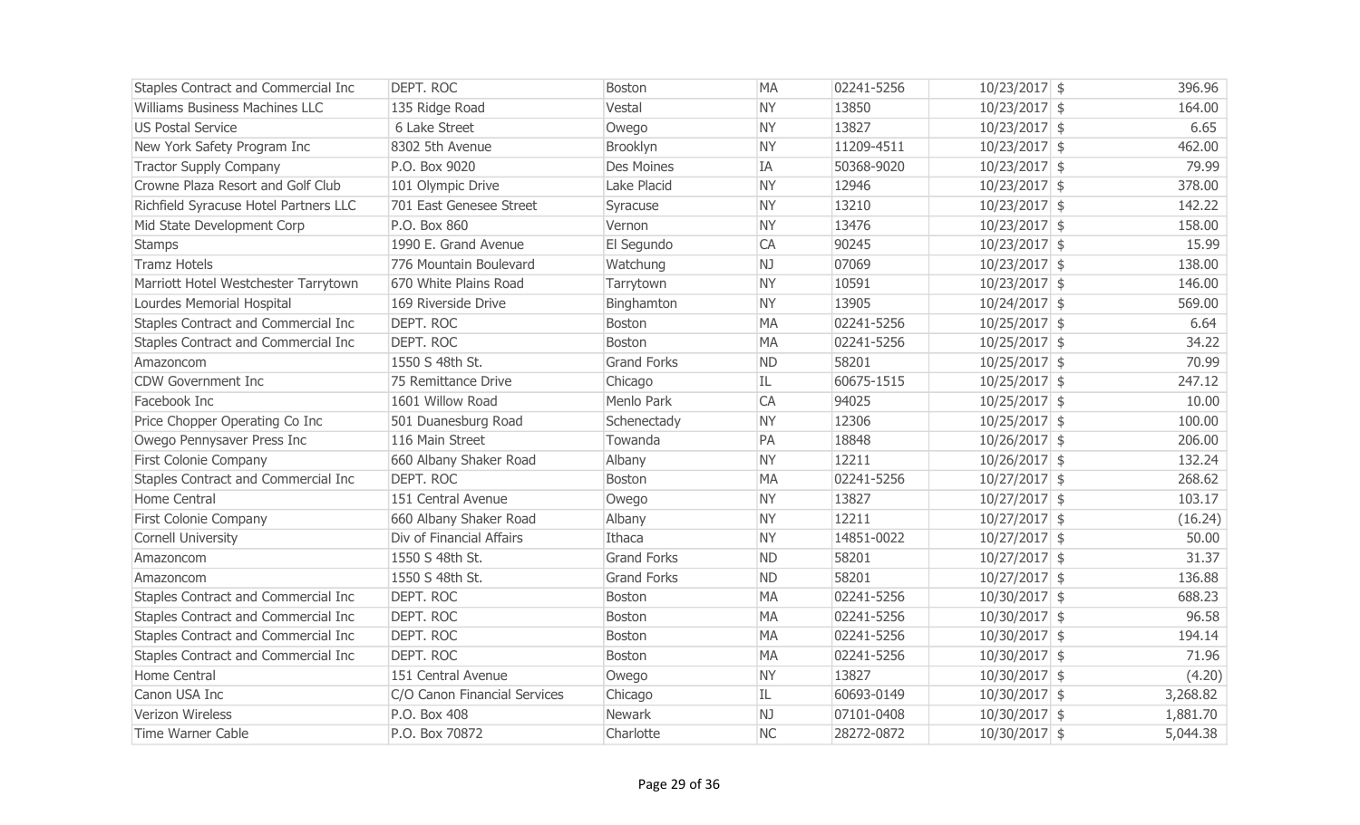| | | | | | | | |
|---|---|---|---|---|---|---|---|
| Staples Contract and Commercial Inc | DEPT. ROC | Boston | MA | 02241-5256 | 10/23/2017 | $ | 396.96 |
| Williams Business Machines LLC | 135 Ridge Road | Vestal | NY | 13850 | 10/23/2017 | $ | 164.00 |
| US Postal Service | 6 Lake Street | Owego | NY | 13827 | 10/23/2017 | $ | 6.65 |
| New York Safety Program Inc | 8302 5th Avenue | Brooklyn | NY | 11209-4511 | 10/23/2017 | $ | 462.00 |
| Tractor Supply Company | P.O. Box 9020 | Des Moines | IA | 50368-9020 | 10/23/2017 | $ | 79.99 |
| Crowne Plaza Resort and Golf Club | 101 Olympic Drive | Lake Placid | NY | 12946 | 10/23/2017 | $ | 378.00 |
| Richfield Syracuse Hotel Partners LLC | 701 East Genesee Street | Syracuse | NY | 13210 | 10/23/2017 | $ | 142.22 |
| Mid State Development Corp | P.O. Box 860 | Vernon | NY | 13476 | 10/23/2017 | $ | 158.00 |
| Stamps | 1990 E. Grand Avenue | El Segundo | CA | 90245 | 10/23/2017 | $ | 15.99 |
| Tramz Hotels | 776 Mountain Boulevard | Watchung | NJ | 07069 | 10/23/2017 | $ | 138.00 |
| Marriott Hotel Westchester Tarrytown | 670 White Plains Road | Tarrytown | NY | 10591 | 10/23/2017 | $ | 146.00 |
| Lourdes Memorial Hospital | 169 Riverside Drive | Binghamton | NY | 13905 | 10/24/2017 | $ | 569.00 |
| Staples Contract and Commercial Inc | DEPT. ROC | Boston | MA | 02241-5256 | 10/25/2017 | $ | 6.64 |
| Staples Contract and Commercial Inc | DEPT. ROC | Boston | MA | 02241-5256 | 10/25/2017 | $ | 34.22 |
| Amazoncom | 1550 S 48th St. | Grand Forks | ND | 58201 | 10/25/2017 | $ | 70.99 |
| CDW Government Inc | 75 Remittance Drive | Chicago | IL | 60675-1515 | 10/25/2017 | $ | 247.12 |
| Facebook Inc | 1601 Willow Road | Menlo Park | CA | 94025 | 10/25/2017 | $ | 10.00 |
| Price Chopper Operating Co Inc | 501 Duanesburg Road | Schenectady | NY | 12306 | 10/25/2017 | $ | 100.00 |
| Owego Pennysaver Press Inc | 116 Main Street | Towanda | PA | 18848 | 10/26/2017 | $ | 206.00 |
| First Colonie Company | 660 Albany Shaker Road | Albany | NY | 12211 | 10/26/2017 | $ | 132.24 |
| Staples Contract and Commercial Inc | DEPT. ROC | Boston | MA | 02241-5256 | 10/27/2017 | $ | 268.62 |
| Home Central | 151 Central Avenue | Owego | NY | 13827 | 10/27/2017 | $ | 103.17 |
| First Colonie Company | 660 Albany Shaker Road | Albany | NY | 12211 | 10/27/2017 | $ | (16.24) |
| Cornell University | Div of Financial Affairs | Ithaca | NY | 14851-0022 | 10/27/2017 | $ | 50.00 |
| Amazoncom | 1550 S 48th St. | Grand Forks | ND | 58201 | 10/27/2017 | $ | 31.37 |
| Amazoncom | 1550 S 48th St. | Grand Forks | ND | 58201 | 10/27/2017 | $ | 136.88 |
| Staples Contract and Commercial Inc | DEPT. ROC | Boston | MA | 02241-5256 | 10/30/2017 | $ | 688.23 |
| Staples Contract and Commercial Inc | DEPT. ROC | Boston | MA | 02241-5256 | 10/30/2017 | $ | 96.58 |
| Staples Contract and Commercial Inc | DEPT. ROC | Boston | MA | 02241-5256 | 10/30/2017 | $ | 194.14 |
| Staples Contract and Commercial Inc | DEPT. ROC | Boston | MA | 02241-5256 | 10/30/2017 | $ | 71.96 |
| Home Central | 151 Central Avenue | Owego | NY | 13827 | 10/30/2017 | $ | (4.20) |
| Canon USA Inc | C/O Canon Financial Services | Chicago | IL | 60693-0149 | 10/30/2017 | $ | 3,268.82 |
| Verizon Wireless | P.O. Box 408 | Newark | NJ | 07101-0408 | 10/30/2017 | $ | 1,881.70 |
| Time Warner Cable | P.O. Box 70872 | Charlotte | NC | 28272-0872 | 10/30/2017 | $ | 5,044.38 |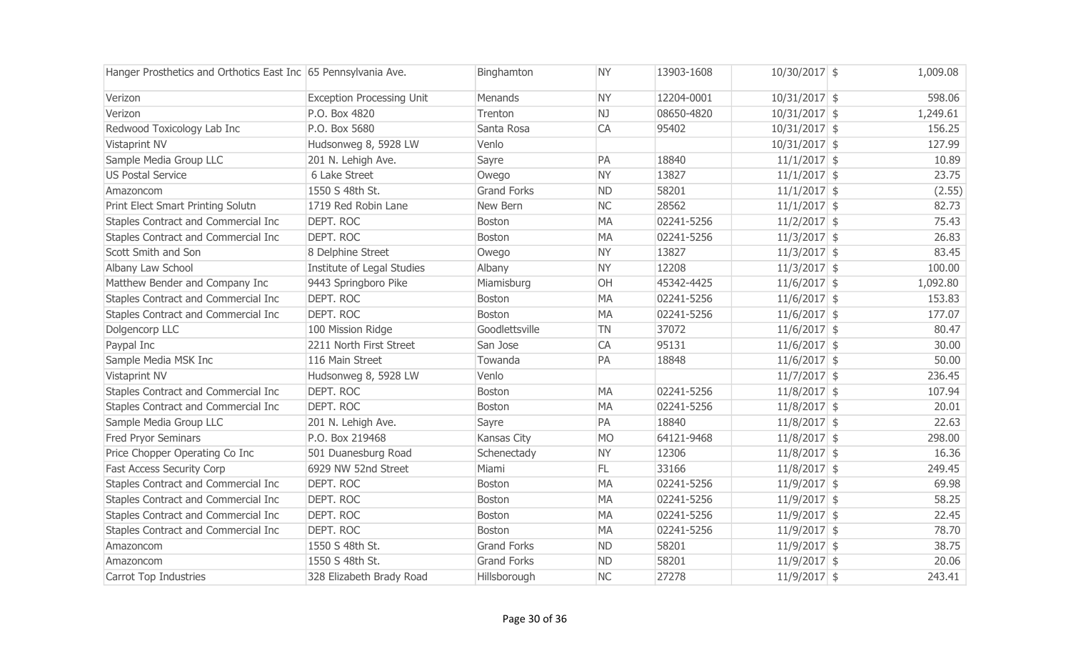| | | | | | | | |
|---|---|---|---|---|---|---|---|
| Hanger Prosthetics and Orthotics East Inc | 65 Pennsylvania Ave. | Binghamton | NY | 13903-1608 | 10/30/2017 | $ | 1,009.08 |
| Verizon | Exception Processing Unit | Menands | NY | 12204-0001 | 10/31/2017 | $ | 598.06 |
| Verizon | P.O. Box 4820 | Trenton | NJ | 08650-4820 | 10/31/2017 | $ | 1,249.61 |
| Redwood Toxicology Lab Inc | P.O. Box 5680 | Santa Rosa | CA | 95402 | 10/31/2017 | $ | 156.25 |
| Vistaprint NV | Hudsonweg 8, 5928 LW | Venlo | | | 10/31/2017 | $ | 127.99 |
| Sample Media Group LLC | 201 N. Lehigh Ave. | Sayre | PA | 18840 | 11/1/2017 | $ | 10.89 |
| US Postal Service | 6 Lake Street | Owego | NY | 13827 | 11/1/2017 | $ | 23.75 |
| Amazoncom | 1550 S 48th St. | Grand Forks | ND | 58201 | 11/1/2017 | $ | (2.55) |
| Print Elect Smart Printing Solutn | 1719 Red Robin Lane | New Bern | NC | 28562 | 11/1/2017 | $ | 82.73 |
| Staples Contract and Commercial Inc | DEPT. ROC | Boston | MA | 02241-5256 | 11/2/2017 | $ | 75.43 |
| Staples Contract and Commercial Inc | DEPT. ROC | Boston | MA | 02241-5256 | 11/3/2017 | $ | 26.83 |
| Scott Smith and Son | 8 Delphine Street | Owego | NY | 13827 | 11/3/2017 | $ | 83.45 |
| Albany Law School | Institute of Legal Studies | Albany | NY | 12208 | 11/3/2017 | $ | 100.00 |
| Matthew Bender and Company Inc | 9443 Springboro Pike | Miamisburg | OH | 45342-4425 | 11/6/2017 | $ | 1,092.80 |
| Staples Contract and Commercial Inc | DEPT. ROC | Boston | MA | 02241-5256 | 11/6/2017 | $ | 153.83 |
| Staples Contract and Commercial Inc | DEPT. ROC | Boston | MA | 02241-5256 | 11/6/2017 | $ | 177.07 |
| Dolgencorp LLC | 100 Mission Ridge | Goodlettsville | TN | 37072 | 11/6/2017 | $ | 80.47 |
| Paypal Inc | 2211 North First Street | San Jose | CA | 95131 | 11/6/2017 | $ | 30.00 |
| Sample Media MSK Inc | 116 Main Street | Towanda | PA | 18848 | 11/6/2017 | $ | 50.00 |
| Vistaprint NV | Hudsonweg 8, 5928 LW | Venlo | | | 11/7/2017 | $ | 236.45 |
| Staples Contract and Commercial Inc | DEPT. ROC | Boston | MA | 02241-5256 | 11/8/2017 | $ | 107.94 |
| Staples Contract and Commercial Inc | DEPT. ROC | Boston | MA | 02241-5256 | 11/8/2017 | $ | 20.01 |
| Sample Media Group LLC | 201 N. Lehigh Ave. | Sayre | PA | 18840 | 11/8/2017 | $ | 22.63 |
| Fred Pryor Seminars | P.O. Box 219468 | Kansas City | MO | 64121-9468 | 11/8/2017 | $ | 298.00 |
| Price Chopper Operating Co Inc | 501 Duanesburg Road | Schenectady | NY | 12306 | 11/8/2017 | $ | 16.36 |
| Fast Access Security Corp | 6929 NW 52nd Street | Miami | FL | 33166 | 11/8/2017 | $ | 249.45 |
| Staples Contract and Commercial Inc | DEPT. ROC | Boston | MA | 02241-5256 | 11/9/2017 | $ | 69.98 |
| Staples Contract and Commercial Inc | DEPT. ROC | Boston | MA | 02241-5256 | 11/9/2017 | $ | 58.25 |
| Staples Contract and Commercial Inc | DEPT. ROC | Boston | MA | 02241-5256 | 11/9/2017 | $ | 22.45 |
| Staples Contract and Commercial Inc | DEPT. ROC | Boston | MA | 02241-5256 | 11/9/2017 | $ | 78.70 |
| Amazoncom | 1550 S 48th St. | Grand Forks | ND | 58201 | 11/9/2017 | $ | 38.75 |
| Amazoncom | 1550 S 48th St. | Grand Forks | ND | 58201 | 11/9/2017 | $ | 20.06 |
| Carrot Top Industries | 328 Elizabeth Brady Road | Hillsborough | NC | 27278 | 11/9/2017 | $ | 243.41 |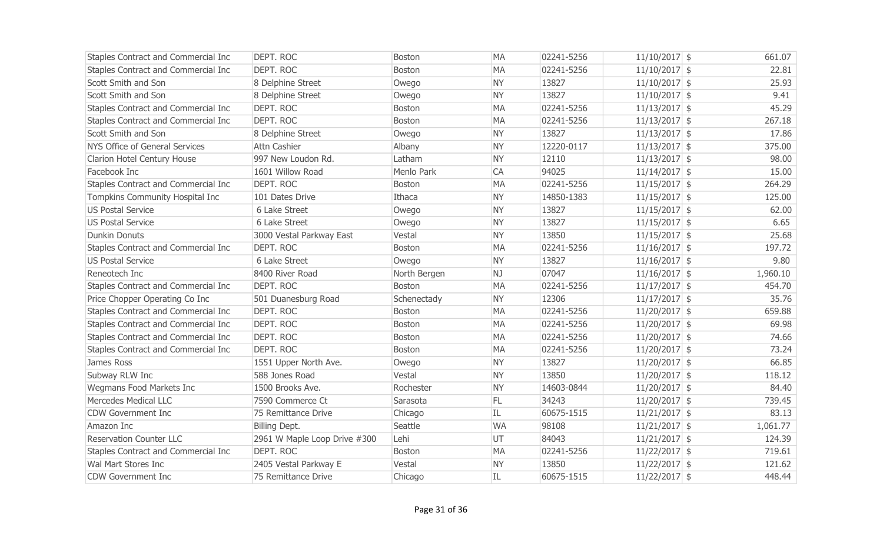| | | | | | | |
|---|---|---|---|---|---|---|
| Staples Contract and Commercial Inc | DEPT. ROC | Boston | MA | 02241-5256 | 11/10/2017 | $ 661.07 |
| Staples Contract and Commercial Inc | DEPT. ROC | Boston | MA | 02241-5256 | 11/10/2017 | $ 22.81 |
| Scott Smith and Son | 8 Delphine Street | Owego | NY | 13827 | 11/10/2017 | $ 25.93 |
| Scott Smith and Son | 8 Delphine Street | Owego | NY | 13827 | 11/10/2017 | $ 9.41 |
| Staples Contract and Commercial Inc | DEPT. ROC | Boston | MA | 02241-5256 | 11/13/2017 | $ 45.29 |
| Staples Contract and Commercial Inc | DEPT. ROC | Boston | MA | 02241-5256 | 11/13/2017 | $ 267.18 |
| Scott Smith and Son | 8 Delphine Street | Owego | NY | 13827 | 11/13/2017 | $ 17.86 |
| NYS Office of General Services | Attn Cashier | Albany | NY | 12220-0117 | 11/13/2017 | $ 375.00 |
| Clarion Hotel Century House | 997 New Loudon Rd. | Latham | NY | 12110 | 11/13/2017 | $ 98.00 |
| Facebook Inc | 1601 Willow Road | Menlo Park | CA | 94025 | 11/14/2017 | $ 15.00 |
| Staples Contract and Commercial Inc | DEPT. ROC | Boston | MA | 02241-5256 | 11/15/2017 | $ 264.29 |
| Tompkins Community Hospital Inc | 101 Dates Drive | Ithaca | NY | 14850-1383 | 11/15/2017 | $ 125.00 |
| US Postal Service | 6 Lake Street | Owego | NY | 13827 | 11/15/2017 | $ 62.00 |
| US Postal Service | 6 Lake Street | Owego | NY | 13827 | 11/15/2017 | $ 6.65 |
| Dunkin Donuts | 3000 Vestal Parkway East | Vestal | NY | 13850 | 11/15/2017 | $ 25.68 |
| Staples Contract and Commercial Inc | DEPT. ROC | Boston | MA | 02241-5256 | 11/16/2017 | $ 197.72 |
| US Postal Service | 6 Lake Street | Owego | NY | 13827 | 11/16/2017 | $ 9.80 |
| Reneotech Inc | 8400 River Road | North Bergen | NJ | 07047 | 11/16/2017 | $ 1,960.10 |
| Staples Contract and Commercial Inc | DEPT. ROC | Boston | MA | 02241-5256 | 11/17/2017 | $ 454.70 |
| Price Chopper Operating Co Inc | 501 Duanesburg Road | Schenectady | NY | 12306 | 11/17/2017 | $ 35.76 |
| Staples Contract and Commercial Inc | DEPT. ROC | Boston | MA | 02241-5256 | 11/20/2017 | $ 659.88 |
| Staples Contract and Commercial Inc | DEPT. ROC | Boston | MA | 02241-5256 | 11/20/2017 | $ 69.98 |
| Staples Contract and Commercial Inc | DEPT. ROC | Boston | MA | 02241-5256 | 11/20/2017 | $ 74.66 |
| Staples Contract and Commercial Inc | DEPT. ROC | Boston | MA | 02241-5256 | 11/20/2017 | $ 73.24 |
| James Ross | 1551 Upper North Ave. | Owego | NY | 13827 | 11/20/2017 | $ 66.85 |
| Subway RLW Inc | 588 Jones Road | Vestal | NY | 13850 | 11/20/2017 | $ 118.12 |
| Wegmans Food Markets Inc | 1500 Brooks Ave. | Rochester | NY | 14603-0844 | 11/20/2017 | $ 84.40 |
| Mercedes Medical LLC | 7590 Commerce Ct | Sarasota | FL | 34243 | 11/20/2017 | $ 739.45 |
| CDW Government Inc | 75 Remittance Drive | Chicago | IL | 60675-1515 | 11/21/2017 | $ 83.13 |
| Amazon Inc | Billing Dept. | Seattle | WA | 98108 | 11/21/2017 | $ 1,061.77 |
| Reservation Counter LLC | 2961 W Maple Loop Drive #300 | Lehi | UT | 84043 | 11/21/2017 | $ 124.39 |
| Staples Contract and Commercial Inc | DEPT. ROC | Boston | MA | 02241-5256 | 11/22/2017 | $ 719.61 |
| Wal Mart Stores Inc | 2405 Vestal Parkway E | Vestal | NY | 13850 | 11/22/2017 | $ 121.62 |
| CDW Government Inc | 75 Remittance Drive | Chicago | IL | 60675-1515 | 11/22/2017 | $ 448.44 |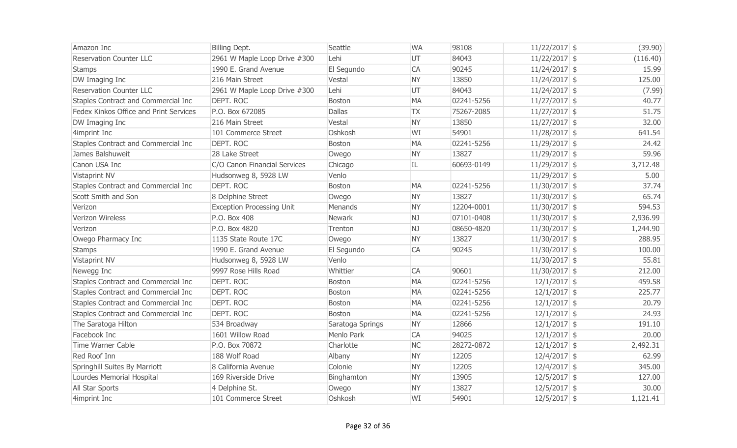| | | | | | | | |
|---|---|---|---|---|---|---|---|
| Amazon Inc | Billing Dept. | Seattle | WA | 98108 | 11/22/2017 | $ | (39.90) |
| Reservation Counter LLC | 2961 W Maple Loop Drive #300 | Lehi | UT | 84043 | 11/22/2017 | $ | (116.40) |
| Stamps | 1990 E. Grand Avenue | El Segundo | CA | 90245 | 11/24/2017 | $ | 15.99 |
| DW Imaging Inc | 216 Main Street | Vestal | NY | 13850 | 11/24/2017 | $ | 125.00 |
| Reservation Counter LLC | 2961 W Maple Loop Drive #300 | Lehi | UT | 84043 | 11/24/2017 | $ | (7.99) |
| Staples Contract and Commercial Inc | DEPT. ROC | Boston | MA | 02241-5256 | 11/27/2017 | $ | 40.77 |
| Fedex Kinkos Office and Print Services | P.O. Box 672085 | Dallas | TX | 75267-2085 | 11/27/2017 | $ | 51.75 |
| DW Imaging Inc | 216 Main Street | Vestal | NY | 13850 | 11/27/2017 | $ | 32.00 |
| 4imprint Inc | 101 Commerce Street | Oshkosh | WI | 54901 | 11/28/2017 | $ | 641.54 |
| Staples Contract and Commercial Inc | DEPT. ROC | Boston | MA | 02241-5256 | 11/29/2017 | $ | 24.42 |
| James Balshuweit | 28 Lake Street | Owego | NY | 13827 | 11/29/2017 | $ | 59.96 |
| Canon USA Inc | C/O Canon Financial Services | Chicago | IL | 60693-0149 | 11/29/2017 | $ | 3,712.48 |
| Vistaprint NV | Hudsonweg 8, 5928 LW | Venlo | | | 11/29/2017 | $ | 5.00 |
| Staples Contract and Commercial Inc | DEPT. ROC | Boston | MA | 02241-5256 | 11/30/2017 | $ | 37.74 |
| Scott Smith and Son | 8 Delphine Street | Owego | NY | 13827 | 11/30/2017 | $ | 65.74 |
| Verizon | Exception Processing Unit | Menands | NY | 12204-0001 | 11/30/2017 | $ | 594.53 |
| Verizon Wireless | P.O. Box 408 | Newark | NJ | 07101-0408 | 11/30/2017 | $ | 2,936.99 |
| Verizon | P.O. Box 4820 | Trenton | NJ | 08650-4820 | 11/30/2017 | $ | 1,244.90 |
| Owego Pharmacy Inc | 1135 State Route 17C | Owego | NY | 13827 | 11/30/2017 | $ | 288.95 |
| Stamps | 1990 E. Grand Avenue | El Segundo | CA | 90245 | 11/30/2017 | $ | 100.00 |
| Vistaprint NV | Hudsonweg 8, 5928 LW | Venlo | | | 11/30/2017 | $ | 55.81 |
| Newegg Inc | 9997 Rose Hills Road | Whittier | CA | 90601 | 11/30/2017 | $ | 212.00 |
| Staples Contract and Commercial Inc | DEPT. ROC | Boston | MA | 02241-5256 | 12/1/2017 | $ | 459.58 |
| Staples Contract and Commercial Inc | DEPT. ROC | Boston | MA | 02241-5256 | 12/1/2017 | $ | 225.77 |
| Staples Contract and Commercial Inc | DEPT. ROC | Boston | MA | 02241-5256 | 12/1/2017 | $ | 20.79 |
| Staples Contract and Commercial Inc | DEPT. ROC | Boston | MA | 02241-5256 | 12/1/2017 | $ | 24.93 |
| The Saratoga Hilton | 534 Broadway | Saratoga Springs | NY | 12866 | 12/1/2017 | $ | 191.10 |
| Facebook Inc | 1601 Willow Road | Menlo Park | CA | 94025 | 12/1/2017 | $ | 20.00 |
| Time Warner Cable | P.O. Box 70872 | Charlotte | NC | 28272-0872 | 12/1/2017 | $ | 2,492.31 |
| Red Roof Inn | 188 Wolf Road | Albany | NY | 12205 | 12/4/2017 | $ | 62.99 |
| Springhill Suites By Marriott | 8 California Avenue | Colonie | NY | 12205 | 12/4/2017 | $ | 345.00 |
| Lourdes Memorial Hospital | 169 Riverside Drive | Binghamton | NY | 13905 | 12/5/2017 | $ | 127.00 |
| All Star Sports | 4 Delphine St. | Owego | NY | 13827 | 12/5/2017 | $ | 30.00 |
| 4imprint Inc | 101 Commerce Street | Oshkosh | WI | 54901 | 12/5/2017 | $ | 1,121.41 |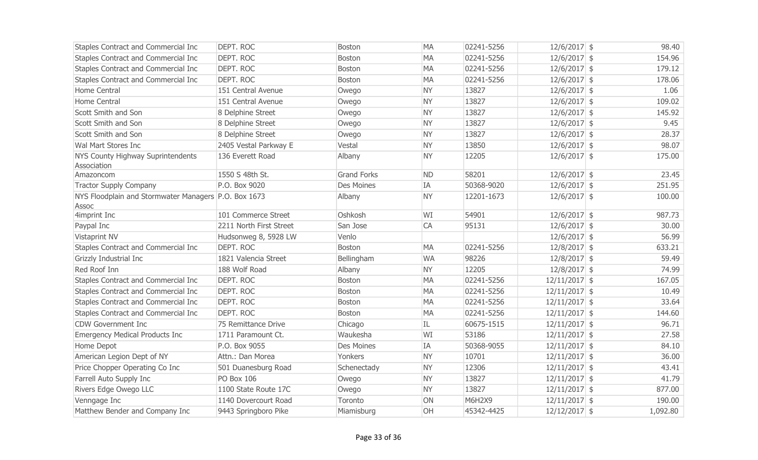| | | | | | | | |
|---|---|---|---|---|---|---|---|
| Staples Contract and Commercial Inc | DEPT. ROC | Boston | MA | 02241-5256 | 12/6/2017 | $ | 98.40 |
| Staples Contract and Commercial Inc | DEPT. ROC | Boston | MA | 02241-5256 | 12/6/2017 | $ | 154.96 |
| Staples Contract and Commercial Inc | DEPT. ROC | Boston | MA | 02241-5256 | 12/6/2017 | $ | 179.12 |
| Staples Contract and Commercial Inc | DEPT. ROC | Boston | MA | 02241-5256 | 12/6/2017 | $ | 178.06 |
| Home Central | 151 Central Avenue | Owego | NY | 13827 | 12/6/2017 | $ | 1.06 |
| Home Central | 151 Central Avenue | Owego | NY | 13827 | 12/6/2017 | $ | 109.02 |
| Scott Smith and Son | 8 Delphine Street | Owego | NY | 13827 | 12/6/2017 | $ | 145.92 |
| Scott Smith and Son | 8 Delphine Street | Owego | NY | 13827 | 12/6/2017 | $ | 9.45 |
| Scott Smith and Son | 8 Delphine Street | Owego | NY | 13827 | 12/6/2017 | $ | 28.37 |
| Wal Mart Stores Inc | 2405 Vestal Parkway E | Vestal | NY | 13850 | 12/6/2017 | $ | 98.07 |
| NYS County Highway Suprintendents Association | 136 Everett Road | Albany | NY | 12205 | 12/6/2017 | $ | 175.00 |
| Amazoncom | 1550 S 48th St. | Grand Forks | ND | 58201 | 12/6/2017 | $ | 23.45 |
| Tractor Supply Company | P.O. Box 9020 | Des Moines | IA | 50368-9020 | 12/6/2017 | $ | 251.95 |
| NYS Floodplain and Stormwater Managers Assoc | P.O. Box 1673 | Albany | NY | 12201-1673 | 12/6/2017 | $ | 100.00 |
| 4imprint Inc | 101 Commerce Street | Oshkosh | WI | 54901 | 12/6/2017 | $ | 987.73 |
| Paypal Inc | 2211 North First Street | San Jose | CA | 95131 | 12/6/2017 | $ | 30.00 |
| Vistaprint NV | Hudsonweg 8, 5928 LW | Venlo | | | 12/6/2017 | $ | 56.99 |
| Staples Contract and Commercial Inc | DEPT. ROC | Boston | MA | 02241-5256 | 12/8/2017 | $ | 633.21 |
| Grizzly Industrial Inc | 1821 Valencia Street | Bellingham | WA | 98226 | 12/8/2017 | $ | 59.49 |
| Red Roof Inn | 188 Wolf Road | Albany | NY | 12205 | 12/8/2017 | $ | 74.99 |
| Staples Contract and Commercial Inc | DEPT. ROC | Boston | MA | 02241-5256 | 12/11/2017 | $ | 167.05 |
| Staples Contract and Commercial Inc | DEPT. ROC | Boston | MA | 02241-5256 | 12/11/2017 | $ | 10.49 |
| Staples Contract and Commercial Inc | DEPT. ROC | Boston | MA | 02241-5256 | 12/11/2017 | $ | 33.64 |
| Staples Contract and Commercial Inc | DEPT. ROC | Boston | MA | 02241-5256 | 12/11/2017 | $ | 144.60 |
| CDW Government Inc | 75 Remittance Drive | Chicago | IL | 60675-1515 | 12/11/2017 | $ | 96.71 |
| Emergency Medical Products Inc | 1711 Paramount Ct. | Waukesha | WI | 53186 | 12/11/2017 | $ | 27.58 |
| Home Depot | P.O. Box 9055 | Des Moines | IA | 50368-9055 | 12/11/2017 | $ | 84.10 |
| American Legion Dept of NY | Attn.: Dan Morea | Yonkers | NY | 10701 | 12/11/2017 | $ | 36.00 |
| Price Chopper Operating Co Inc | 501 Duanesburg Road | Schenectady | NY | 12306 | 12/11/2017 | $ | 43.41 |
| Farrell Auto Supply Inc | PO Box 106 | Owego | NY | 13827 | 12/11/2017 | $ | 41.79 |
| Rivers Edge Owego LLC | 1100 State Route 17C | Owego | NY | 13827 | 12/11/2017 | $ | 877.00 |
| Venngage Inc | 1140 Dovercourt Road | Toronto | ON | M6H2X9 | 12/11/2017 | $ | 190.00 |
| Matthew Bender and Company Inc | 9443 Springboro Pike | Miamisburg | OH | 45342-4425 | 12/12/2017 | $ | 1,092.80 |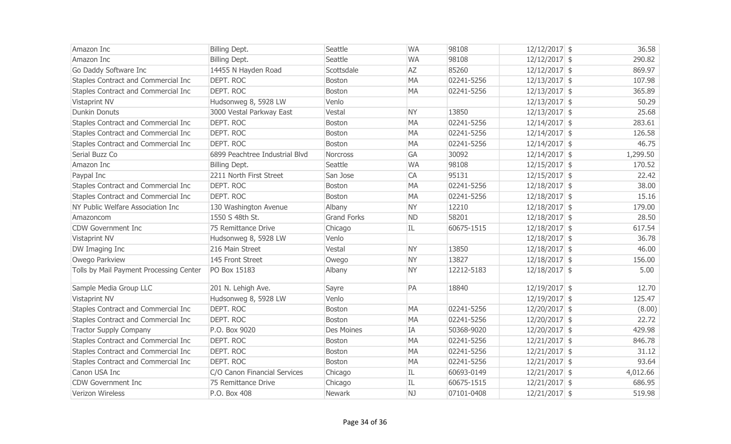| | | | | | | | |
|---|---|---|---|---|---|---|---|
| Amazon Inc | Billing Dept. | Seattle | WA | 98108 | 12/12/2017 | $ | 36.58 |
| Amazon Inc | Billing Dept. | Seattle | WA | 98108 | 12/12/2017 | $ | 290.82 |
| Go Daddy Software Inc | 14455 N Hayden Road | Scottsdale | AZ | 85260 | 12/12/2017 | $ | 869.97 |
| Staples Contract and Commercial Inc | DEPT. ROC | Boston | MA | 02241-5256 | 12/13/2017 | $ | 107.98 |
| Staples Contract and Commercial Inc | DEPT. ROC | Boston | MA | 02241-5256 | 12/13/2017 | $ | 365.89 |
| Vistaprint NV | Hudsonweg 8, 5928 LW | Venlo | | | 12/13/2017 | $ | 50.29 |
| Dunkin Donuts | 3000 Vestal Parkway East | Vestal | NY | 13850 | 12/13/2017 | $ | 25.68 |
| Staples Contract and Commercial Inc | DEPT. ROC | Boston | MA | 02241-5256 | 12/14/2017 | $ | 283.61 |
| Staples Contract and Commercial Inc | DEPT. ROC | Boston | MA | 02241-5256 | 12/14/2017 | $ | 126.58 |
| Staples Contract and Commercial Inc | DEPT. ROC | Boston | MA | 02241-5256 | 12/14/2017 | $ | 46.75 |
| Serial Buzz Co | 6899 Peachtree Industrial Blvd | Norcross | GA | 30092 | 12/14/2017 | $ | 1,299.50 |
| Amazon Inc | Billing Dept. | Seattle | WA | 98108 | 12/15/2017 | $ | 170.52 |
| Paypal Inc | 2211 North First Street | San Jose | CA | 95131 | 12/15/2017 | $ | 22.42 |
| Staples Contract and Commercial Inc | DEPT. ROC | Boston | MA | 02241-5256 | 12/18/2017 | $ | 38.00 |
| Staples Contract and Commercial Inc | DEPT. ROC | Boston | MA | 02241-5256 | 12/18/2017 | $ | 15.16 |
| NY Public Welfare Association Inc | 130 Washington Avenue | Albany | NY | 12210 | 12/18/2017 | $ | 179.00 |
| Amazoncom | 1550 S 48th St. | Grand Forks | ND | 58201 | 12/18/2017 | $ | 28.50 |
| CDW Government Inc | 75 Remittance Drive | Chicago | IL | 60675-1515 | 12/18/2017 | $ | 617.54 |
| Vistaprint NV | Hudsonweg 8, 5928 LW | Venlo | | | 12/18/2017 | $ | 36.78 |
| DW Imaging Inc | 216 Main Street | Vestal | NY | 13850 | 12/18/2017 | $ | 46.00 |
| Owego Parkview | 145 Front Street | Owego | NY | 13827 | 12/18/2017 | $ | 156.00 |
| Tolls by Mail Payment Processing Center | PO Box 15183 | Albany | NY | 12212-5183 | 12/18/2017 | $ | 5.00 |
| Sample Media Group LLC | 201 N. Lehigh Ave. | Sayre | PA | 18840 | 12/19/2017 | $ | 12.70 |
| Vistaprint NV | Hudsonweg 8, 5928 LW | Venlo | | | 12/19/2017 | $ | 125.47 |
| Staples Contract and Commercial Inc | DEPT. ROC | Boston | MA | 02241-5256 | 12/20/2017 | $ | (8.00) |
| Staples Contract and Commercial Inc | DEPT. ROC | Boston | MA | 02241-5256 | 12/20/2017 | $ | 22.72 |
| Tractor Supply Company | P.O. Box 9020 | Des Moines | IA | 50368-9020 | 12/20/2017 | $ | 429.98 |
| Staples Contract and Commercial Inc | DEPT. ROC | Boston | MA | 02241-5256 | 12/21/2017 | $ | 846.78 |
| Staples Contract and Commercial Inc | DEPT. ROC | Boston | MA | 02241-5256 | 12/21/2017 | $ | 31.12 |
| Staples Contract and Commercial Inc | DEPT. ROC | Boston | MA | 02241-5256 | 12/21/2017 | $ | 93.64 |
| Canon USA Inc | C/O Canon Financial Services | Chicago | IL | 60693-0149 | 12/21/2017 | $ | 4,012.66 |
| CDW Government Inc | 75 Remittance Drive | Chicago | IL | 60675-1515 | 12/21/2017 | $ | 686.95 |
| Verizon Wireless | P.O. Box 408 | Newark | NJ | 07101-0408 | 12/21/2017 | $ | 519.98 |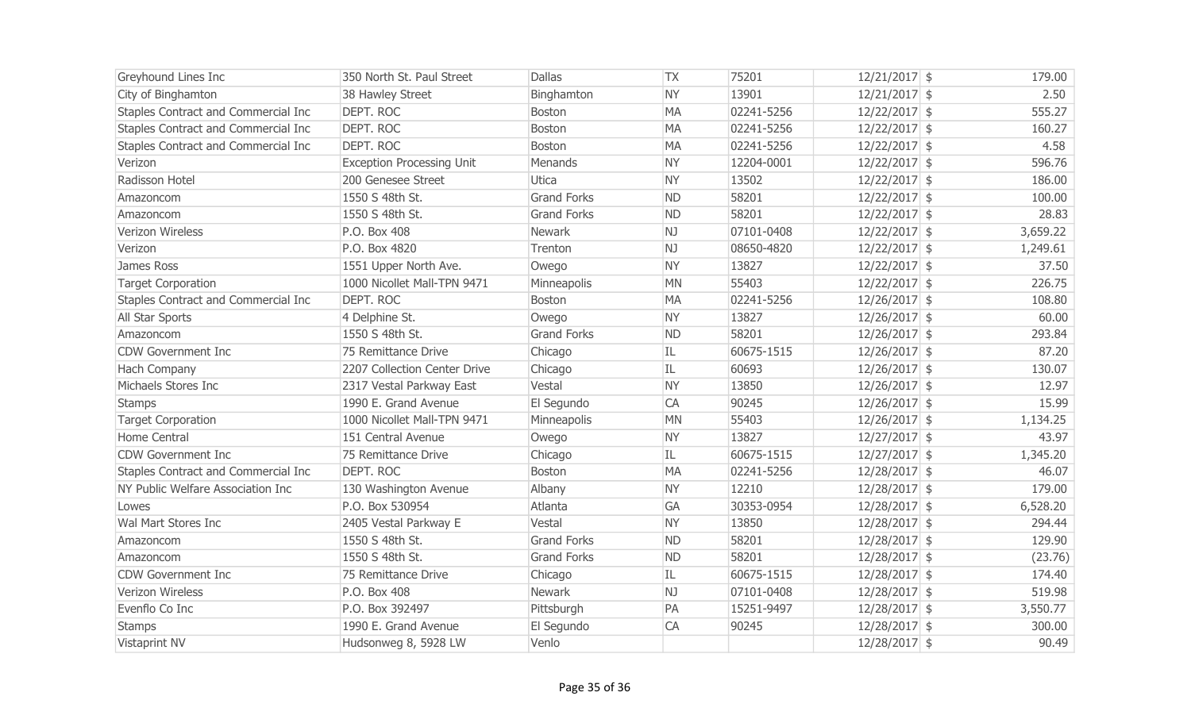| | | | | | | | |
|---|---|---|---|---|---|---|---|
| Greyhound Lines Inc | 350 North St. Paul Street | Dallas | TX | 75201 | 12/21/2017 | $ | 179.00 |
| City of Binghamton | 38 Hawley Street | Binghamton | NY | 13901 | 12/21/2017 | $ | 2.50 |
| Staples Contract and Commercial Inc | DEPT. ROC | Boston | MA | 02241-5256 | 12/22/2017 | $ | 555.27 |
| Staples Contract and Commercial Inc | DEPT. ROC | Boston | MA | 02241-5256 | 12/22/2017 | $ | 160.27 |
| Staples Contract and Commercial Inc | DEPT. ROC | Boston | MA | 02241-5256 | 12/22/2017 | $ | 4.58 |
| Verizon | Exception Processing Unit | Menands | NY | 12204-0001 | 12/22/2017 | $ | 596.76 |
| Radisson Hotel | 200 Genesee Street | Utica | NY | 13502 | 12/22/2017 | $ | 186.00 |
| Amazoncom | 1550 S 48th St. | Grand Forks | ND | 58201 | 12/22/2017 | $ | 100.00 |
| Amazoncom | 1550 S 48th St. | Grand Forks | ND | 58201 | 12/22/2017 | $ | 28.83 |
| Verizon Wireless | P.O. Box 408 | Newark | NJ | 07101-0408 | 12/22/2017 | $ | 3,659.22 |
| Verizon | P.O. Box 4820 | Trenton | NJ | 08650-4820 | 12/22/2017 | $ | 1,249.61 |
| James Ross | 1551 Upper North Ave. | Owego | NY | 13827 | 12/22/2017 | $ | 37.50 |
| Target Corporation | 1000 Nicollet Mall-TPN 9471 | Minneapolis | MN | 55403 | 12/22/2017 | $ | 226.75 |
| Staples Contract and Commercial Inc | DEPT. ROC | Boston | MA | 02241-5256 | 12/26/2017 | $ | 108.80 |
| All Star Sports | 4 Delphine St. | Owego | NY | 13827 | 12/26/2017 | $ | 60.00 |
| Amazoncom | 1550 S 48th St. | Grand Forks | ND | 58201 | 12/26/2017 | $ | 293.84 |
| CDW Government Inc | 75 Remittance Drive | Chicago | IL | 60675-1515 | 12/26/2017 | $ | 87.20 |
| Hach Company | 2207 Collection Center Drive | Chicago | IL | 60693 | 12/26/2017 | $ | 130.07 |
| Michaels Stores Inc | 2317 Vestal Parkway East | Vestal | NY | 13850 | 12/26/2017 | $ | 12.97 |
| Stamps | 1990 E. Grand Avenue | El Segundo | CA | 90245 | 12/26/2017 | $ | 15.99 |
| Target Corporation | 1000 Nicollet Mall-TPN 9471 | Minneapolis | MN | 55403 | 12/26/2017 | $ | 1,134.25 |
| Home Central | 151 Central Avenue | Owego | NY | 13827 | 12/27/2017 | $ | 43.97 |
| CDW Government Inc | 75 Remittance Drive | Chicago | IL | 60675-1515 | 12/27/2017 | $ | 1,345.20 |
| Staples Contract and Commercial Inc | DEPT. ROC | Boston | MA | 02241-5256 | 12/28/2017 | $ | 46.07 |
| NY Public Welfare Association Inc | 130 Washington Avenue | Albany | NY | 12210 | 12/28/2017 | $ | 179.00 |
| Lowes | P.O. Box 530954 | Atlanta | GA | 30353-0954 | 12/28/2017 | $ | 6,528.20 |
| Wal Mart Stores Inc | 2405 Vestal Parkway E | Vestal | NY | 13850 | 12/28/2017 | $ | 294.44 |
| Amazoncom | 1550 S 48th St. | Grand Forks | ND | 58201 | 12/28/2017 | $ | 129.90 |
| Amazoncom | 1550 S 48th St. | Grand Forks | ND | 58201 | 12/28/2017 | $ | (23.76) |
| CDW Government Inc | 75 Remittance Drive | Chicago | IL | 60675-1515 | 12/28/2017 | $ | 174.40 |
| Verizon Wireless | P.O. Box 408 | Newark | NJ | 07101-0408 | 12/28/2017 | $ | 519.98 |
| Evenflo Co Inc | P.O. Box 392497 | Pittsburgh | PA | 15251-9497 | 12/28/2017 | $ | 3,550.77 |
| Stamps | 1990 E. Grand Avenue | El Segundo | CA | 90245 | 12/28/2017 | $ | 300.00 |
| Vistaprint NV | Hudsonweg 8, 5928 LW | Venlo | | | 12/28/2017 | $ | 90.49 |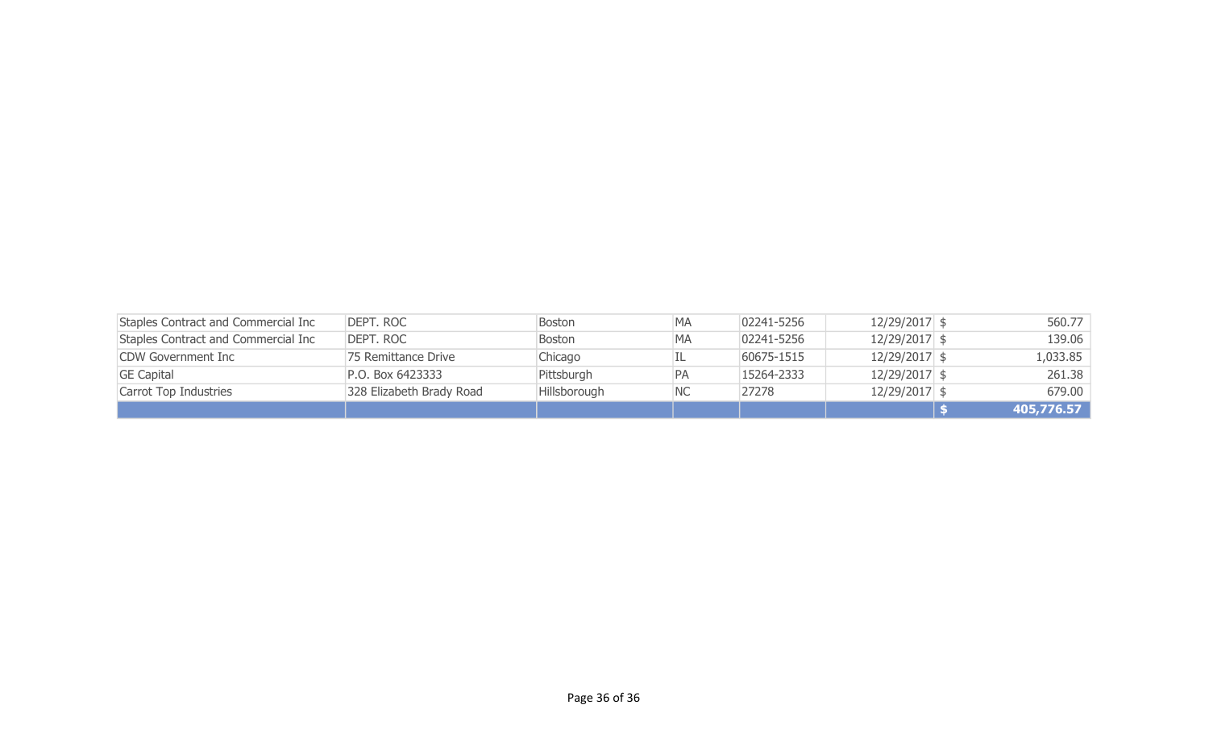| | | | | | | |
|---|---|---|---|---|---|---|
| Staples Contract and Commercial Inc | DEPT. ROC | Boston | MA | 02241-5256 | 12/29/2017 | $ 560.77 |
| Staples Contract and Commercial Inc | DEPT. ROC | Boston | MA | 02241-5256 | 12/29/2017 | $ 139.06 |
| CDW Government Inc | 75 Remittance Drive | Chicago | IL | 60675-1515 | 12/29/2017 | $ 1,033.85 |
| GE Capital | P.O. Box 6423333 | Pittsburgh | PA | 15264-2333 | 12/29/2017 | $ 261.38 |
| Carrot Top Industries | 328 Elizabeth Brady Road | Hillsborough | NC | 27278 | 12/29/2017 | $ 679.00 |
| | | | | | | **$ 405,776.57** |